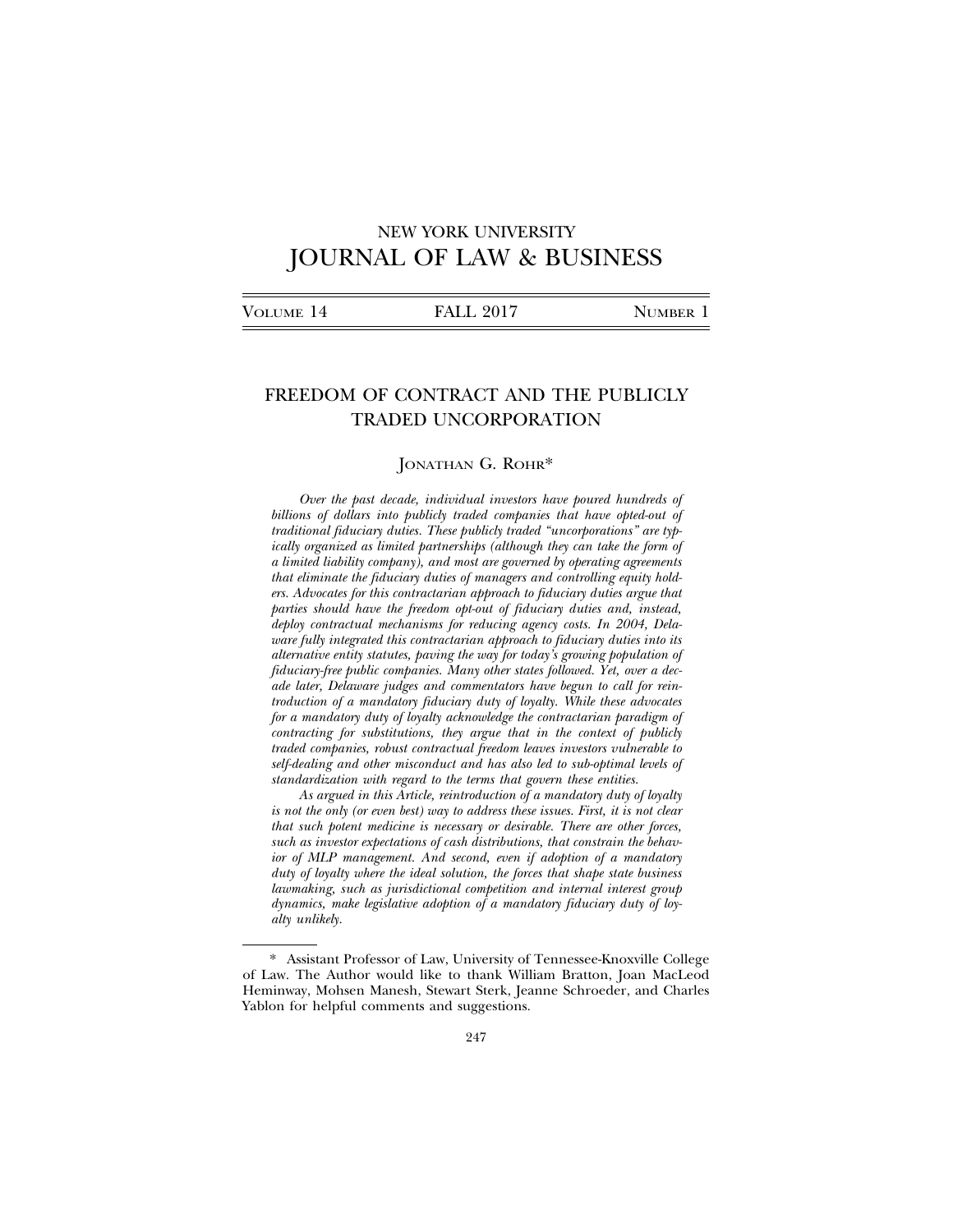# NEW YORK UNIVERSITY JOURNAL OF LAW & BUSINESS

VOLUME 14 | FALL 2017 | NUMBER 1

## FREEDOM OF CONTRACT AND THE PUBLICLY TRADED UNCORPORATION

JONATHAN G. ROHR*

*Over the past decade, individual investors have poured hundreds of billions of dollars into publicly traded companies that have opted-out of traditional fiduciary duties. These publicly traded "uncorporations" are typically organized as limited partnerships (although they can take the form of a limited liability company), and most are governed by operating agreements that eliminate the fiduciary duties of managers and controlling equity holders. Advocates for this contractarian approach to fiduciary duties argue that parties should have the freedom opt-out of fiduciary duties and, instead, deploy contractual mechanisms for reducing agency costs. In 2004, Delaware fully integrated this contractarian approach to fiduciary duties into its alternative entity statutes, paving the way for today's growing population of fiduciary-free public companies. Many other states followed. Yet, over a decade later, Delaware judges and commentators have begun to call for reintroduction of a mandatory fiduciary duty of loyalty. While these advocates for a mandatory duty of loyalty acknowledge the contractarian paradigm of contracting for substitutions, they argue that in the context of publicly traded companies, robust contractual freedom leaves investors vulnerable to self-dealing and other misconduct and has also led to sub-optimal levels of standardization with regard to the terms that govern these entities.*

*As argued in this Article, reintroduction of a mandatory duty of loyalty is not the only (or even best) way to address these issues. First, it is not clear that such potent medicine is necessary or desirable. There are other forces, such as investor expectations of cash distributions, that constrain the behavior of MLP management. And second, even if adoption of a mandatory duty of loyalty where the ideal solution, the forces that shape state business lawmaking, such as jurisdictional competition and internal interest group dynamics, make legislative adoption of a mandatory fiduciary duty of loyalty unlikely.*

---

\* Assistant Professor of Law, University of Tennessee-Knoxville College of Law. The Author would like to thank William Bratton, Joan MacLeod Heminway, Mohsen Manesh, Stewart Sterk, Jeanne Schroeder, and Charles Yablon for helpful comments and suggestions.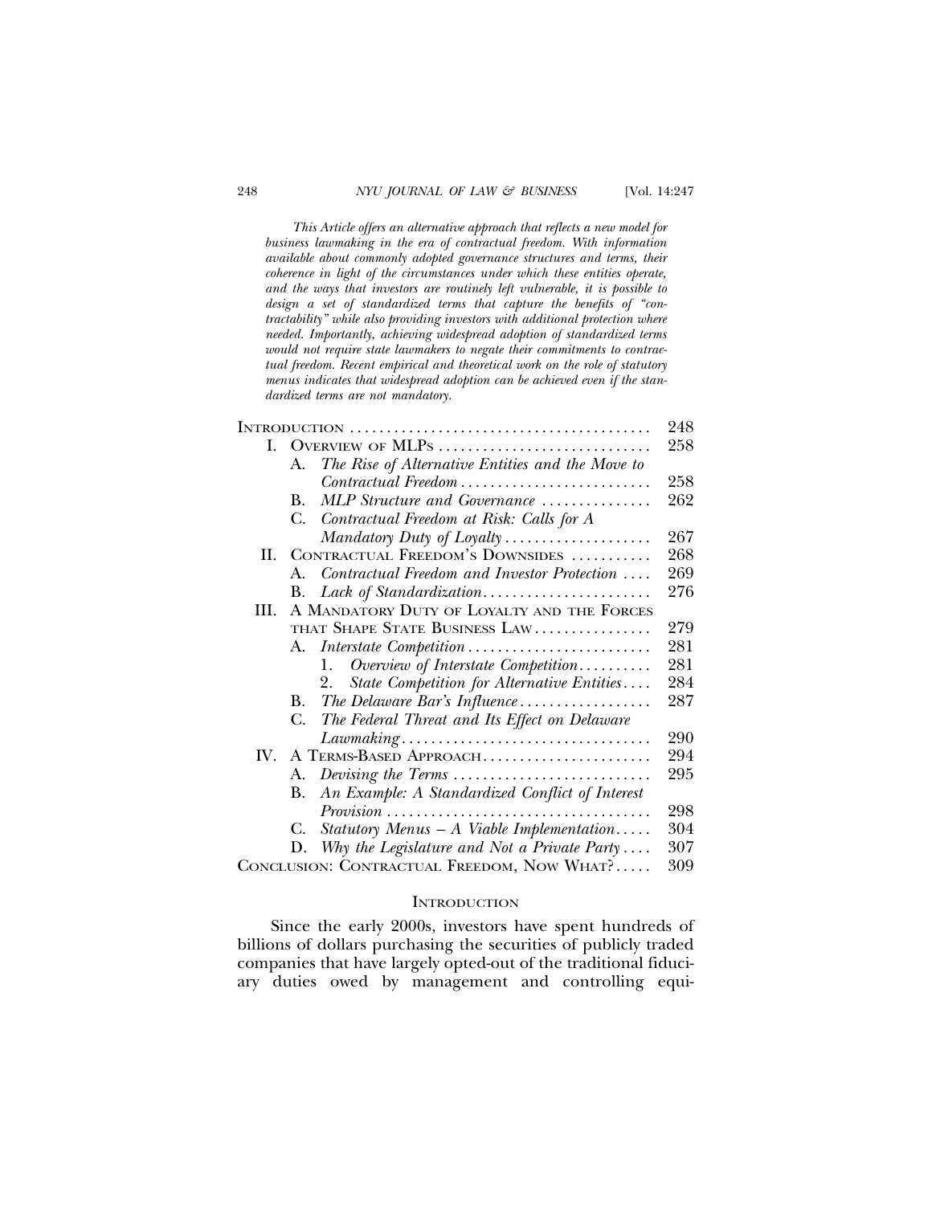*This Article offers an alternative approach that reflects a new model for business lawmaking in the era of contractual freedom. With information available about commonly adopted governance structures and terms, their coherence in light of the circumstances under which these entities operate, and the ways that investors are routinely left vulnerable, it is possible to design a set of standardized terms that capture the benefits of "contractability" while also providing investors with additional protection where needed. Importantly, achieving widespread adoption of standardized terms would not require state lawmakers to negate their commitments to contractual freedom. Recent empirical and theoretical work on the role of statutory menus indicates that widespread adoption can be achieved even if the standardized terms are not mandatory.*

| | |
|---|---|
| INTRODUCTION | 248 |
| I. OVERVIEW OF MLPs | 258 |
| A. *The Rise of Alternative Entities and the Move to Contractual Freedom* | 258 |
| B. *MLP Structure and Governance* | 262 |
| C. *Contractual Freedom at Risk: Calls for A Mandatory Duty of Loyalty* | 267 |
| II. CONTRACTUAL FREEDOM'S DOWNSIDES | 268 |
| A. *Contractual Freedom and Investor Protection* | 269 |
| B. *Lack of Standardization* | 276 |
| III. A MANDATORY DUTY OF LOYALTY AND THE FORCES THAT SHAPE STATE BUSINESS LAW | 279 |
| A. *Interstate Competition* | 281 |
| 1. *Overview of Interstate Competition* | 281 |
| 2. *State Competition for Alternative Entities* | 284 |
| B. *The Delaware Bar's Influence* | 287 |
| C. *The Federal Threat and Its Effect on Delaware Lawmaking* | 290 |
| IV. A TERMS-BASED APPROACH | 294 |
| A. *Devising the Terms* | 295 |
| B. *An Example: A Standardized Conflict of Interest Provision* | 298 |
| C. *Statutory Menus – A Viable Implementation* | 304 |
| D. *Why the Legislature and Not a Private Party* | 307 |
| CONCLUSION: CONTRACTUAL FREEDOM, NOW WHAT? | 309 |

## INTRODUCTION

Since the early 2000s, investors have spent hundreds of billions of dollars purchasing the securities of publicly traded companies that have largely opted-out of the traditional fiduciary duties owed by management and controlling equi-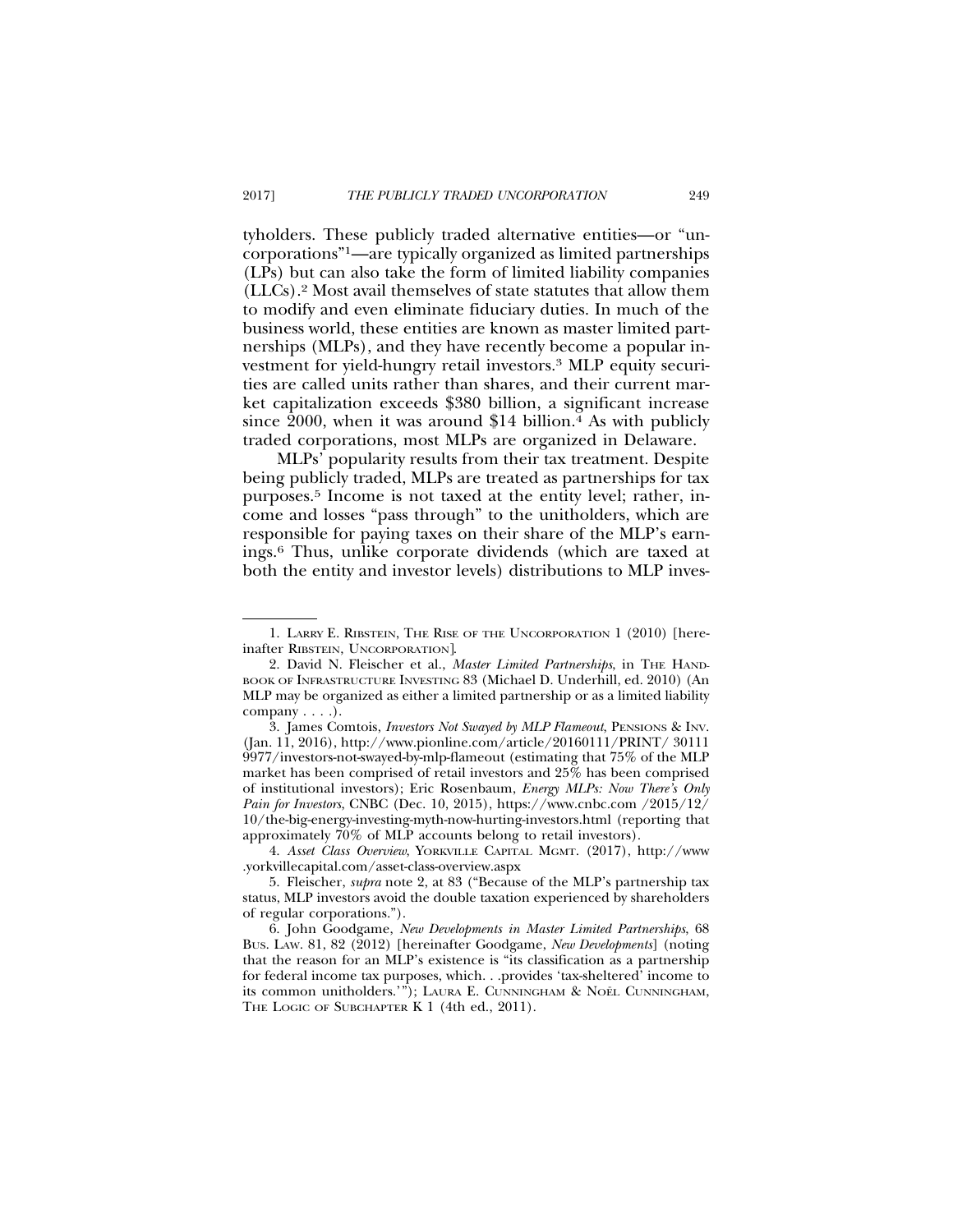tyholders. These publicly traded alternative entities—or "uncorporations"[1]—are typically organized as limited partnerships (LPs) but can also take the form of limited liability companies (LLCs).[2] Most avail themselves of state statutes that allow them to modify and even eliminate fiduciary duties. In much of the business world, these entities are known as master limited partnerships (MLPs), and they have recently become a popular investment for yield-hungry retail investors.[3] MLP equity securities are called units rather than shares, and their current market capitalization exceeds $380 billion, a significant increase since 2000, when it was around $14 billion.[4] As with publicly traded corporations, most MLPs are organized in Delaware.

MLPs' popularity results from their tax treatment. Despite being publicly traded, MLPs are treated as partnerships for tax purposes.[5] Income is not taxed at the entity level; rather, income and losses "pass through" to the unitholders, which are responsible for paying taxes on their share of the MLP's earnings.[6] Thus, unlike corporate dividends (which are taxed at both the entity and investor levels) distributions to MLP inves-

---

1. LARRY E. RIBSTEIN, THE RISE OF THE UNCORPORATION 1 (2010) [hereinafter RIBSTEIN, UNCORPORATION].

2. David N. Fleischer et al., *Master Limited Partnerships*, in THE HANDBOOK OF INFRASTRUCTURE INVESTING 83 (Michael D. Underhill, ed. 2010) (An MLP may be organized as either a limited partnership or as a limited liability company . . . .).

3. James Comtois, *Investors Not Swayed by MLP Flameout*, PENSIONS & INV. (Jan. 11, 2016), http://www.pionline.com/article/20160111/PRINT/ 30111 9977/investors-not-swayed-by-mlp-flameout (estimating that 75% of the MLP market has been comprised of retail investors and 25% has been comprised of institutional investors); Eric Rosenbaum, *Energy MLPs: Now There's Only Pain for Investors*, CNBC (Dec. 10, 2015), https://www.cnbc.com /2015/12/ 10/the-big-energy-investing-myth-now-hurting-investors.html (reporting that approximately 70% of MLP accounts belong to retail investors).

4. *Asset Class Overview*, YORKVILLE CAPITAL MGMT. (2017), http://www .yorkvillecapital.com/asset-class-overview.aspx

5. Fleischer, *supra* note 2, at 83 ("Because of the MLP's partnership tax status, MLP investors avoid the double taxation experienced by shareholders of regular corporations.").

6. John Goodgame, *New Developments in Master Limited Partnerships*, 68 BUS. LAW. 81, 82 (2012) [hereinafter Goodgame, *New Developments*] (noting that the reason for an MLP's existence is "its classification as a partnership for federal income tax purposes, which. . .provides 'tax-sheltered' income to its common unitholders.'"); LAURA E. CUNNINGHAM & NOËL CUNNINGHAM, THE LOGIC OF SUBCHAPTER K 1 (4th ed., 2011).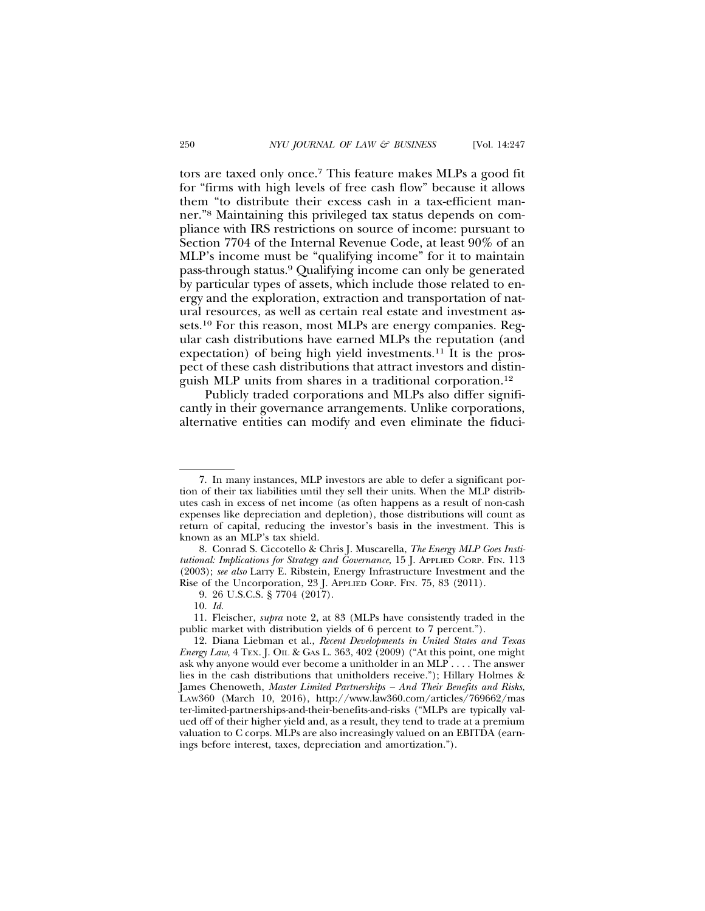tors are taxed only once.[7] This feature makes MLPs a good fit for "firms with high levels of free cash flow" because it allows them "to distribute their excess cash in a tax-efficient manner."[8] Maintaining this privileged tax status depends on compliance with IRS restrictions on source of income: pursuant to Section 7704 of the Internal Revenue Code, at least 90% of an MLP's income must be "qualifying income" for it to maintain pass-through status.[9] Qualifying income can only be generated by particular types of assets, which include those related to energy and the exploration, extraction and transportation of natural resources, as well as certain real estate and investment assets.[10] For this reason, most MLPs are energy companies. Regular cash distributions have earned MLPs the reputation (and expectation) of being high yield investments.[11] It is the prospect of these cash distributions that attract investors and distinguish MLP units from shares in a traditional corporation.[12]

Publicly traded corporations and MLPs also differ significantly in their governance arrangements. Unlike corporations, alternative entities can modify and even eliminate the fiduci-

---

7. In many instances, MLP investors are able to defer a significant portion of their tax liabilities until they sell their units. When the MLP distributes cash in excess of net income (as often happens as a result of non-cash expenses like depreciation and depletion), those distributions will count as return of capital, reducing the investor's basis in the investment. This is known as an MLP's tax shield.

8. Conrad S. Ciccotello & Chris J. Muscarella, *The Energy MLP Goes Institutional: Implications for Strategy and Governance*, 15 J. APPLIED CORP. FIN. 113 (2003); *see also* Larry E. Ribstein, Energy Infrastructure Investment and the Rise of the Uncorporation, 23 J. APPLIED CORP. FIN. 75, 83 (2011).

9. 26 U.S.C.S. § 7704 (2017).

10. *Id.*

11. Fleischer, *supra* note 2, at 83 (MLPs have consistently traded in the public market with distribution yields of 6 percent to 7 percent.").

12. Diana Liebman et al., *Recent Developments in United States and Texas Energy Law*, 4 TEX. J. OIL & GAS L. 363, 402 (2009) ("At this point, one might ask why anyone would ever become a unitholder in an MLP . . . . The answer lies in the cash distributions that unitholders receive."); Hillary Holmes & James Chenoweth, *Master Limited Partnerships – And Their Benefits and Risks*, LAW360 (March 10, 2016), http://www.law360.com/articles/769662/master-limited-partnerships-and-their-benefits-and-risks ("MLPs are typically valued off of their higher yield and, as a result, they tend to trade at a premium valuation to C corps. MLPs are also increasingly valued on an EBITDA (earnings before interest, taxes, depreciation and amortization.").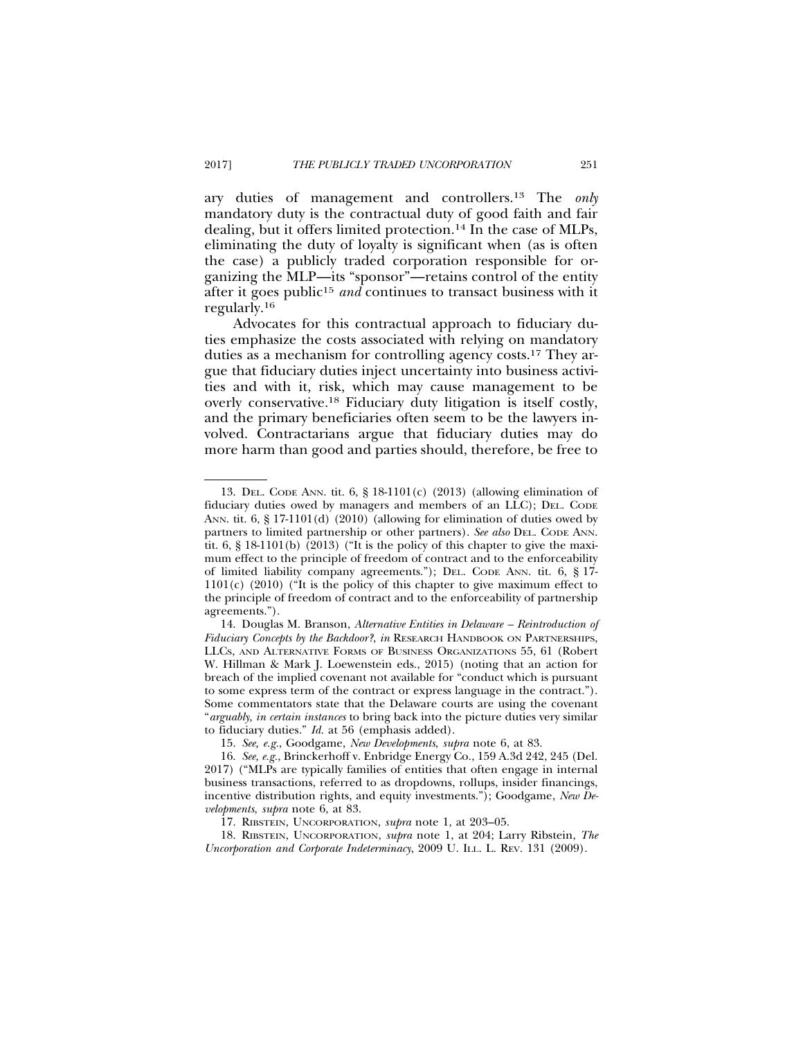ary duties of management and controllers.[13] The *only* mandatory duty is the contractual duty of good faith and fair dealing, but it offers limited protection.[14] In the case of MLPs, eliminating the duty of loyalty is significant when (as is often the case) a publicly traded corporation responsible for organizing the MLP—its "sponsor"—retains control of the entity after it goes public[15] *and* continues to transact business with it regularly.[16]

Advocates for this contractual approach to fiduciary duties emphasize the costs associated with relying on mandatory duties as a mechanism for controlling agency costs.[17] They argue that fiduciary duties inject uncertainty into business activities and with it, risk, which may cause management to be overly conservative.[18] Fiduciary duty litigation is itself costly, and the primary beneficiaries often seem to be the lawyers involved. Contractarians argue that fiduciary duties may do more harm than good and parties should, therefore, be free to

---

13. DEL. CODE ANN. tit. 6, § 18-1101(c) (2013) (allowing elimination of fiduciary duties owed by managers and members of an LLC); DEL. CODE ANN. tit. 6, § 17-1101(d) (2010) (allowing for elimination of duties owed by partners to limited partnership or other partners). *See also* DEL. CODE ANN. tit. 6, § 18-1101(b) (2013) ("It is the policy of this chapter to give the maximum effect to the principle of freedom of contract and to the enforceability of limited liability company agreements."); DEL. CODE ANN. tit. 6, § 17-1101(c) (2010) ("It is the policy of this chapter to give maximum effect to the principle of freedom of contract and to the enforceability of partnership agreements.").

14. Douglas M. Branson, *Alternative Entities in Delaware – Reintroduction of Fiduciary Concepts by the Backdoor?*, *in* RESEARCH HANDBOOK ON PARTNERSHIPS, LLCS, AND ALTERNATIVE FORMS OF BUSINESS ORGANIZATIONS 55, 61 (Robert W. Hillman & Mark J. Loewenstein eds., 2015) (noting that an action for breach of the implied covenant not available for "conduct which is pursuant to some express term of the contract or express language in the contract."). Some commentators state that the Delaware courts are using the covenant "*arguably, in certain instances* to bring back into the picture duties very similar to fiduciary duties." *Id.* at 56 (emphasis added).

15. *See, e.g.*, Goodgame, *New Developments*, *supra* note 6, at 83.

16. *See, e.g.*, Brinckerhoff v. Enbridge Energy Co., 159 A.3d 242, 245 (Del. 2017) ("MLPs are typically families of entities that often engage in internal business transactions, referred to as dropdowns, rollups, insider financings, incentive distribution rights, and equity investments."); Goodgame, *New Developments*, *supra* note 6, at 83.

17. RIBSTEIN, UNCORPORATION, *supra* note 1, at 203–05.

18. RIBSTEIN, UNCORPORATION, *supra* note 1, at 204; Larry Ribstein, *The Uncorporation and Corporate Indeterminacy*, 2009 U. ILL. L. REV. 131 (2009).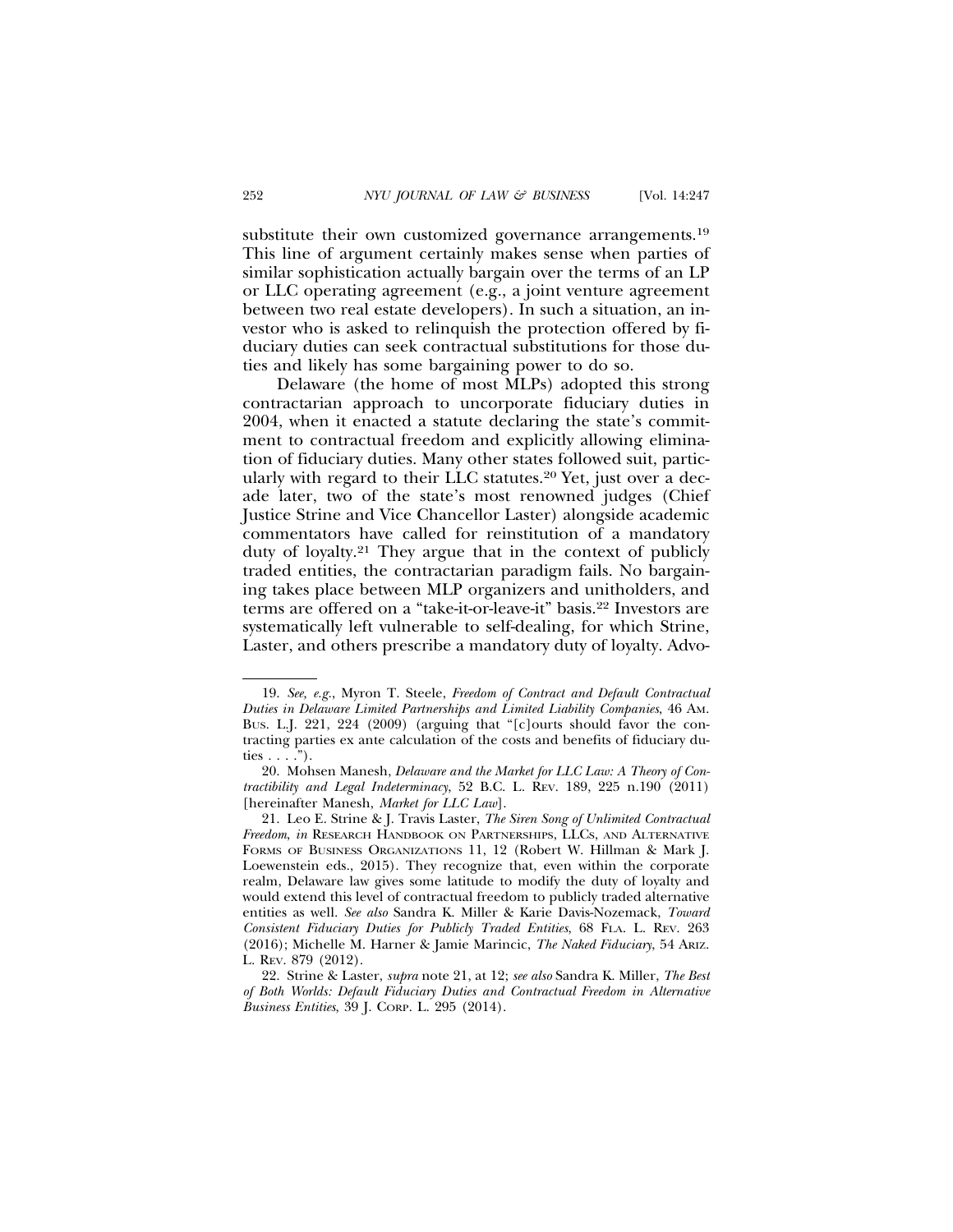substitute their own customized governance arrangements.[19] This line of argument certainly makes sense when parties of similar sophistication actually bargain over the terms of an LP or LLC operating agreement (e.g., a joint venture agreement between two real estate developers). In such a situation, an investor who is asked to relinquish the protection offered by fiduciary duties can seek contractual substitutions for those duties and likely has some bargaining power to do so.

Delaware (the home of most MLPs) adopted this strong contractarian approach to uncorporate fiduciary duties in 2004, when it enacted a statute declaring the state's commitment to contractual freedom and explicitly allowing elimination of fiduciary duties. Many other states followed suit, particularly with regard to their LLC statutes.[20] Yet, just over a decade later, two of the state's most renowned judges (Chief Justice Strine and Vice Chancellor Laster) alongside academic commentators have called for reinstitution of a mandatory duty of loyalty.[21] They argue that in the context of publicly traded entities, the contractarian paradigm fails. No bargaining takes place between MLP organizers and unitholders, and terms are offered on a "take-it-or-leave-it" basis.[22] Investors are systematically left vulnerable to self-dealing, for which Strine, Laster, and others prescribe a mandatory duty of loyalty. Advo-

---

19. *See, e.g.*, Myron T. Steele, *Freedom of Contract and Default Contractual Duties in Delaware Limited Partnerships and Limited Liability Companies*, 46 AM. BUS. L.J. 221, 224 (2009) (arguing that "[c]ourts should favor the contracting parties ex ante calculation of the costs and benefits of fiduciary duties . . . .").

20. Mohsen Manesh, *Delaware and the Market for LLC Law: A Theory of Contractibility and Legal Indeterminacy*, 52 B.C. L. REV. 189, 225 n.190 (2011) [hereinafter Manesh, *Market for LLC Law*].

21. Leo E. Strine & J. Travis Laster, *The Siren Song of Unlimited Contractual Freedom*, *in* RESEARCH HANDBOOK ON PARTNERSHIPS, LLCS, AND ALTERNATIVE FORMS OF BUSINESS ORGANIZATIONS 11, 12 (Robert W. Hillman & Mark J. Loewenstein eds., 2015). They recognize that, even within the corporate realm, Delaware law gives some latitude to modify the duty of loyalty and would extend this level of contractual freedom to publicly traded alternative entities as well. *See also* Sandra K. Miller & Karie Davis-Nozemack, *Toward Consistent Fiduciary Duties for Publicly Traded Entities*, 68 FLA. L. REV. 263 (2016); Michelle M. Harner & Jamie Marincic, *The Naked Fiduciary*, 54 ARIZ. L. REV. 879 (2012).

22. Strine & Laster, *supra* note 21, at 12; *see also* Sandra K. Miller, *The Best of Both Worlds: Default Fiduciary Duties and Contractual Freedom in Alternative Business Entities*, 39 J. CORP. L. 295 (2014).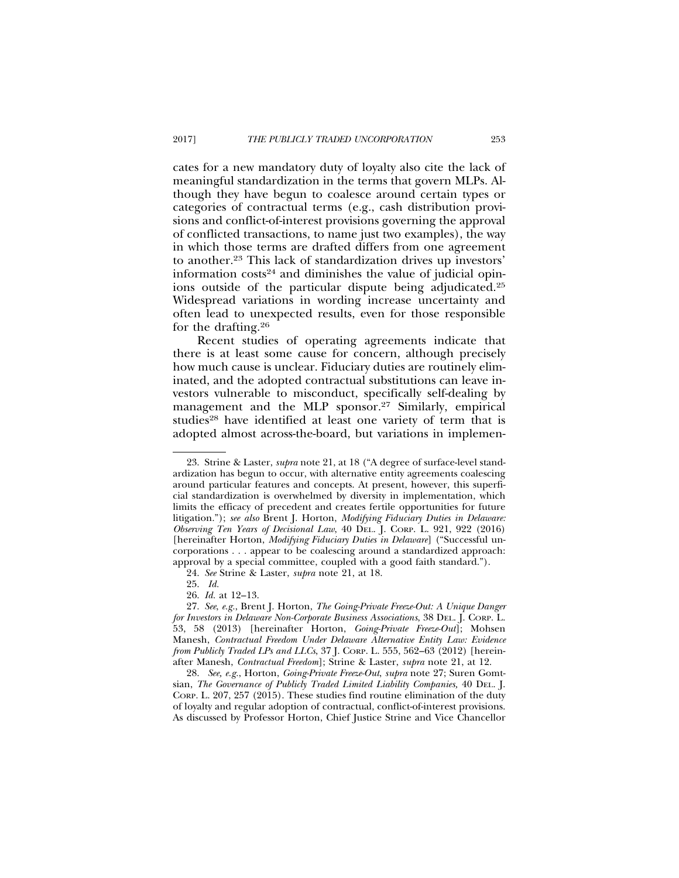cates for a new mandatory duty of loyalty also cite the lack of meaningful standardization in the terms that govern MLPs. Although they have begun to coalesce around certain types or categories of contractual terms (e.g., cash distribution provisions and conflict-of-interest provisions governing the approval of conflicted transactions, to name just two examples), the way in which those terms are drafted differs from one agreement to another.[23] This lack of standardization drives up investors' information costs[24] and diminishes the value of judicial opinions outside of the particular dispute being adjudicated.[25] Widespread variations in wording increase uncertainty and often lead to unexpected results, even for those responsible for the drafting.[26]

Recent studies of operating agreements indicate that there is at least some cause for concern, although precisely how much cause is unclear. Fiduciary duties are routinely eliminated, and the adopted contractual substitutions can leave investors vulnerable to misconduct, specifically self-dealing by management and the MLP sponsor.[27] Similarly, empirical studies[28] have identified at least one variety of term that is adopted almost across-the-board, but variations in implemen-

---

23. Strine & Laster, *supra* note 21, at 18 ("A degree of surface-level standardization has begun to occur, with alternative entity agreements coalescing around particular features and concepts. At present, however, this superficial standardization is overwhelmed by diversity in implementation, which limits the efficacy of precedent and creates fertile opportunities for future litigation."); *see also* Brent J. Horton, *Modifying Fiduciary Duties in Delaware: Observing Ten Years of Decisional Law*, 40 DEL. J. CORP. L. 921, 922 (2016) [hereinafter Horton, *Modifying Fiduciary Duties in Delaware*] ("Successful uncorporations . . . appear to be coalescing around a standardized approach: approval by a special committee, coupled with a good faith standard.").

24. *See* Strine & Laster, *supra* note 21, at 18.

25. *Id.*

26. *Id.* at 12–13.

27. *See, e.g.*, Brent J. Horton, *The Going-Private Freeze-Out: A Unique Danger for Investors in Delaware Non-Corporate Business Associations*, 38 DEL. J. CORP. L. 53, 58 (2013) [hereinafter Horton, *Going-Private Freeze-Out*]; Mohsen Manesh, *Contractual Freedom Under Delaware Alternative Entity Law: Evidence from Publicly Traded LPs and LLCs*, 37 J. CORP. L. 555, 562–63 (2012) [hereinafter Manesh, *Contractual Freedom*]; Strine & Laster, *supra* note 21, at 12.

28. *See, e.g.*, Horton, *Going-Private Freeze-Out*, *supra* note 27; Suren Gomtsian, *The Governance of Publicly Traded Limited Liability Companies,* 40 DEL. J. CORP. L. 207, 257 (2015). These studies find routine elimination of the duty of loyalty and regular adoption of contractual, conflict-of-interest provisions. As discussed by Professor Horton, Chief Justice Strine and Vice Chancellor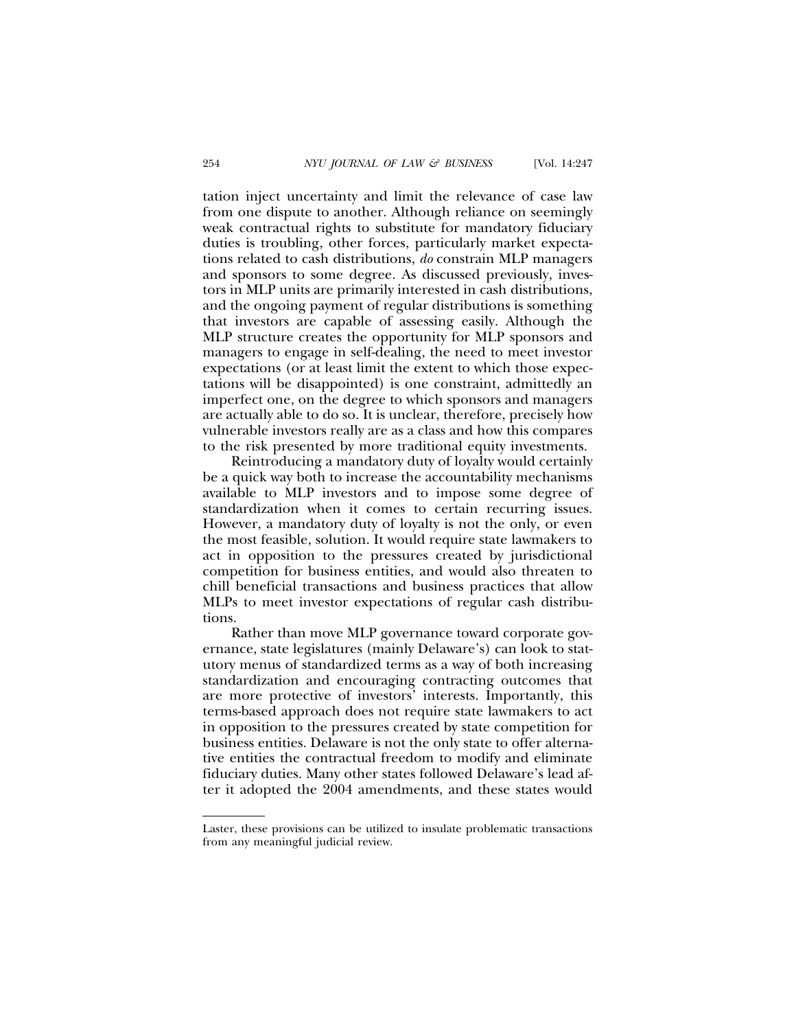tation inject uncertainty and limit the relevance of case law from one dispute to another. Although reliance on seemingly weak contractual rights to substitute for mandatory fiduciary duties is troubling, other forces, particularly market expectations related to cash distributions, *do* constrain MLP managers and sponsors to some degree. As discussed previously, investors in MLP units are primarily interested in cash distributions, and the ongoing payment of regular distributions is something that investors are capable of assessing easily. Although the MLP structure creates the opportunity for MLP sponsors and managers to engage in self-dealing, the need to meet investor expectations (or at least limit the extent to which those expectations will be disappointed) is one constraint, admittedly an imperfect one, on the degree to which sponsors and managers are actually able to do so. It is unclear, therefore, precisely how vulnerable investors really are as a class and how this compares to the risk presented by more traditional equity investments.

Reintroducing a mandatory duty of loyalty would certainly be a quick way both to increase the accountability mechanisms available to MLP investors and to impose some degree of standardization when it comes to certain recurring issues. However, a mandatory duty of loyalty is not the only, or even the most feasible, solution. It would require state lawmakers to act in opposition to the pressures created by jurisdictional competition for business entities, and would also threaten to chill beneficial transactions and business practices that allow MLPs to meet investor expectations of regular cash distributions.

Rather than move MLP governance toward corporate governance, state legislatures (mainly Delaware's) can look to statutory menus of standardized terms as a way of both increasing standardization and encouraging contracting outcomes that are more protective of investors' interests. Importantly, this terms-based approach does not require state lawmakers to act in opposition to the pressures created by state competition for business entities. Delaware is not the only state to offer alternative entities the contractual freedom to modify and eliminate fiduciary duties. Many other states followed Delaware's lead after it adopted the 2004 amendments, and these states would

---

Laster, these provisions can be utilized to insulate problematic transactions from any meaningful judicial review.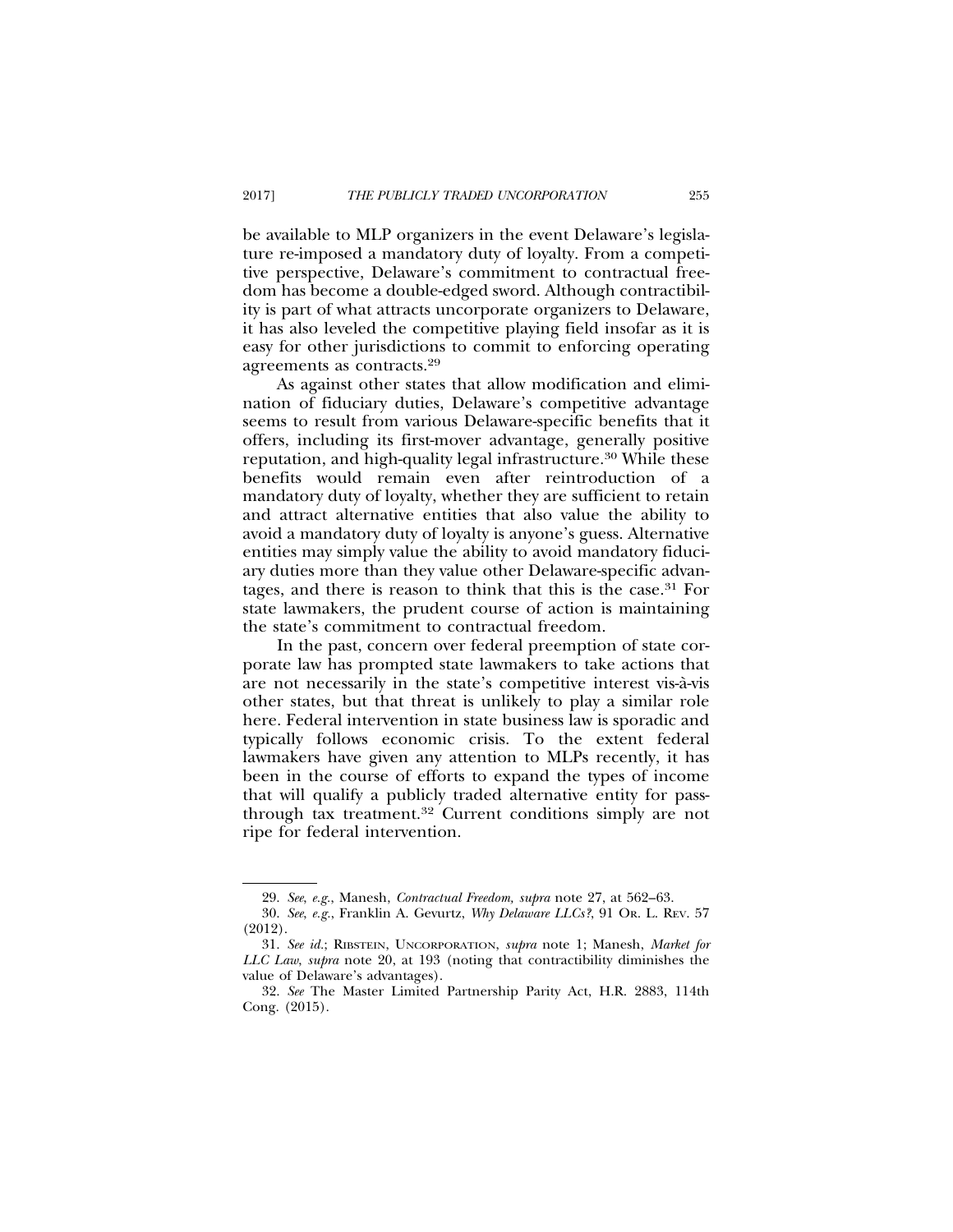be available to MLP organizers in the event Delaware's legislature re-imposed a mandatory duty of loyalty. From a competitive perspective, Delaware's commitment to contractual freedom has become a double-edged sword. Although contractibility is part of what attracts uncorporate organizers to Delaware, it has also leveled the competitive playing field insofar as it is easy for other jurisdictions to commit to enforcing operating agreements as contracts.[29]

As against other states that allow modification and elimination of fiduciary duties, Delaware's competitive advantage seems to result from various Delaware-specific benefits that it offers, including its first-mover advantage, generally positive reputation, and high-quality legal infrastructure.[30] While these benefits would remain even after reintroduction of a mandatory duty of loyalty, whether they are sufficient to retain and attract alternative entities that also value the ability to avoid a mandatory duty of loyalty is anyone's guess. Alternative entities may simply value the ability to avoid mandatory fiduciary duties more than they value other Delaware-specific advantages, and there is reason to think that this is the case.[31] For state lawmakers, the prudent course of action is maintaining the state's commitment to contractual freedom.

In the past, concern over federal preemption of state corporate law has prompted state lawmakers to take actions that are not necessarily in the state's competitive interest vis-à-vis other states, but that threat is unlikely to play a similar role here. Federal intervention in state business law is sporadic and typically follows economic crisis. To the extent federal lawmakers have given any attention to MLPs recently, it has been in the course of efforts to expand the types of income that will qualify a publicly traded alternative entity for pass-through tax treatment.[32] Current conditions simply are not ripe for federal intervention.

---

29. *See, e.g.*, Manesh, *Contractual Freedom*, *supra* note 27, at 562–63.

30. *See, e.g.*, Franklin A. Gevurtz, *Why Delaware LLCs?*, 91 OR. L. REV. 57 (2012).

31. *See id.*; RIBSTEIN, UNCORPORATION, *supra* note 1; Manesh, *Market for LLC Law*, *supra* note 20, at 193 (noting that contractibility diminishes the value of Delaware's advantages).

32. *See* The Master Limited Partnership Parity Act, H.R. 2883, 114th Cong. (2015).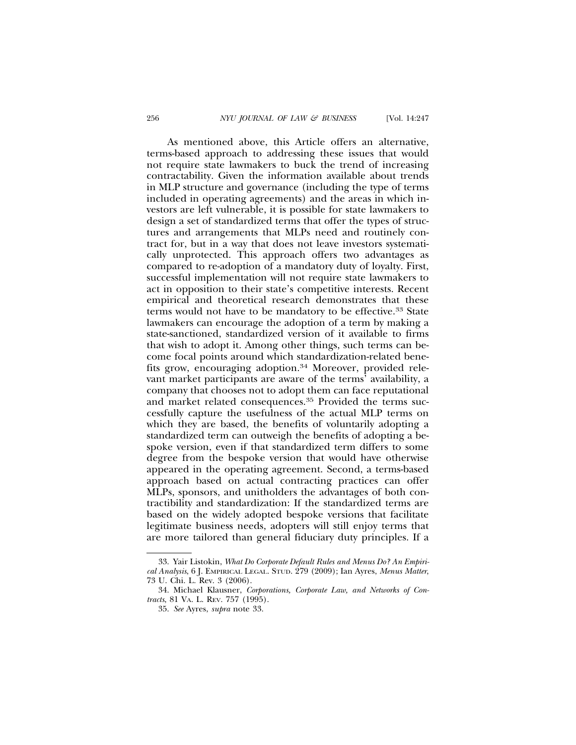As mentioned above, this Article offers an alternative, terms-based approach to addressing these issues that would not require state lawmakers to buck the trend of increasing contractability. Given the information available about trends in MLP structure and governance (including the type of terms included in operating agreements) and the areas in which investors are left vulnerable, it is possible for state lawmakers to design a set of standardized terms that offer the types of structures and arrangements that MLPs need and routinely contract for, but in a way that does not leave investors systematically unprotected. This approach offers two advantages as compared to re-adoption of a mandatory duty of loyalty. First, successful implementation will not require state lawmakers to act in opposition to their state's competitive interests. Recent empirical and theoretical research demonstrates that these terms would not have to be mandatory to be effective.[33] State lawmakers can encourage the adoption of a term by making a state-sanctioned, standardized version of it available to firms that wish to adopt it. Among other things, such terms can become focal points around which standardization-related benefits grow, encouraging adoption.[34] Moreover, provided relevant market participants are aware of the terms' availability, a company that chooses not to adopt them can face reputational and market related consequences.[35] Provided the terms successfully capture the usefulness of the actual MLP terms on which they are based, the benefits of voluntarily adopting a standardized term can outweigh the benefits of adopting a bespoke version, even if that standardized term differs to some degree from the bespoke version that would have otherwise appeared in the operating agreement. Second, a terms-based approach based on actual contracting practices can offer MLPs, sponsors, and unitholders the advantages of both contractibility and standardization: If the standardized terms are based on the widely adopted bespoke versions that facilitate legitimate business needs, adopters will still enjoy terms that are more tailored than general fiduciary duty principles. If a

33. Yair Listokin, *What Do Corporate Default Rules and Menus Do? An Empirical Analysis*, 6 J. Empirical Legal. Stud. 279 (2009); Ian Ayres, *Menus Matter*, 73 U. Chi. L. Rev. 3 (2006).

34. Michael Klausner, *Corporations, Corporate Law, and Networks of Contracts*, 81 Va. L. Rev. 757 (1995).

35. *See* Ayres, *supra* note 33.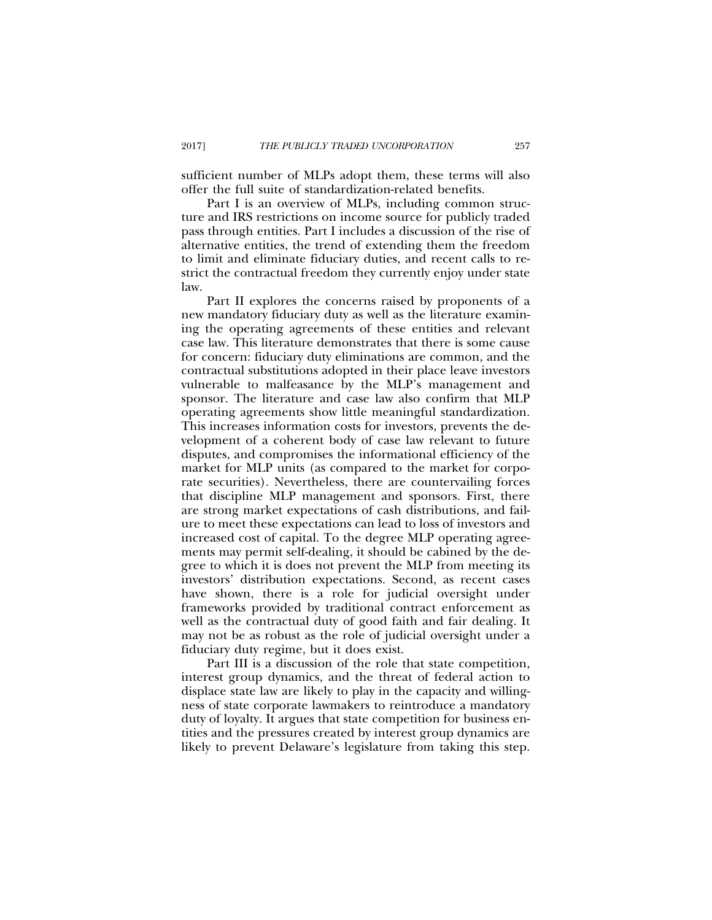sufficient number of MLPs adopt them, these terms will also offer the full suite of standardization-related benefits.

Part I is an overview of MLPs, including common structure and IRS restrictions on income source for publicly traded pass through entities. Part I includes a discussion of the rise of alternative entities, the trend of extending them the freedom to limit and eliminate fiduciary duties, and recent calls to restrict the contractual freedom they currently enjoy under state law.

Part II explores the concerns raised by proponents of a new mandatory fiduciary duty as well as the literature examining the operating agreements of these entities and relevant case law. This literature demonstrates that there is some cause for concern: fiduciary duty eliminations are common, and the contractual substitutions adopted in their place leave investors vulnerable to malfeasance by the MLP's management and sponsor. The literature and case law also confirm that MLP operating agreements show little meaningful standardization. This increases information costs for investors, prevents the development of a coherent body of case law relevant to future disputes, and compromises the informational efficiency of the market for MLP units (as compared to the market for corporate securities). Nevertheless, there are countervailing forces that discipline MLP management and sponsors. First, there are strong market expectations of cash distributions, and failure to meet these expectations can lead to loss of investors and increased cost of capital. To the degree MLP operating agreements may permit self-dealing, it should be cabined by the degree to which it is does not prevent the MLP from meeting its investors' distribution expectations. Second, as recent cases have shown, there is a role for judicial oversight under frameworks provided by traditional contract enforcement as well as the contractual duty of good faith and fair dealing. It may not be as robust as the role of judicial oversight under a fiduciary duty regime, but it does exist.

Part III is a discussion of the role that state competition, interest group dynamics, and the threat of federal action to displace state law are likely to play in the capacity and willingness of state corporate lawmakers to reintroduce a mandatory duty of loyalty. It argues that state competition for business entities and the pressures created by interest group dynamics are likely to prevent Delaware's legislature from taking this step.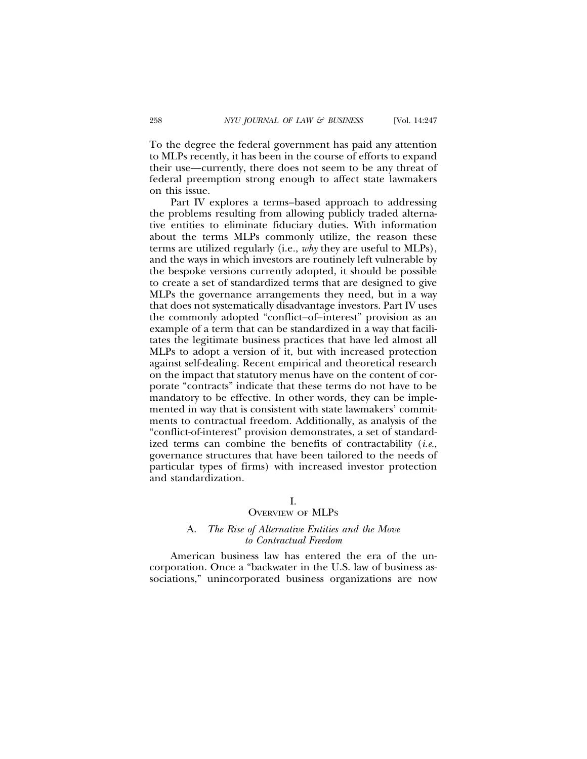To the degree the federal government has paid any attention to MLPs recently, it has been in the course of efforts to expand their use—currently, there does not seem to be any threat of federal preemption strong enough to affect state lawmakers on this issue.

Part IV explores a terms–based approach to addressing the problems resulting from allowing publicly traded alternative entities to eliminate fiduciary duties. With information about the terms MLPs commonly utilize, the reason these terms are utilized regularly (i.e., *why* they are useful to MLPs), and the ways in which investors are routinely left vulnerable by the bespoke versions currently adopted, it should be possible to create a set of standardized terms that are designed to give MLPs the governance arrangements they need, but in a way that does not systematically disadvantage investors. Part IV uses the commonly adopted "conflict–of–interest" provision as an example of a term that can be standardized in a way that facilitates the legitimate business practices that have led almost all MLPs to adopt a version of it, but with increased protection against self-dealing. Recent empirical and theoretical research on the impact that statutory menus have on the content of corporate "contracts" indicate that these terms do not have to be mandatory to be effective. In other words, they can be implemented in way that is consistent with state lawmakers' commitments to contractual freedom. Additionally, as analysis of the "conflict-of-interest" provision demonstrates, a set of standardized terms can combine the benefits of contractability (*i.e.*, governance structures that have been tailored to the needs of particular types of firms) with increased investor protection and standardization.

# I. OVERVIEW OF MLPS

## A. *The Rise of Alternative Entities and the Move to Contractual Freedom*

American business law has entered the era of the uncorporation. Once a "backwater in the U.S. law of business associations," unincorporated business organizations are now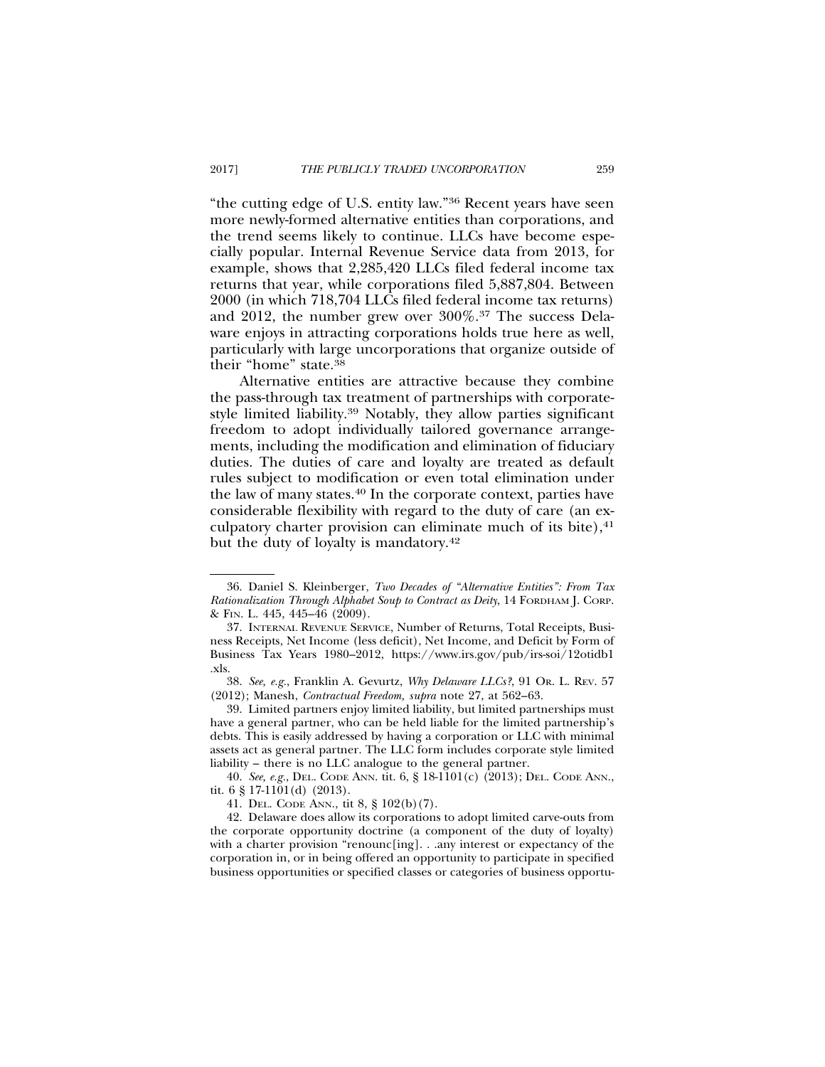"the cutting edge of U.S. entity law."[36] Recent years have seen more newly-formed alternative entities than corporations, and the trend seems likely to continue. LLCs have become especially popular. Internal Revenue Service data from 2013, for example, shows that 2,285,420 LLCs filed federal income tax returns that year, while corporations filed 5,887,804. Between 2000 (in which 718,704 LLCs filed federal income tax returns) and 2012, the number grew over 300%.[37] The success Delaware enjoys in attracting corporations holds true here as well, particularly with large uncorporations that organize outside of their "home" state.[38]

Alternative entities are attractive because they combine the pass-through tax treatment of partnerships with corporate-style limited liability.[39] Notably, they allow parties significant freedom to adopt individually tailored governance arrangements, including the modification and elimination of fiduciary duties. The duties of care and loyalty are treated as default rules subject to modification or even total elimination under the law of many states.[40] In the corporate context, parties have considerable flexibility with regard to the duty of care (an exculpatory charter provision can eliminate much of its bite),[41] but the duty of loyalty is mandatory.[42]

---

36. Daniel S. Kleinberger, *Two Decades of "Alternative Entities": From Tax Rationalization Through Alphabet Soup to Contract as Deity*, 14 FORDHAM J. CORP. & FIN. L. 445, 445–46 (2009).

37. INTERNAL REVENUE SERVICE, Number of Returns, Total Receipts, Business Receipts, Net Income (less deficit), Net Income, and Deficit by Form of Business Tax Years 1980–2012, https://www.irs.gov/pub/irs-soi/12otidb1.xls.

38. *See, e.g.*, Franklin A. Gevurtz, *Why Delaware LLCs?*, 91 OR. L. REV. 57 (2012); Manesh, *Contractual Freedom, supra* note 27, at 562–63.

39. Limited partners enjoy limited liability, but limited partnerships must have a general partner, who can be held liable for the limited partnership's debts. This is easily addressed by having a corporation or LLC with minimal assets act as general partner. The LLC form includes corporate style limited liability – there is no LLC analogue to the general partner.

40. *See, e.g.*, DEL. CODE ANN. tit. 6, § 18-1101(c) (2013); DEL. CODE ANN., tit. 6 § 17-1101(d) (2013).

41. DEL. CODE ANN., tit 8, § 102(b)(7).

42. Delaware does allow its corporations to adopt limited carve-outs from the corporate opportunity doctrine (a component of the duty of loyalty) with a charter provision "renounc[ing]. . .any interest or expectancy of the corporation in, or in being offered an opportunity to participate in specified business opportunities or specified classes or categories of business opportu-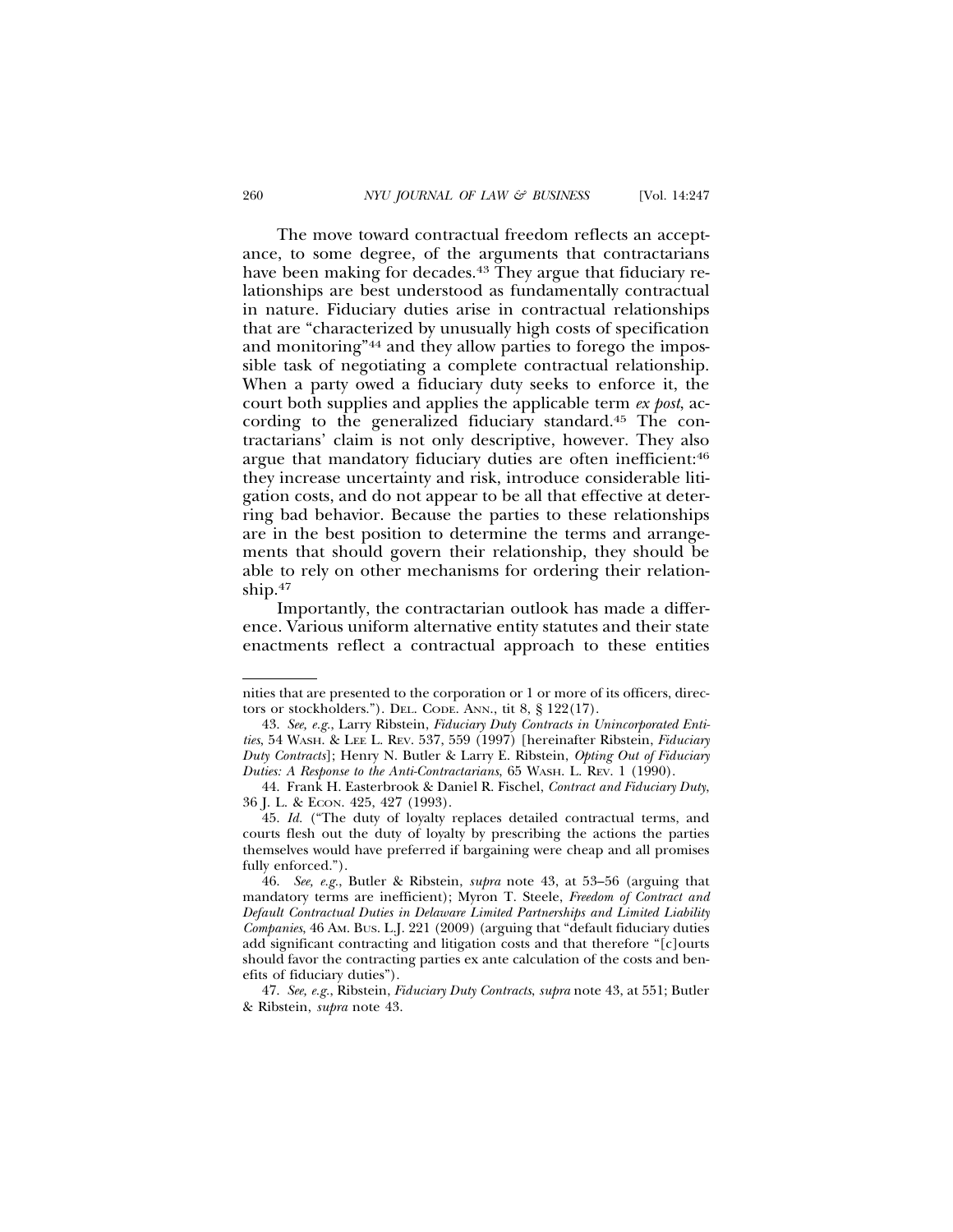The move toward contractual freedom reflects an acceptance, to some degree, of the arguments that contractarians have been making for decades.[43] They argue that fiduciary relationships are best understood as fundamentally contractual in nature. Fiduciary duties arise in contractual relationships that are "characterized by unusually high costs of specification and monitoring"[44] and they allow parties to forego the impossible task of negotiating a complete contractual relationship. When a party owed a fiduciary duty seeks to enforce it, the court both supplies and applies the applicable term *ex post*, according to the generalized fiduciary standard.[45] The contractarians' claim is not only descriptive, however. They also argue that mandatory fiduciary duties are often inefficient:[46] they increase uncertainty and risk, introduce considerable litigation costs, and do not appear to be all that effective at deterring bad behavior. Because the parties to these relationships are in the best position to determine the terms and arrangements that should govern their relationship, they should be able to rely on other mechanisms for ordering their relationship.[47]

Importantly, the contractarian outlook has made a difference. Various uniform alternative entity statutes and their state enactments reflect a contractual approach to these entities

---

nities that are presented to the corporation or 1 or more of its officers, directors or stockholders."). DEL. CODE. ANN., tit 8, § 122(17).

43. *See, e.g.*, Larry Ribstein, *Fiduciary Duty Contracts in Unincorporated Entities*, 54 WASH. & LEE L. REV. 537, 559 (1997) [hereinafter Ribstein, *Fiduciary Duty Contracts*]; Henry N. Butler & Larry E. Ribstein, *Opting Out of Fiduciary Duties: A Response to the Anti-Contractarians*, 65 WASH. L. REV. 1 (1990).

44. Frank H. Easterbrook & Daniel R. Fischel, *Contract and Fiduciary Duty*, 36 J. L. & ECON. 425, 427 (1993).

45. *Id.* ("The duty of loyalty replaces detailed contractual terms, and courts flesh out the duty of loyalty by prescribing the actions the parties themselves would have preferred if bargaining were cheap and all promises fully enforced.").

46. *See, e.g.*, Butler & Ribstein, *supra* note 43, at 53–56 (arguing that mandatory terms are inefficient); Myron T. Steele, *Freedom of Contract and Default Contractual Duties in Delaware Limited Partnerships and Limited Liability Companies*, 46 AM. BUS. L.J. 221 (2009) (arguing that "default fiduciary duties add significant contracting and litigation costs and that therefore "[c]ourts should favor the contracting parties ex ante calculation of the costs and benefits of fiduciary duties").

47. *See, e.g.*, Ribstein, *Fiduciary Duty Contracts*, *supra* note 43, at 551; Butler & Ribstein, *supra* note 43.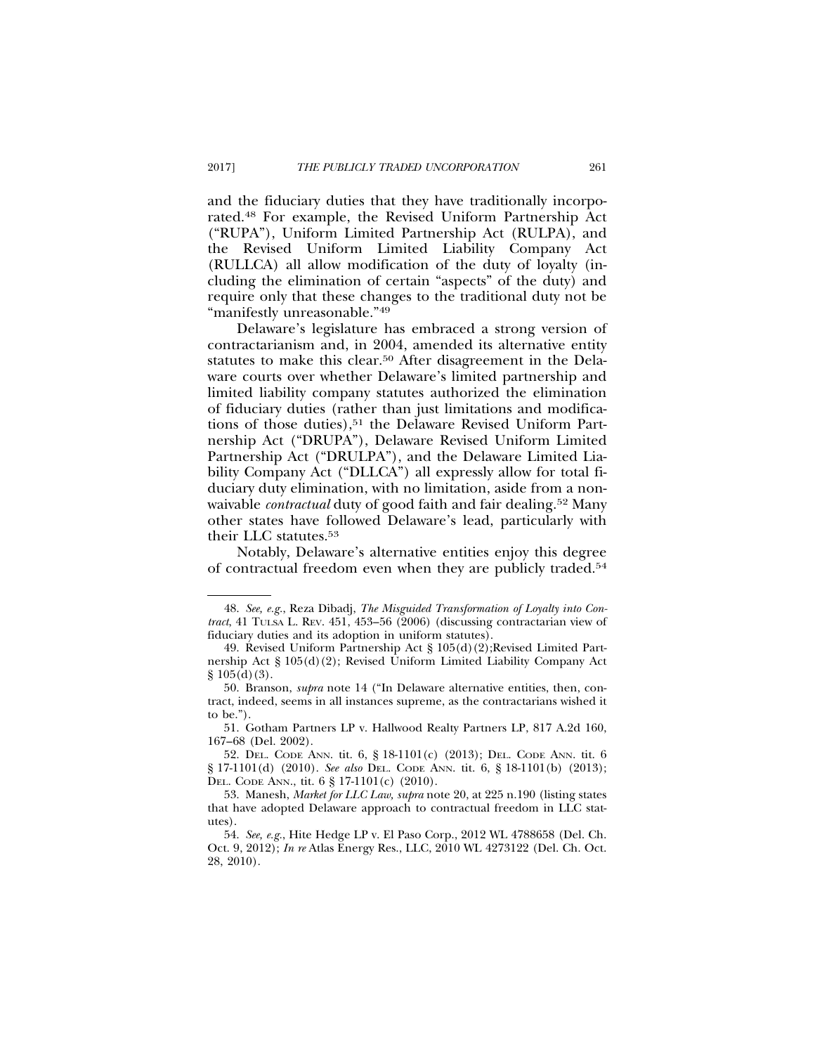and the fiduciary duties that they have traditionally incorporated.[48] For example, the Revised Uniform Partnership Act ("RUPA"), Uniform Limited Partnership Act (RULPA), and the Revised Uniform Limited Liability Company Act (RULLCA) all allow modification of the duty of loyalty (including the elimination of certain "aspects" of the duty) and require only that these changes to the traditional duty not be "manifestly unreasonable."[49]

Delaware's legislature has embraced a strong version of contractarianism and, in 2004, amended its alternative entity statutes to make this clear.[50] After disagreement in the Delaware courts over whether Delaware's limited partnership and limited liability company statutes authorized the elimination of fiduciary duties (rather than just limitations and modifications of those duties),[51] the Delaware Revised Uniform Partnership Act ("DRUPA"), Delaware Revised Uniform Limited Partnership Act ("DRULPA"), and the Delaware Limited Liability Company Act ("DLLCA") all expressly allow for total fiduciary duty elimination, with no limitation, aside from a non-waivable *contractual* duty of good faith and fair dealing.[52] Many other states have followed Delaware's lead, particularly with their LLC statutes.[53]

Notably, Delaware's alternative entities enjoy this degree of contractual freedom even when they are publicly traded.[54]

---

48. *See, e.g.*, Reza Dibadj, *The Misguided Transformation of Loyalty into Contract*, 41 TULSA L. REV. 451, 453–56 (2006) (discussing contractarian view of fiduciary duties and its adoption in uniform statutes).

49. Revised Uniform Partnership Act § 105(d)(2);Revised Limited Partnership Act § 105(d)(2); Revised Uniform Limited Liability Company Act § 105(d)(3).

50. Branson, *supra* note 14 ("In Delaware alternative entities, then, contract, indeed, seems in all instances supreme, as the contractarians wished it to be.").

51. Gotham Partners LP v. Hallwood Realty Partners LP, 817 A.2d 160, 167–68 (Del. 2002).

52. DEL. CODE ANN. tit. 6, § 18-1101(c) (2013); DEL. CODE ANN. tit. 6 § 17-1101(d) (2010). *See also* DEL. CODE ANN. tit. 6, § 18-1101(b) (2013); DEL. CODE ANN., tit. 6 § 17-1101(c) (2010).

53. Manesh, *Market for LLC Law, supra* note 20, at 225 n.190 (listing states that have adopted Delaware approach to contractual freedom in LLC statutes).

54. *See, e.g.*, Hite Hedge LP v. El Paso Corp., 2012 WL 4788658 (Del. Ch. Oct. 9, 2012); *In re* Atlas Energy Res., LLC, 2010 WL 4273122 (Del. Ch. Oct. 28, 2010).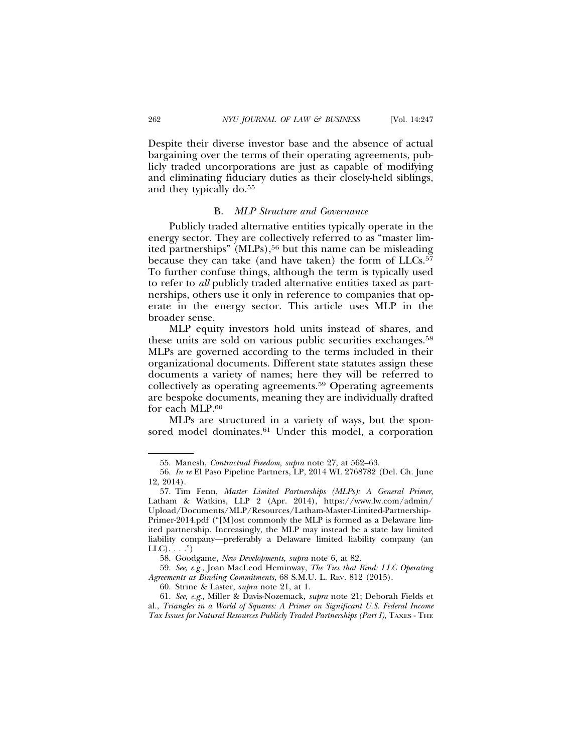Despite their diverse investor base and the absence of actual bargaining over the terms of their operating agreements, publicly traded uncorporations are just as capable of modifying and eliminating fiduciary duties as their closely-held siblings, and they typically do.[55]

### B. *MLP Structure and Governance*

Publicly traded alternative entities typically operate in the energy sector. They are collectively referred to as "master limited partnerships" (MLPs),[56] but this name can be misleading because they can take (and have taken) the form of LLCs.[57] To further confuse things, although the term is typically used to refer to *all* publicly traded alternative entities taxed as partnerships, others use it only in reference to companies that operate in the energy sector. This article uses MLP in the broader sense.

MLP equity investors hold units instead of shares, and these units are sold on various public securities exchanges.[58] MLPs are governed according to the terms included in their organizational documents. Different state statutes assign these documents a variety of names; here they will be referred to collectively as operating agreements.[59] Operating agreements are bespoke documents, meaning they are individually drafted for each MLP.[60]

MLPs are structured in a variety of ways, but the sponsored model dominates.[61] Under this model, a corporation

---

55. Manesh, *Contractual Freedom, supra* note 27, at 562–63.

56. *In re* El Paso Pipeline Partners, LP, 2014 WL 2768782 (Del. Ch. June 12, 2014).

57. Tim Fenn, *Master Limited Partnerships (MLPs): A General Primer,* Latham & Watkins, LLP 2 (Apr. 2014), https://www.lw.com/admin/Upload/Documents/MLP/Resources/Latham-Master-Limited-Partnership-Primer-2014.pdf ("[M]ost commonly the MLP is formed as a Delaware limited partnership. Increasingly, the MLP may instead be a state law limited liability company—preferably a Delaware limited liability company (an LLC). . . .")

58. Goodgame, *New Developments, supra* note 6, at 82.

59. *See, e.g.*, Joan MacLeod Heminway, *The Ties that Bind: LLC Operating Agreements as Binding Commitments*, 68 S.M.U. L. REV. 812 (2015).

60. Strine & Laster, *supra* note 21, at 1.

61. *See, e.g.*, Miller & Davis-Nozemack, *supra* note 21; Deborah Fields et al., *Triangles in a World of Squares: A Primer on Significant U.S. Federal Income Tax Issues for Natural Resources Publicly Traded Partnerships (Part I)*, TAXES - THE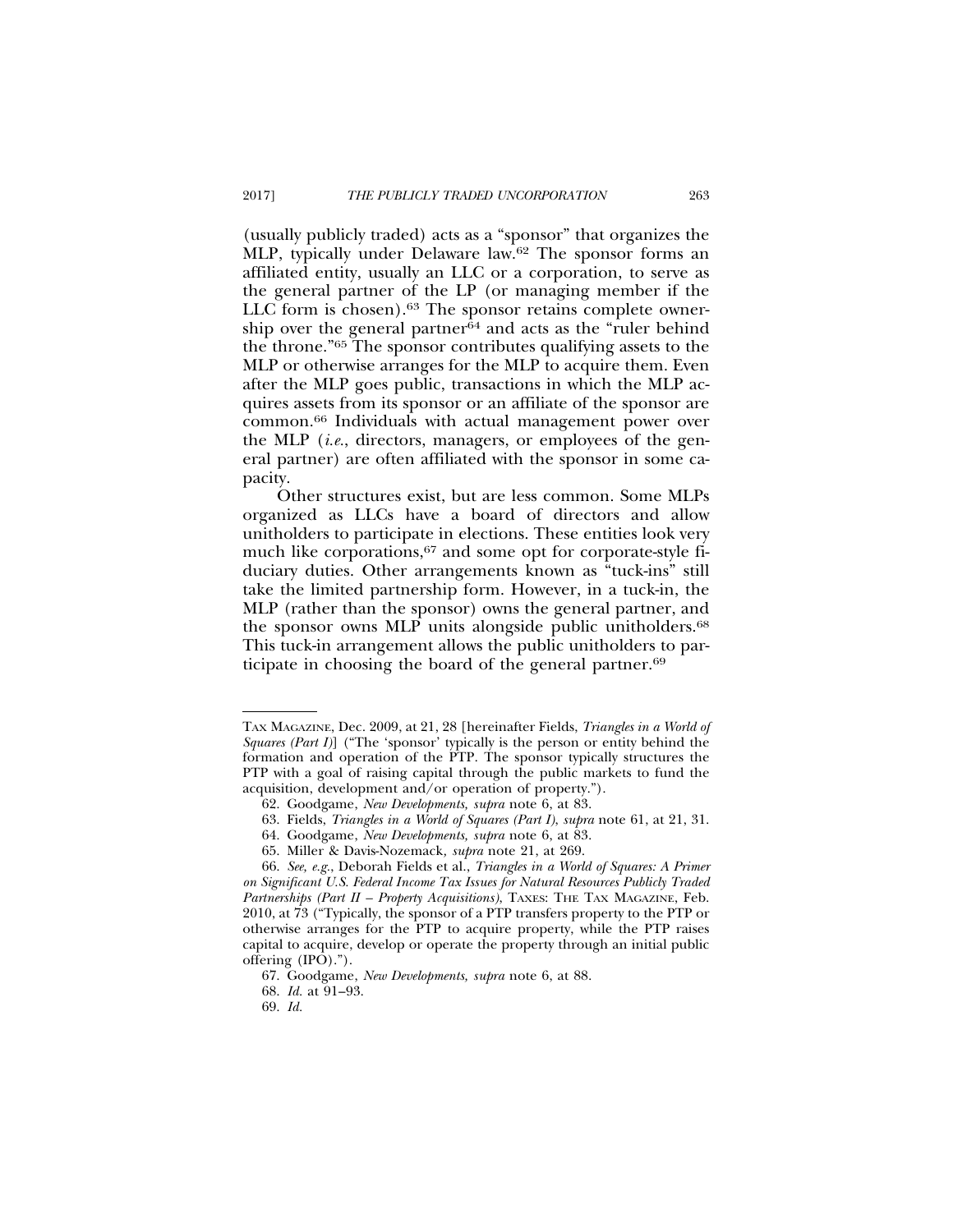(usually publicly traded) acts as a "sponsor" that organizes the MLP, typically under Delaware law.[62] The sponsor forms an affiliated entity, usually an LLC or a corporation, to serve as the general partner of the LP (or managing member if the LLC form is chosen).[63] The sponsor retains complete ownership over the general partner[64] and acts as the "ruler behind the throne."[65] The sponsor contributes qualifying assets to the MLP or otherwise arranges for the MLP to acquire them. Even after the MLP goes public, transactions in which the MLP acquires assets from its sponsor or an affiliate of the sponsor are common.[66] Individuals with actual management power over the MLP (*i.e.*, directors, managers, or employees of the general partner) are often affiliated with the sponsor in some capacity.

Other structures exist, but are less common. Some MLPs organized as LLCs have a board of directors and allow unitholders to participate in elections. These entities look very much like corporations,[67] and some opt for corporate-style fiduciary duties. Other arrangements known as "tuck-ins" still take the limited partnership form. However, in a tuck-in, the MLP (rather than the sponsor) owns the general partner, and the sponsor owns MLP units alongside public unitholders.[68] This tuck-in arrangement allows the public unitholders to participate in choosing the board of the general partner.[69]

---

TAX MAGAZINE, Dec. 2009, at 21, 28 [hereinafter Fields, *Triangles in a World of Squares (Part I)*] ("The 'sponsor' typically is the person or entity behind the formation and operation of the PTP. The sponsor typically structures the PTP with a goal of raising capital through the public markets to fund the acquisition, development and/or operation of property.").

62. Goodgame, *New Developments, supra* note 6, at 83.

63. Fields, *Triangles in a World of Squares (Part I)*, *supra* note 61, at 21, 31.

64. Goodgame, *New Developments, supra* note 6, at 83.

65. Miller & Davis-Nozemack, *supra* note 21, at 269.

66. *See, e.g.*, Deborah Fields et al., *Triangles in a World of Squares: A Primer on Significant U.S. Federal Income Tax Issues for Natural Resources Publicly Traded Partnerships (Part II – Property Acquisitions)*, TAXES: THE TAX MAGAZINE, Feb. 2010, at 73 ("Typically, the sponsor of a PTP transfers property to the PTP or otherwise arranges for the PTP to acquire property, while the PTP raises capital to acquire, develop or operate the property through an initial public offering (IPO).").

67. Goodgame, *New Developments, supra* note 6, at 88.

68. *Id.* at 91–93.

69. *Id.*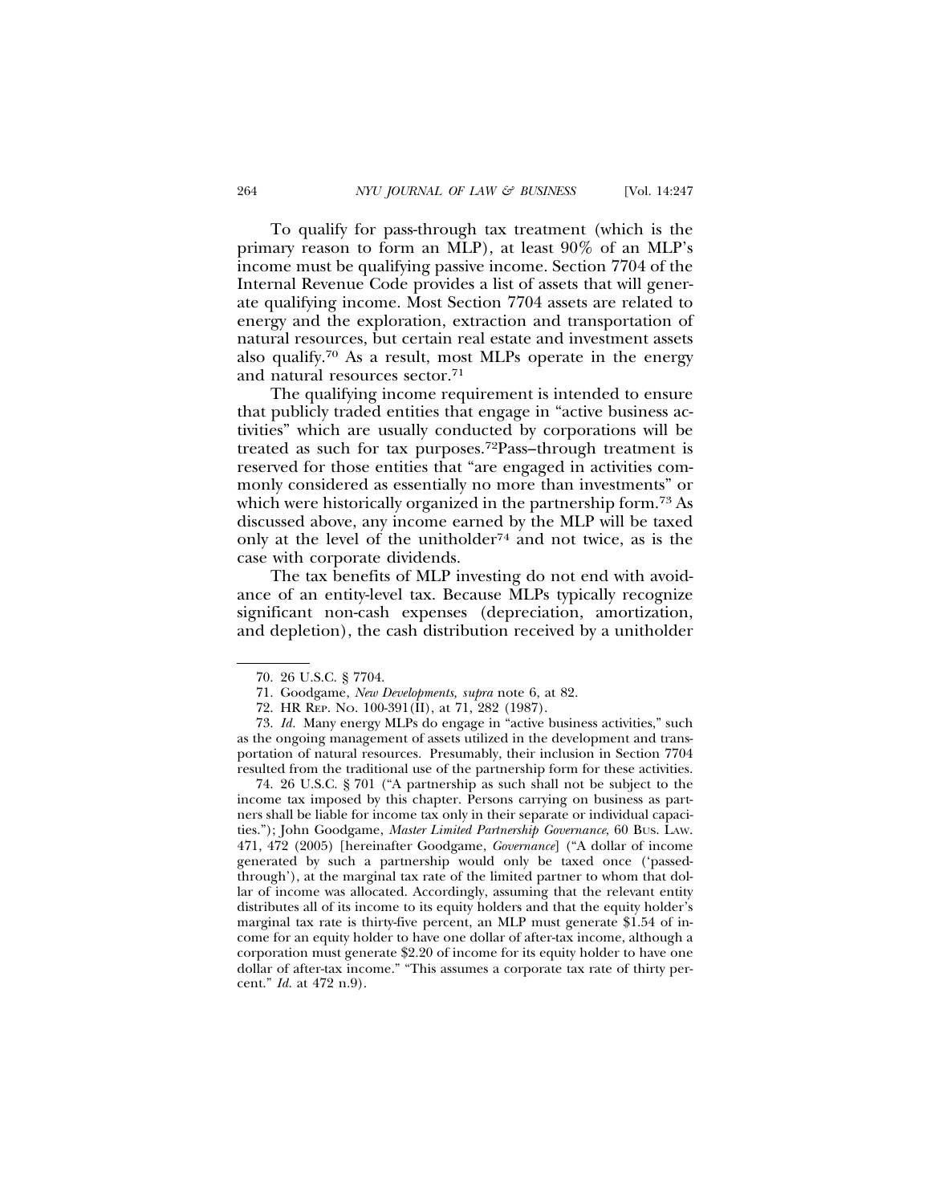To qualify for pass-through tax treatment (which is the primary reason to form an MLP), at least 90% of an MLP's income must be qualifying passive income. Section 7704 of the Internal Revenue Code provides a list of assets that will generate qualifying income. Most Section 7704 assets are related to energy and the exploration, extraction and transportation of natural resources, but certain real estate and investment assets also qualify.[70] As a result, most MLPs operate in the energy and natural resources sector.[71]

The qualifying income requirement is intended to ensure that publicly traded entities that engage in "active business activities" which are usually conducted by corporations will be treated as such for tax purposes.[72]Pass–through treatment is reserved for those entities that "are engaged in activities commonly considered as essentially no more than investments" or which were historically organized in the partnership form.[73] As discussed above, any income earned by the MLP will be taxed only at the level of the unitholder[74] and not twice, as is the case with corporate dividends.

The tax benefits of MLP investing do not end with avoidance of an entity-level tax. Because MLPs typically recognize significant non-cash expenses (depreciation, amortization, and depletion), the cash distribution received by a unitholder

---

70. 26 U.S.C. § 7704.

71. Goodgame, *New Developments, supra* note 6, at 82.

72. HR REP. NO. 100-391(II), at 71, 282 (1987).

73. *Id.* Many energy MLPs do engage in "active business activities," such as the ongoing management of assets utilized in the development and transportation of natural resources. Presumably, their inclusion in Section 7704 resulted from the traditional use of the partnership form for these activities.

74. 26 U.S.C. § 701 ("A partnership as such shall not be subject to the income tax imposed by this chapter. Persons carrying on business as partners shall be liable for income tax only in their separate or individual capacities."); John Goodgame, *Master Limited Partnership Governance*, 60 BUS. LAW. 471, 472 (2005) [hereinafter Goodgame, *Governance*] ("A dollar of income generated by such a partnership would only be taxed once ('passed-through'), at the marginal tax rate of the limited partner to whom that dollar of income was allocated. Accordingly, assuming that the relevant entity distributes all of its income to its equity holders and that the equity holder's marginal tax rate is thirty-five percent, an MLP must generate $1.54 of income for an equity holder to have one dollar of after-tax income, although a corporation must generate $2.20 of income for its equity holder to have one dollar of after-tax income." "This assumes a corporate tax rate of thirty percent." *Id.* at 472 n.9).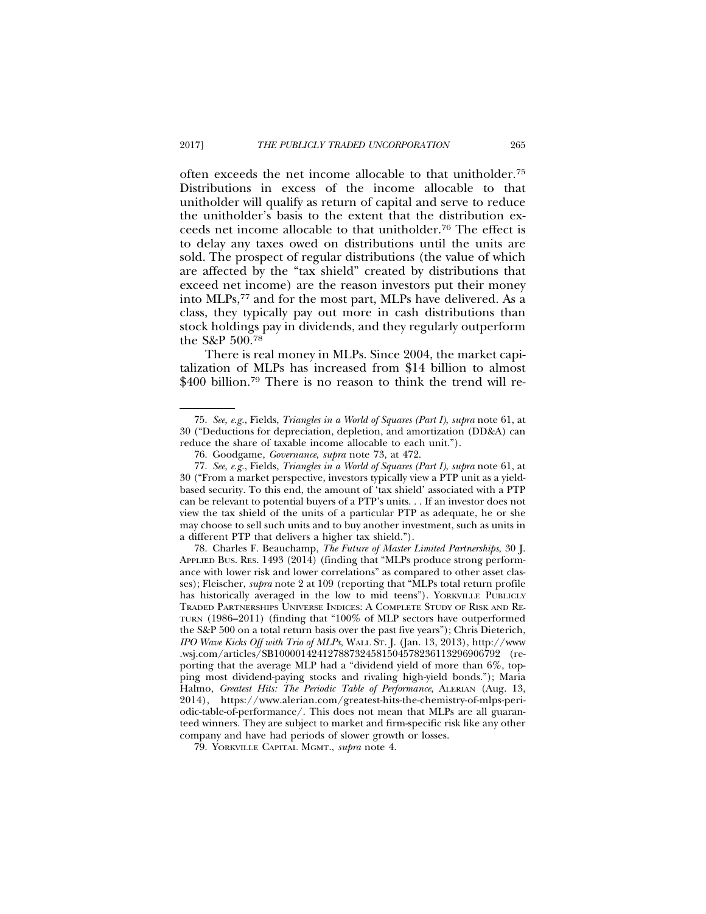often exceeds the net income allocable to that unitholder.[75] Distributions in excess of the income allocable to that unitholder will qualify as return of capital and serve to reduce the unitholder's basis to the extent that the distribution exceeds net income allocable to that unitholder.[76] The effect is to delay any taxes owed on distributions until the units are sold. The prospect of regular distributions (the value of which are affected by the "tax shield" created by distributions that exceed net income) are the reason investors put their money into MLPs,[77] and for the most part, MLPs have delivered. As a class, they typically pay out more in cash distributions than stock holdings pay in dividends, and they regularly outperform the S&P 500.[78]

There is real money in MLPs. Since 2004, the market capitalization of MLPs has increased from $14 billion to almost $400 billion.[79] There is no reason to think the trend will re-

---

75. *See, e.g.*, Fields, *Triangles in a World of Squares (Part I)*, *supra* note 61, at 30 ("Deductions for depreciation, depletion, and amortization (DD&A) can reduce the share of taxable income allocable to each unit.").

76. Goodgame, *Governance*, *supra* note 73, at 472.

77. *See, e.g.*, Fields, *Triangles in a World of Squares (Part I)*, *supra* note 61, at 30 ("From a market perspective, investors typically view a PTP unit as a yield-based security. To this end, the amount of 'tax shield' associated with a PTP can be relevant to potential buyers of a PTP's units. . . If an investor does not view the tax shield of the units of a particular PTP as adequate, he or she may choose to sell such units and to buy another investment, such as units in a different PTP that delivers a higher tax shield.").

78. Charles F. Beauchamp, *The Future of Master Limited Partnerships*, 30 J. APPLIED BUS. RES. 1493 (2014) (finding that "MLPs produce strong performance with lower risk and lower correlations" as compared to other asset classes); Fleischer, *supra* note 2 at 109 (reporting that "MLPs total return profile has historically averaged in the low to mid teens"). YORKVILLE PUBLICLY TRADED PARTNERSHIPS UNIVERSE INDICES: A COMPLETE STUDY OF RISK AND RETURN (1986–2011) (finding that "100% of MLP sectors have outperformed the S&P 500 on a total return basis over the past five years"); Chris Dieterich, *IPO Wave Kicks Off with Trio of MLPs*, WALL ST. J. (Jan. 13, 2013), http://www.wsj.com/articles/SB10000142412788732458150457823611329690​6792 (reporting that the average MLP had a "dividend yield of more than 6%, topping most dividend-paying stocks and rivaling high-yield bonds."); Maria Halmo, *Greatest Hits: The Periodic Table of Performance*, ALERIAN (Aug. 13, 2014), https://www.alerian.com/greatest-hits-the-chemistry-of-mlps-periodic-table-of-performance/. This does not mean that MLPs are all guaranteed winners. They are subject to market and firm-specific risk like any other company and have had periods of slower growth or losses.

79. YORKVILLE CAPITAL MGMT., *supra* note 4.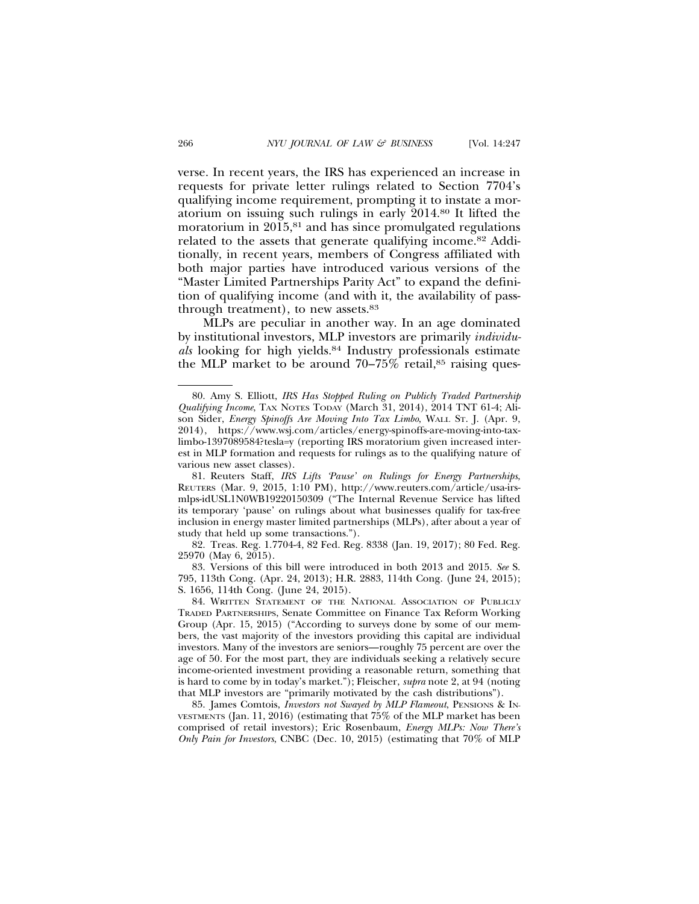verse. In recent years, the IRS has experienced an increase in requests for private letter rulings related to Section 7704's qualifying income requirement, prompting it to instate a moratorium on issuing such rulings in early 2014.[80] It lifted the moratorium in 2015,[81] and has since promulgated regulations related to the assets that generate qualifying income.[82] Additionally, in recent years, members of Congress affiliated with both major parties have introduced various versions of the "Master Limited Partnerships Parity Act" to expand the definition of qualifying income (and with it, the availability of pass-through treatment), to new assets.[83]

MLPs are peculiar in another way. In an age dominated by institutional investors, MLP investors are primarily *individuals* looking for high yields.[84] Industry professionals estimate the MLP market to be around 70–75% retail,[85] raising ques-

80. Amy S. Elliott, *IRS Has Stopped Ruling on Publicly Traded Partnership Qualifying Income*, TAX NOTES TODAY (March 31, 2014), 2014 TNT 61-4; Alison Sider, *Energy Spinoffs Are Moving Into Tax Limbo*, WALL ST. J. (Apr. 9, 2014), https://www.wsj.com/articles/energy-spinoffs-are-moving-into-tax-limbo-1397089584?tesla=y (reporting IRS moratorium given increased interest in MLP formation and requests for rulings as to the qualifying nature of various new asset classes).

81. Reuters Staff, *IRS Lifts 'Pause' on Rulings for Energy Partnerships*, REUTERS (Mar. 9, 2015, 1:10 PM), http://www.reuters.com/article/usa-irs-mlps-idUSL1N0WB19220150309 ("The Internal Revenue Service has lifted its temporary 'pause' on rulings about what businesses qualify for tax-free inclusion in energy master limited partnerships (MLPs), after about a year of study that held up some transactions.").

82. Treas. Reg. 1.7704-4, 82 Fed. Reg. 8338 (Jan. 19, 2017); 80 Fed. Reg. 25970 (May 6, 2015).

83. Versions of this bill were introduced in both 2013 and 2015. *See* S. 795, 113th Cong. (Apr. 24, 2013); H.R. 2883, 114th Cong. (June 24, 2015); S. 1656, 114th Cong. (June 24, 2015).

84. WRITTEN STATEMENT OF THE NATIONAL ASSOCIATION OF PUBLICLY TRADED PARTNERSHIPS, Senate Committee on Finance Tax Reform Working Group (Apr. 15, 2015) ("According to surveys done by some of our members, the vast majority of the investors providing this capital are individual investors. Many of the investors are seniors—roughly 75 percent are over the age of 50. For the most part, they are individuals seeking a relatively secure income-oriented investment providing a reasonable return, something that is hard to come by in today's market."); Fleischer, *supra* note 2, at 94 (noting that MLP investors are "primarily motivated by the cash distributions").

85. James Comtois, *Investors not Swayed by MLP Flameout*, PENSIONS & INVESTMENTS (Jan. 11, 2016) (estimating that 75% of the MLP market has been comprised of retail investors); Eric Rosenbaum, *Energy MLPs: Now There's Only Pain for Investors*, CNBC (Dec. 10, 2015) (estimating that 70% of MLP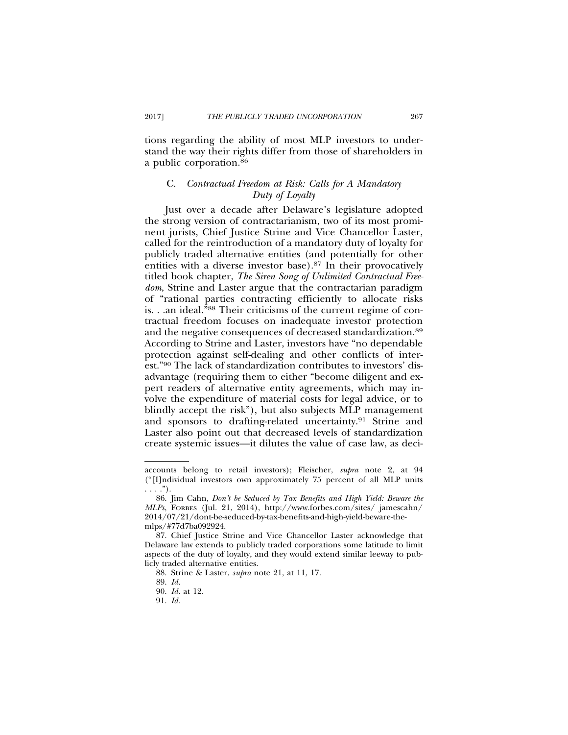tions regarding the ability of most MLP investors to understand the way their rights differ from those of shareholders in a public corporation.[86]

### C. *Contractual Freedom at Risk: Calls for A Mandatory Duty of Loyalty*

Just over a decade after Delaware's legislature adopted the strong version of contractarianism, two of its most prominent jurists, Chief Justice Strine and Vice Chancellor Laster, called for the reintroduction of a mandatory duty of loyalty for publicly traded alternative entities (and potentially for other entities with a diverse investor base).[87] In their provocatively titled book chapter, *The Siren Song of Unlimited Contractual Freedom*, Strine and Laster argue that the contractarian paradigm of "rational parties contracting efficiently to allocate risks is. . .an ideal."[88] Their criticisms of the current regime of contractual freedom focuses on inadequate investor protection and the negative consequences of decreased standardization.[89] According to Strine and Laster, investors have "no dependable protection against self-dealing and other conflicts of interest."[90] The lack of standardization contributes to investors' disadvantage (requiring them to either "become diligent and expert readers of alternative entity agreements, which may involve the expenditure of material costs for legal advice, or to blindly accept the risk"), but also subjects MLP management and sponsors to drafting-related uncertainty.[91] Strine and Laster also point out that decreased levels of standardization create systemic issues—it dilutes the value of case law, as deci-

---

accounts belong to retail investors); Fleischer, *supra* note 2, at 94 ("[I]ndividual investors own approximately 75 percent of all MLP units . . . .").

86. Jim Cahn, *Don't be Seduced by Tax Benefits and High Yield: Beware the MLPs*, FORBES (Jul. 21, 2014), http://www.forbes.com/sites/ jamescahn/ 2014/07/21/dont-be-seduced-by-tax-benefits-and-high-yield-beware-the-mlps/#77d7ba092924.

87. Chief Justice Strine and Vice Chancellor Laster acknowledge that Delaware law extends to publicly traded corporations some latitude to limit aspects of the duty of loyalty, and they would extend similar leeway to publicly traded alternative entities.

88. Strine & Laster, *supra* note 21, at 11, 17.

89. *Id.*

90. *Id.* at 12.

91. *Id.*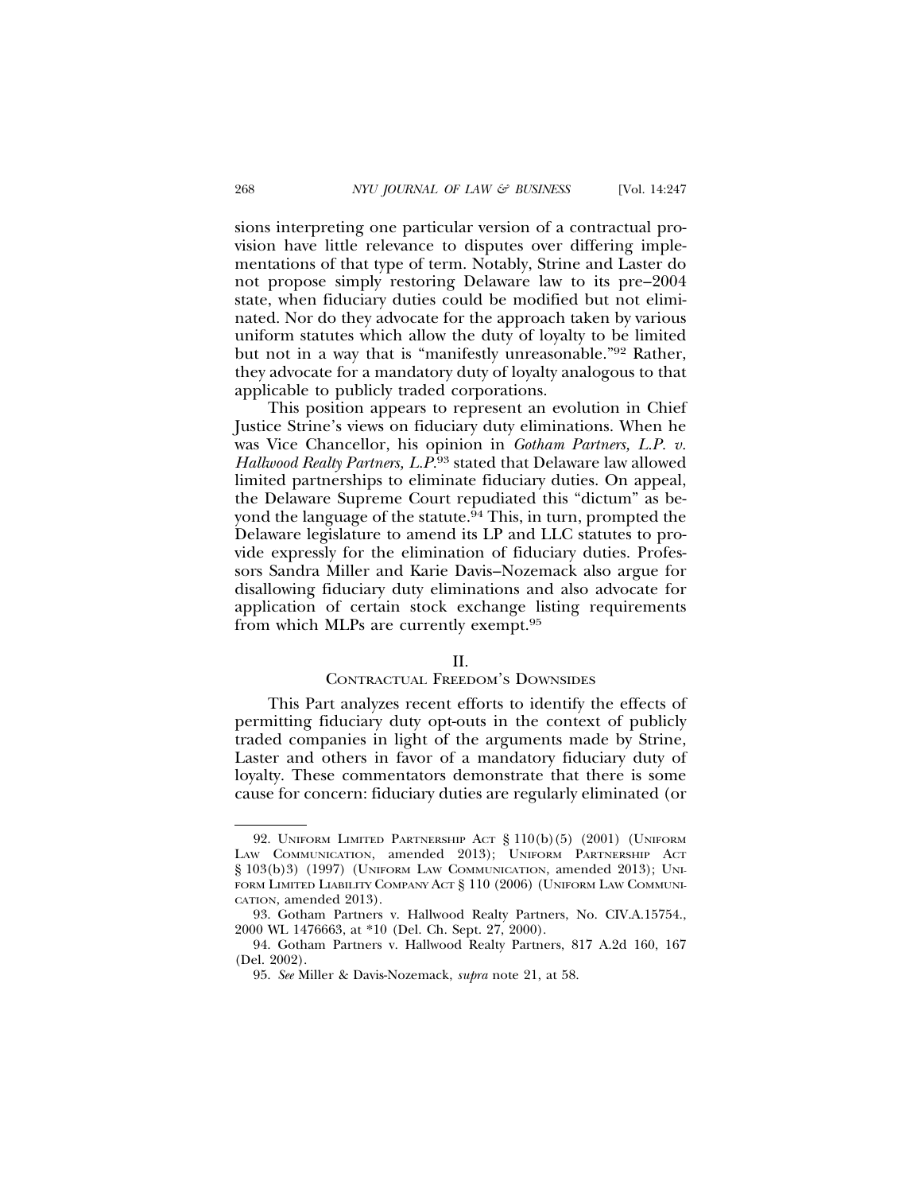sions interpreting one particular version of a contractual provision have little relevance to disputes over differing implementations of that type of term. Notably, Strine and Laster do not propose simply restoring Delaware law to its pre–2004 state, when fiduciary duties could be modified but not eliminated. Nor do they advocate for the approach taken by various uniform statutes which allow the duty of loyalty to be limited but not in a way that is "manifestly unreasonable."[92] Rather, they advocate for a mandatory duty of loyalty analogous to that applicable to publicly traded corporations.

This position appears to represent an evolution in Chief Justice Strine's views on fiduciary duty eliminations. When he was Vice Chancellor, his opinion in *Gotham Partners, L.P. v. Hallwood Realty Partners, L.P.*[93] stated that Delaware law allowed limited partnerships to eliminate fiduciary duties. On appeal, the Delaware Supreme Court repudiated this "dictum" as beyond the language of the statute.[94] This, in turn, prompted the Delaware legislature to amend its LP and LLC statutes to provide expressly for the elimination of fiduciary duties. Professors Sandra Miller and Karie Davis–Nozemack also argue for disallowing fiduciary duty eliminations and also advocate for application of certain stock exchange listing requirements from which MLPs are currently exempt.[95]

## II. CONTRACTUAL FREEDOM'S DOWNSIDES

This Part analyzes recent efforts to identify the effects of permitting fiduciary duty opt-outs in the context of publicly traded companies in light of the arguments made by Strine, Laster and others in favor of a mandatory fiduciary duty of loyalty. These commentators demonstrate that there is some cause for concern: fiduciary duties are regularly eliminated (or

---

92. UNIFORM LIMITED PARTNERSHIP ACT § 110(b)(5) (2001) (UNIFORM LAW COMMUNICATION, amended 2013); UNIFORM PARTNERSHIP ACT § 103(b)3) (1997) (UNIFORM LAW COMMUNICATION, amended 2013); UNIFORM LIMITED LIABILITY COMPANY ACT § 110 (2006) (UNIFORM LAW COMMUNICATION, amended 2013).

93. Gotham Partners v. Hallwood Realty Partners, No. CIV.A.15754., 2000 WL 1476663, at *10 (Del. Ch. Sept. 27, 2000).

94. Gotham Partners v. Hallwood Realty Partners, 817 A.2d 160, 167 (Del. 2002).

95. *See* Miller & Davis-Nozemack, *supra* note 21, at 58.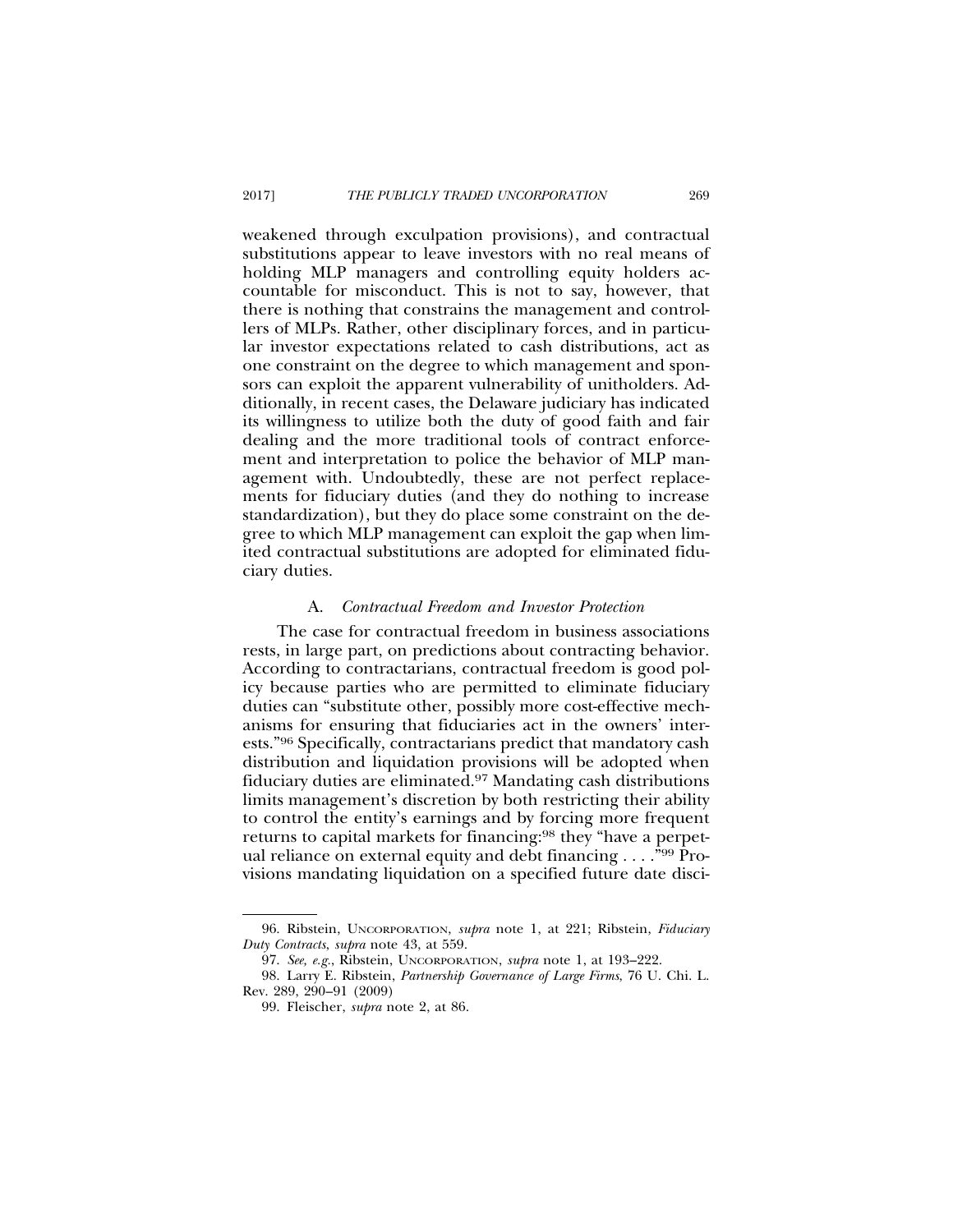weakened through exculpation provisions), and contractual substitutions appear to leave investors with no real means of holding MLP managers and controlling equity holders accountable for misconduct. This is not to say, however, that there is nothing that constrains the management and controllers of MLPs. Rather, other disciplinary forces, and in particular investor expectations related to cash distributions, act as one constraint on the degree to which management and sponsors can exploit the apparent vulnerability of unitholders. Additionally, in recent cases, the Delaware judiciary has indicated its willingness to utilize both the duty of good faith and fair dealing and the more traditional tools of contract enforcement and interpretation to police the behavior of MLP management with. Undoubtedly, these are not perfect replacements for fiduciary duties (and they do nothing to increase standardization), but they do place some constraint on the degree to which MLP management can exploit the gap when limited contractual substitutions are adopted for eliminated fiduciary duties.

### A. *Contractual Freedom and Investor Protection*

The case for contractual freedom in business associations rests, in large part, on predictions about contracting behavior. According to contractarians, contractual freedom is good policy because parties who are permitted to eliminate fiduciary duties can "substitute other, possibly more cost-effective mechanisms for ensuring that fiduciaries act in the owners' interests."[96] Specifically, contractarians predict that mandatory cash distribution and liquidation provisions will be adopted when fiduciary duties are eliminated.[97] Mandating cash distributions limits management's discretion by both restricting their ability to control the entity's earnings and by forcing more frequent returns to capital markets for financing:[98] they "have a perpetual reliance on external equity and debt financing . . . ."[99] Provisions mandating liquidation on a specified future date disci-

---

96. Ribstein, UNCORPORATION, *supra* note 1, at 221; Ribstein, *Fiduciary Duty Contracts*, *supra* note 43, at 559.

97. *See, e.g.*, Ribstein, UNCORPORATION, *supra* note 1, at 193–222.

98. Larry E. Ribstein, *Partnership Governance of Large Firms*, 76 U. Chi. L. Rev. 289, 290–91 (2009)

99. Fleischer, *supra* note 2, at 86.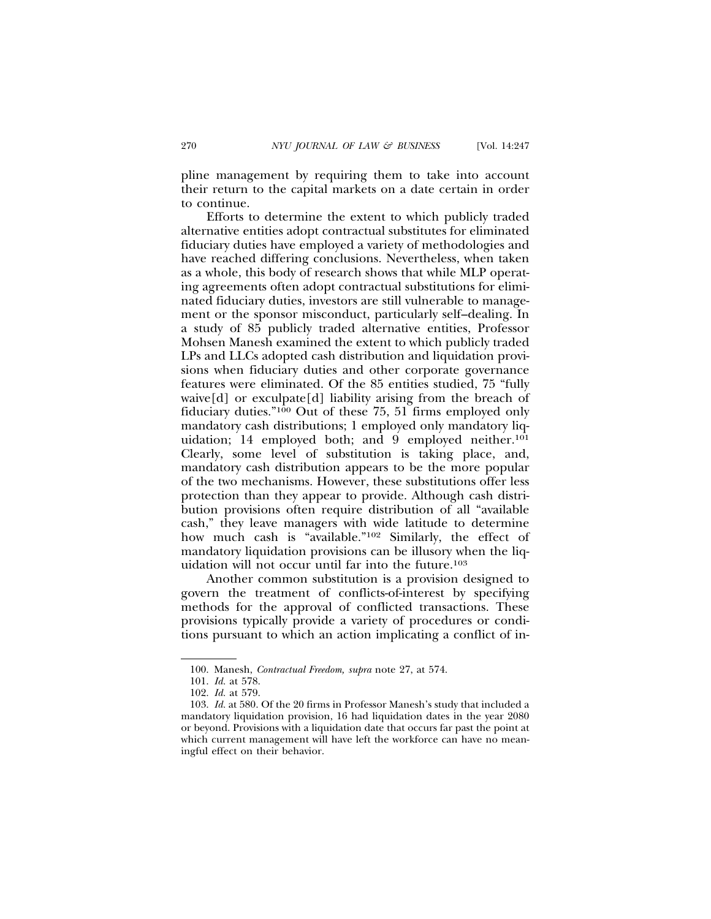pline management by requiring them to take into account their return to the capital markets on a date certain in order to continue.

Efforts to determine the extent to which publicly traded alternative entities adopt contractual substitutes for eliminated fiduciary duties have employed a variety of methodologies and have reached differing conclusions. Nevertheless, when taken as a whole, this body of research shows that while MLP operating agreements often adopt contractual substitutions for eliminated fiduciary duties, investors are still vulnerable to management or the sponsor misconduct, particularly self–dealing. In a study of 85 publicly traded alternative entities, Professor Mohsen Manesh examined the extent to which publicly traded LPs and LLCs adopted cash distribution and liquidation provisions when fiduciary duties and other corporate governance features were eliminated. Of the 85 entities studied, 75 "fully waive[d] or exculpate[d] liability arising from the breach of fiduciary duties."[100] Out of these 75, 51 firms employed only mandatory cash distributions; 1 employed only mandatory liquidation; 14 employed both; and 9 employed neither.[101] Clearly, some level of substitution is taking place, and, mandatory cash distribution appears to be the more popular of the two mechanisms. However, these substitutions offer less protection than they appear to provide. Although cash distribution provisions often require distribution of all "available cash," they leave managers with wide latitude to determine how much cash is "available."[102] Similarly, the effect of mandatory liquidation provisions can be illusory when the liquidation will not occur until far into the future.[103]

Another common substitution is a provision designed to govern the treatment of conflicts-of-interest by specifying methods for the approval of conflicted transactions. These provisions typically provide a variety of procedures or conditions pursuant to which an action implicating a conflict of in-

100. Manesh, *Contractual Freedom, supra* note 27, at 574.

101. *Id.* at 578.

102. *Id.* at 579.

103. *Id.* at 580. Of the 20 firms in Professor Manesh's study that included a mandatory liquidation provision, 16 had liquidation dates in the year 2080 or beyond. Provisions with a liquidation date that occurs far past the point at which current management will have left the workforce can have no meaningful effect on their behavior.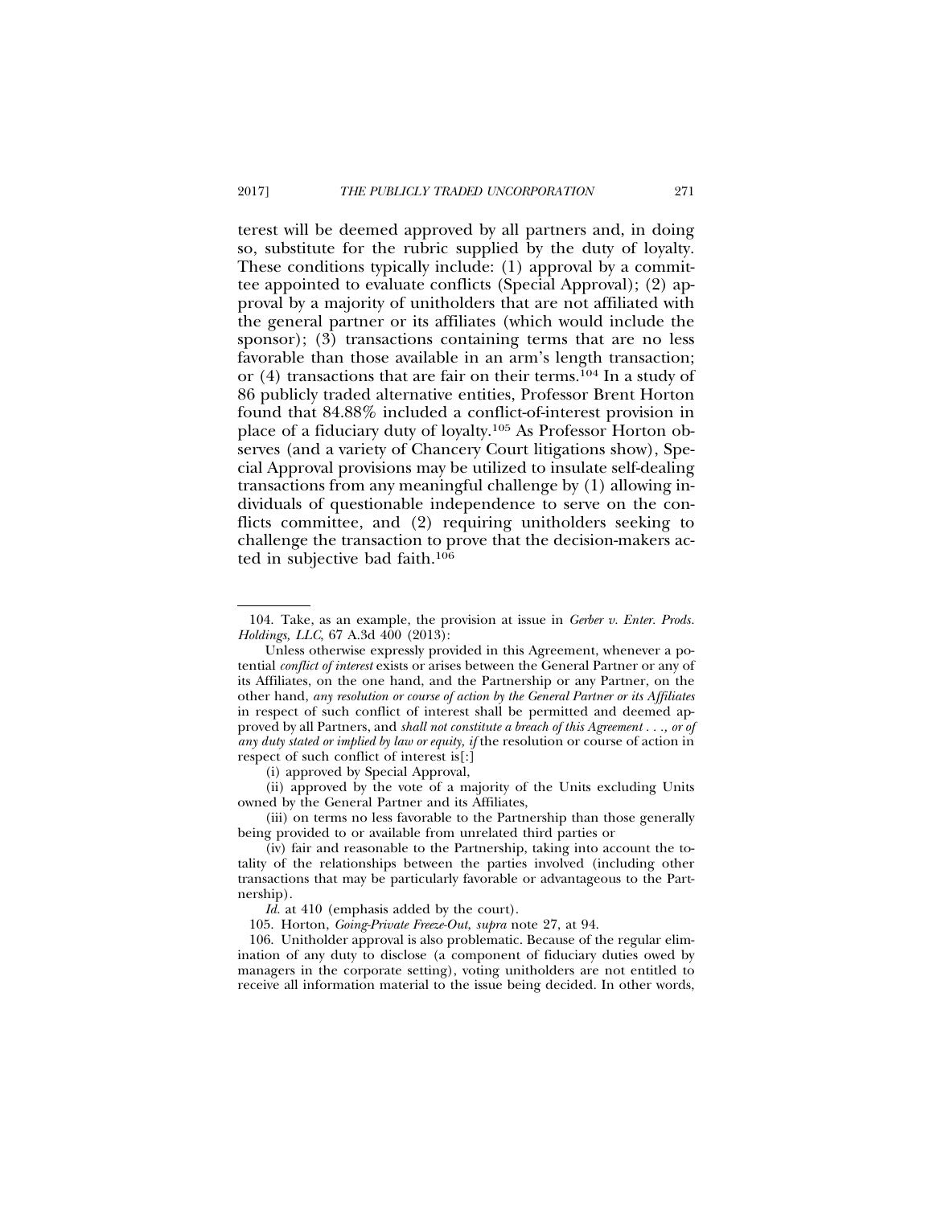terest will be deemed approved by all partners and, in doing so, substitute for the rubric supplied by the duty of loyalty. These conditions typically include: (1) approval by a committee appointed to evaluate conflicts (Special Approval); (2) approval by a majority of unitholders that are not affiliated with the general partner or its affiliates (which would include the sponsor); (3) transactions containing terms that are no less favorable than those available in an arm's length transaction; or (4) transactions that are fair on their terms.[104] In a study of 86 publicly traded alternative entities, Professor Brent Horton found that 84.88% included a conflict-of-interest provision in place of a fiduciary duty of loyalty.[105] As Professor Horton observes (and a variety of Chancery Court litigations show), Special Approval provisions may be utilized to insulate self-dealing transactions from any meaningful challenge by (1) allowing individuals of questionable independence to serve on the conflicts committee, and (2) requiring unitholders seeking to challenge the transaction to prove that the decision-makers acted in subjective bad faith.[106]

---

104. Take, as an example, the provision at issue in *Gerber v. Enter. Prods. Holdings, LLC*, 67 A.3d 400 (2013):

Unless otherwise expressly provided in this Agreement, whenever a potential *conflict of interest* exists or arises between the General Partner or any of its Affiliates, on the one hand, and the Partnership or any Partner, on the other hand, *any resolution or course of action by the General Partner or its Affiliates* in respect of such conflict of interest shall be permitted and deemed approved by all Partners, and *shall not constitute a breach of this Agreement . . ., or of any duty stated or implied by law or equity, if* the resolution or course of action in respect of such conflict of interest is[:]

(i) approved by Special Approval,

(ii) approved by the vote of a majority of the Units excluding Units owned by the General Partner and its Affiliates,

(iii) on terms no less favorable to the Partnership than those generally being provided to or available from unrelated third parties or

(iv) fair and reasonable to the Partnership, taking into account the totality of the relationships between the parties involved (including other transactions that may be particularly favorable or advantageous to the Partnership).

*Id.* at 410 (emphasis added by the court).

105. Horton, *Going-Private Freeze-Out, supra* note 27, at 94.

106. Unitholder approval is also problematic. Because of the regular elimination of any duty to disclose (a component of fiduciary duties owed by managers in the corporate setting), voting unitholders are not entitled to receive all information material to the issue being decided. In other words,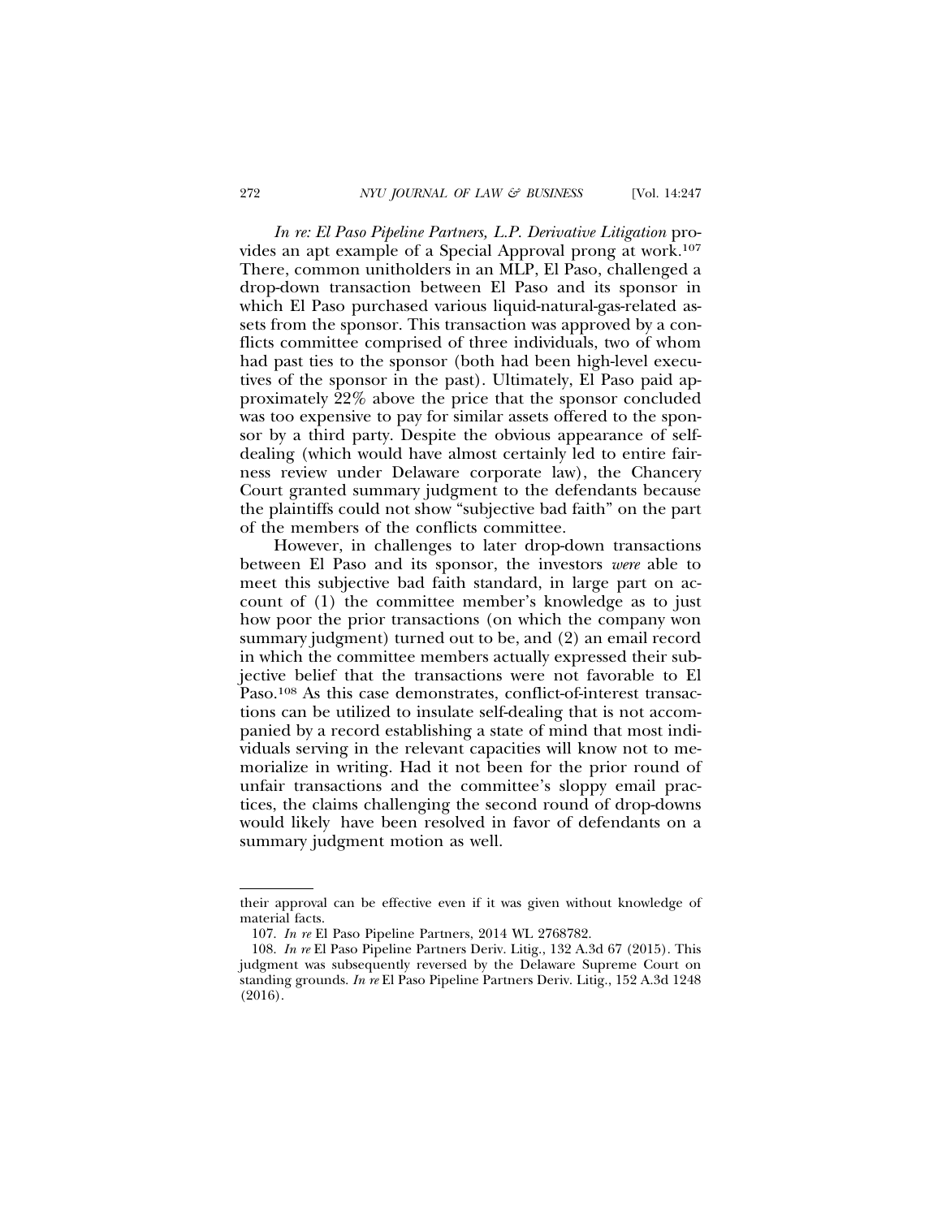*In re: El Paso Pipeline Partners, L.P. Derivative Litigation* provides an apt example of a Special Approval prong at work.[107] There, common unitholders in an MLP, El Paso, challenged a drop-down transaction between El Paso and its sponsor in which El Paso purchased various liquid-natural-gas-related assets from the sponsor. This transaction was approved by a conflicts committee comprised of three individuals, two of whom had past ties to the sponsor (both had been high-level executives of the sponsor in the past). Ultimately, El Paso paid approximately 22% above the price that the sponsor concluded was too expensive to pay for similar assets offered to the sponsor by a third party. Despite the obvious appearance of self-dealing (which would have almost certainly led to entire fairness review under Delaware corporate law), the Chancery Court granted summary judgment to the defendants because the plaintiffs could not show "subjective bad faith" on the part of the members of the conflicts committee.

However, in challenges to later drop-down transactions between El Paso and its sponsor, the investors *were* able to meet this subjective bad faith standard, in large part on account of (1) the committee member's knowledge as to just how poor the prior transactions (on which the company won summary judgment) turned out to be, and (2) an email record in which the committee members actually expressed their subjective belief that the transactions were not favorable to El Paso.[108] As this case demonstrates, conflict-of-interest transactions can be utilized to insulate self-dealing that is not accompanied by a record establishing a state of mind that most individuals serving in the relevant capacities will know not to memorialize in writing. Had it not been for the prior round of unfair transactions and the committee's sloppy email practices, the claims challenging the second round of drop-downs would likely have been resolved in favor of defendants on a summary judgment motion as well.

---

their approval can be effective even if it was given without knowledge of material facts.

107. *In re* El Paso Pipeline Partners, 2014 WL 2768782.

108. *In re* El Paso Pipeline Partners Deriv. Litig., 132 A.3d 67 (2015). This judgment was subsequently reversed by the Delaware Supreme Court on standing grounds. *In re* El Paso Pipeline Partners Deriv. Litig., 152 A.3d 1248 (2016).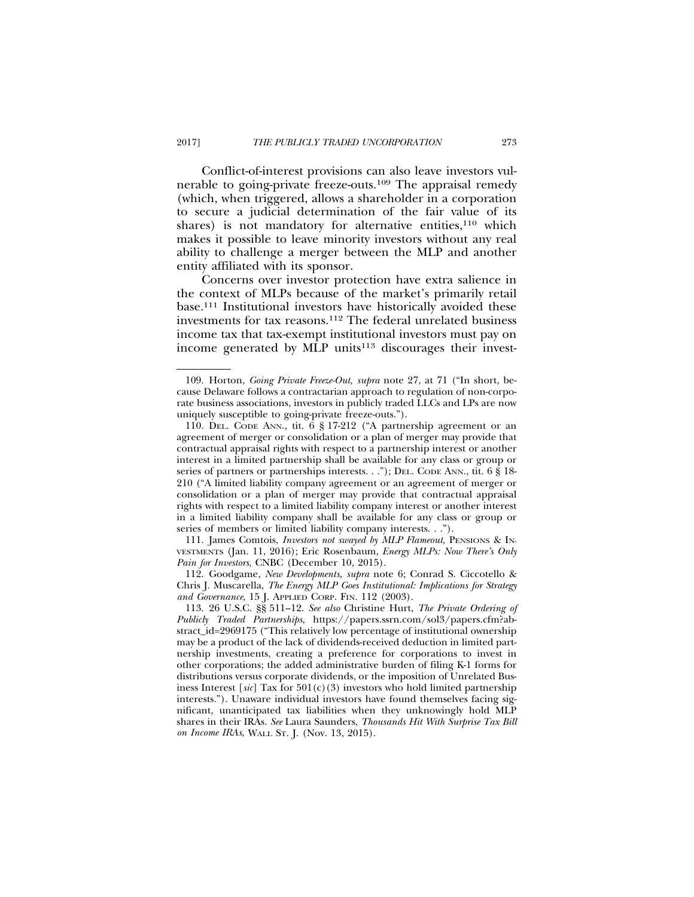Conflict-of-interest provisions can also leave investors vulnerable to going-private freeze-outs.[109] The appraisal remedy (which, when triggered, allows a shareholder in a corporation to secure a judicial determination of the fair value of its shares) is not mandatory for alternative entities,[110] which makes it possible to leave minority investors without any real ability to challenge a merger between the MLP and another entity affiliated with its sponsor.

Concerns over investor protection have extra salience in the context of MLPs because of the market's primarily retail base.[111] Institutional investors have historically avoided these investments for tax reasons.[112] The federal unrelated business income tax that tax-exempt institutional investors must pay on income generated by MLP units[113] discourages their invest-

---

109. Horton, *Going Private Freeze-Out, supra* note 27, at 71 ("In short, because Delaware follows a contractarian approach to regulation of non-corporate business associations, investors in publicly traded LLCs and LPs are now uniquely susceptible to going-private freeze-outs.").

110. DEL. CODE ANN., tit. 6 § 17-212 ("A partnership agreement or an agreement of merger or consolidation or a plan of merger may provide that contractual appraisal rights with respect to a partnership interest or another interest in a limited partnership shall be available for any class or group or series of partners or partnerships interests. . ."); DEL. CODE ANN., tit. 6 § 18-210 ("A limited liability company agreement or an agreement of merger or consolidation or a plan of merger may provide that contractual appraisal rights with respect to a limited liability company interest or another interest in a limited liability company shall be available for any class or group or series of members or limited liability company interests. . .").

111. James Comtois, *Investors not swayed by MLP Flameout*, PENSIONS & INVESTMENTS (Jan. 11, 2016); Eric Rosenbaum, *Energy MLPs: Now There's Only Pain for Investors*, CNBC (December 10, 2015).

112. Goodgame, *New Developments, supra* note 6; Conrad S. Ciccotello & Chris J. Muscarella, *The Energy MLP Goes Institutional: Implications for Strategy and Governance*, 15 J. APPLIED CORP. FIN. 112 (2003).

113. 26 U.S.C. §§ 511–12. *See also* Christine Hurt, *The Private Ordering of Publicly Traded Partnerships*, https://papers.ssrn.com/sol3/papers.cfm?abstract_id=2969175 ("This relatively low percentage of institutional ownership may be a product of the lack of dividends-received deduction in limited partnership investments, creating a preference for corporations to invest in other corporations; the added administrative burden of filing K-1 forms for distributions versus corporate dividends, or the imposition of Unrelated Business Interest [*sic*] Tax for 501(c)(3) investors who hold limited partnership interests."). Unaware individual investors have found themselves facing significant, unanticipated tax liabilities when they unknowingly hold MLP shares in their IRAs. *See* Laura Saunders, *Thousands Hit With Surprise Tax Bill on Income IRAs*, WALL ST. J. (Nov. 13, 2015).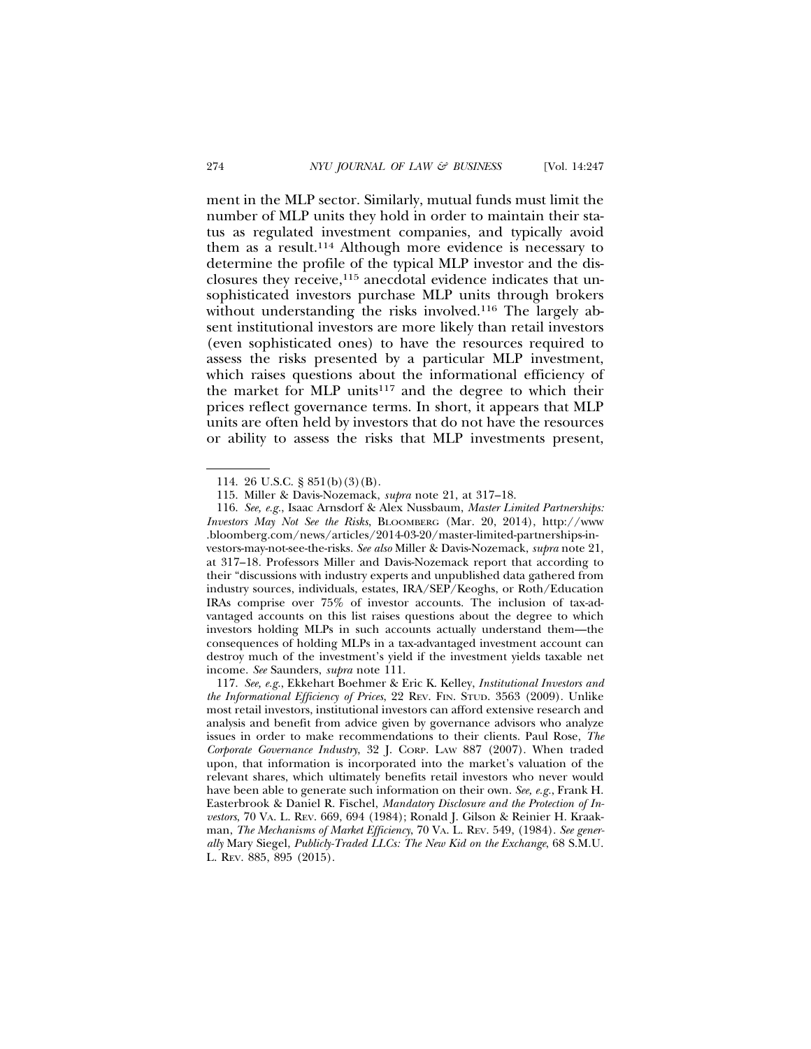ment in the MLP sector. Similarly, mutual funds must limit the number of MLP units they hold in order to maintain their status as regulated investment companies, and typically avoid them as a result.[114] Although more evidence is necessary to determine the profile of the typical MLP investor and the disclosures they receive,[115] anecdotal evidence indicates that unsophisticated investors purchase MLP units through brokers without understanding the risks involved.[116] The largely absent institutional investors are more likely than retail investors (even sophisticated ones) to have the resources required to assess the risks presented by a particular MLP investment, which raises questions about the informational efficiency of the market for MLP units[117] and the degree to which their prices reflect governance terms. In short, it appears that MLP units are often held by investors that do not have the resources or ability to assess the risks that MLP investments present,

---

114. 26 U.S.C. § 851(b)(3)(B).

115. Miller & Davis-Nozemack, *supra* note 21, at 317–18.

116. *See, e.g.*, Isaac Arnsdorf & Alex Nussbaum, *Master Limited Partnerships: Investors May Not See the Risks*, BLOOMBERG (Mar. 20, 2014), http://www.bloomberg.com/news/articles/2014-03-20/master-limited-partnerships-investors-may-not-see-the-risks. *See also* Miller & Davis-Nozemack, *supra* note 21, at 317–18. Professors Miller and Davis-Nozemack report that according to their "discussions with industry experts and unpublished data gathered from industry sources, individuals, estates, IRA/SEP/Keoghs, or Roth/Education IRAs comprise over 75% of investor accounts. The inclusion of tax-advantaged accounts on this list raises questions about the degree to which investors holding MLPs in such accounts actually understand them—the consequences of holding MLPs in a tax-advantaged investment account can destroy much of the investment's yield if the investment yields taxable net income. *See* Saunders, *supra* note 111.

117. *See, e.g.*, Ekkehart Boehmer & Eric K. Kelley, *Institutional Investors and the Informational Efficiency of Prices*, 22 REV. FIN. STUD. 3563 (2009). Unlike most retail investors, institutional investors can afford extensive research and analysis and benefit from advice given by governance advisors who analyze issues in order to make recommendations to their clients. Paul Rose, *The Corporate Governance Industry*, 32 J. CORP. LAW 887 (2007). When traded upon, that information is incorporated into the market's valuation of the relevant shares, which ultimately benefits retail investors who never would have been able to generate such information on their own. *See, e.g.*, Frank H. Easterbrook & Daniel R. Fischel, *Mandatory Disclosure and the Protection of Investors*, 70 VA. L. REV. 669, 694 (1984); Ronald J. Gilson & Reinier H. Kraakman, *The Mechanisms of Market Efficiency*, 70 VA. L. REV. 549, (1984). *See generally* Mary Siegel, *Publicly-Traded LLCs: The New Kid on the Exchange*, 68 S.M.U. L. REV. 885, 895 (2015).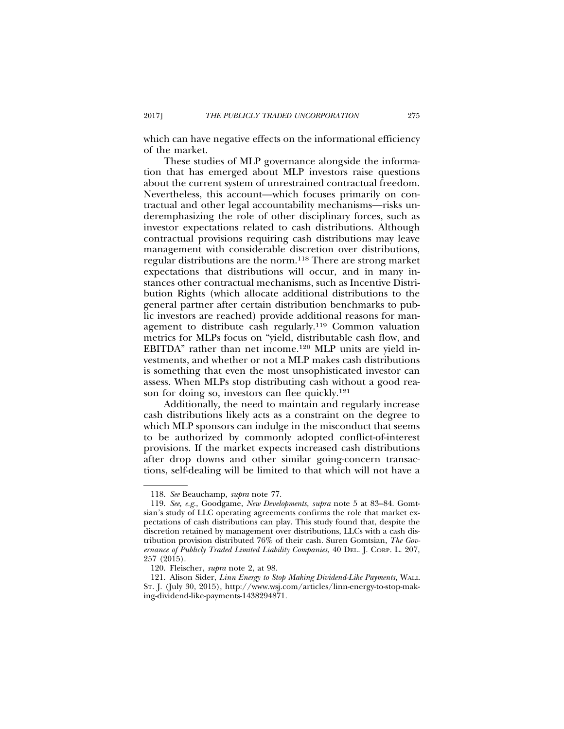which can have negative effects on the informational efficiency of the market.

These studies of MLP governance alongside the information that has emerged about MLP investors raise questions about the current system of unrestrained contractual freedom. Nevertheless, this account—which focuses primarily on contractual and other legal accountability mechanisms—risks underemphasizing the role of other disciplinary forces, such as investor expectations related to cash distributions. Although contractual provisions requiring cash distributions may leave management with considerable discretion over distributions, regular distributions are the norm.[118] There are strong market expectations that distributions will occur, and in many instances other contractual mechanisms, such as Incentive Distribution Rights (which allocate additional distributions to the general partner after certain distribution benchmarks to public investors are reached) provide additional reasons for management to distribute cash regularly.[119] Common valuation metrics for MLPs focus on "yield, distributable cash flow, and EBITDA" rather than net income.[120] MLP units are yield investments, and whether or not a MLP makes cash distributions is something that even the most unsophisticated investor can assess. When MLPs stop distributing cash without a good reason for doing so, investors can flee quickly.[121]

Additionally, the need to maintain and regularly increase cash distributions likely acts as a constraint on the degree to which MLP sponsors can indulge in the misconduct that seems to be authorized by commonly adopted conflict-of-interest provisions. If the market expects increased cash distributions after drop downs and other similar going-concern transactions, self-dealing will be limited to that which will not have a

---

118. *See* Beauchamp, *supra* note 77.

119. *See, e.g.*, Goodgame, *New Developments*, *supra* note 5 at 83–84. Gomtsian's study of LLC operating agreements confirms the role that market expectations of cash distributions can play. This study found that, despite the discretion retained by management over distributions, LLCs with a cash distribution provision distributed 76% of their cash. Suren Gomtsian, *The Governance of Publicly Traded Limited Liability Companies,* 40 DEL. J. CORP. L. 207, 257 (2015).

120. Fleischer, *supra* note 2, at 98.

121. Alison Sider, *Linn Energy to Stop Making Dividend-Like Payments*, WALL ST. J. (July 30, 2015), http://www.wsj.com/articles/linn-energy-to-stop-making-dividend-like-payments-1438294871.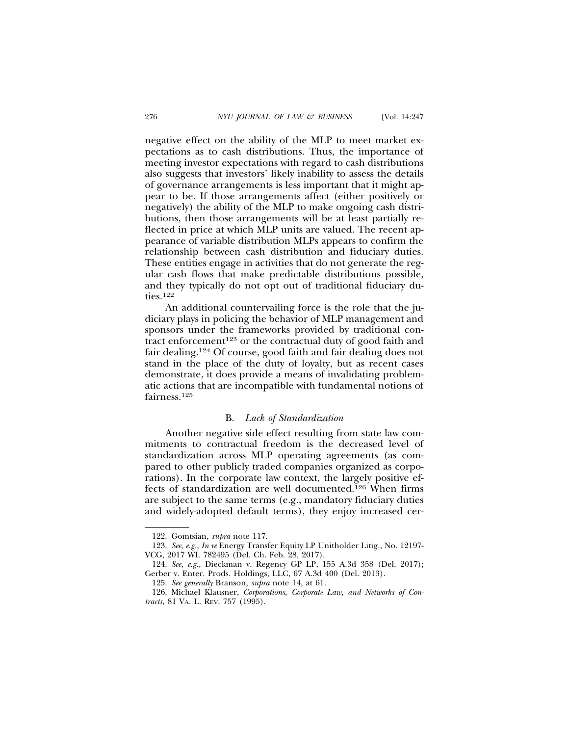negative effect on the ability of the MLP to meet market expectations as to cash distributions. Thus, the importance of meeting investor expectations with regard to cash distributions also suggests that investors' likely inability to assess the details of governance arrangements is less important that it might appear to be. If those arrangements affect (either positively or negatively) the ability of the MLP to make ongoing cash distributions, then those arrangements will be at least partially reflected in price at which MLP units are valued. The recent appearance of variable distribution MLPs appears to confirm the relationship between cash distribution and fiduciary duties. These entities engage in activities that do not generate the regular cash flows that make predictable distributions possible, and they typically do not opt out of traditional fiduciary duties.[122]

An additional countervailing force is the role that the judiciary plays in policing the behavior of MLP management and sponsors under the frameworks provided by traditional contract enforcement[123] or the contractual duty of good faith and fair dealing.[124] Of course, good faith and fair dealing does not stand in the place of the duty of loyalty, but as recent cases demonstrate, it does provide a means of invalidating problematic actions that are incompatible with fundamental notions of fairness.[125]

### B. *Lack of Standardization*

Another negative side effect resulting from state law commitments to contractual freedom is the decreased level of standardization across MLP operating agreements (as compared to other publicly traded companies organized as corporations). In the corporate law context, the largely positive effects of standardization are well documented.[126] When firms are subject to the same terms (e.g., mandatory fiduciary duties and widely-adopted default terms), they enjoy increased cer-

---

122. Gomtsian, *supra* note 117.

123. *See, e.g.*, *In re* Energy Transfer Equity LP Unitholder Litig., No. 12197-VCG, 2017 WL 782495 (Del. Ch. Feb. 28, 2017).

124. *See, e.g.*, Dieckman v. Regency GP LP, 155 A.3d 358 (Del. 2017); Gerber v. Enter. Prods. Holdings, LLC, 67 A.3d 400 (Del. 2013).

125. *See generally* Branson, *supra* note 14, at 61.

126. Michael Klausner, *Corporations, Corporate Law, and Networks of Contracts*, 81 VA. L. REV. 757 (1995).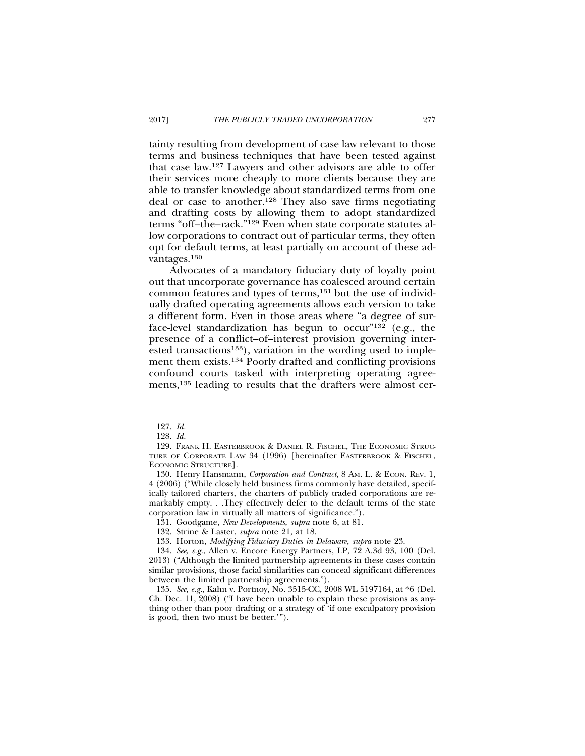tainty resulting from development of case law relevant to those terms and business techniques that have been tested against that case law.[127] Lawyers and other advisors are able to offer their services more cheaply to more clients because they are able to transfer knowledge about standardized terms from one deal or case to another.[128] They also save firms negotiating and drafting costs by allowing them to adopt standardized terms "off–the–rack."[129] Even when state corporate statutes allow corporations to contract out of particular terms, they often opt for default terms, at least partially on account of these advantages.[130]

Advocates of a mandatory fiduciary duty of loyalty point out that uncorporate governance has coalesced around certain common features and types of terms,[131] but the use of individually drafted operating agreements allows each version to take a different form. Even in those areas where "a degree of surface-level standardization has begun to occur"[132] (e.g., the presence of a conflict–of–interest provision governing interested transactions[133]), variation in the wording used to implement them exists.[134] Poorly drafted and conflicting provisions confound courts tasked with interpreting operating agreements,[135] leading to results that the drafters were almost cer-

---

127. *Id.*

128. *Id.*

129. FRANK H. EASTERBROOK & DANIEL R. FISCHEL, THE ECONOMIC STRUCTURE OF CORPORATE LAW 34 (1996) [hereinafter EASTERBROOK & FISCHEL, ECONOMIC STRUCTURE].

130. Henry Hansmann, *Corporation and Contract*, 8 AM. L. & ECON. REV. 1, 4 (2006) ("While closely held business firms commonly have detailed, specifically tailored charters, the charters of publicly traded corporations are remarkably empty. . .They effectively defer to the default terms of the state corporation law in virtually all matters of significance.").

131. Goodgame, *New Developments, supra* note 6, at 81.

132. Strine & Laster, *supra* note 21, at 18.

133. Horton, *Modifying Fiduciary Duties in Delaware*, *supra* note 23.

134. *See, e.g.*, Allen v. Encore Energy Partners, LP, 72 A.3d 93, 100 (Del. 2013) ("Although the limited partnership agreements in these cases contain similar provisions, those facial similarities can conceal significant differences between the limited partnership agreements.").

135. *See, e.g.*, Kahn v. Portnoy, No. 3515-CC, 2008 WL 5197164, at *6 (Del. Ch. Dec. 11, 2008) ("I have been unable to explain these provisions as anything other than poor drafting or a strategy of 'if one exculpatory provision is good, then two must be better.'").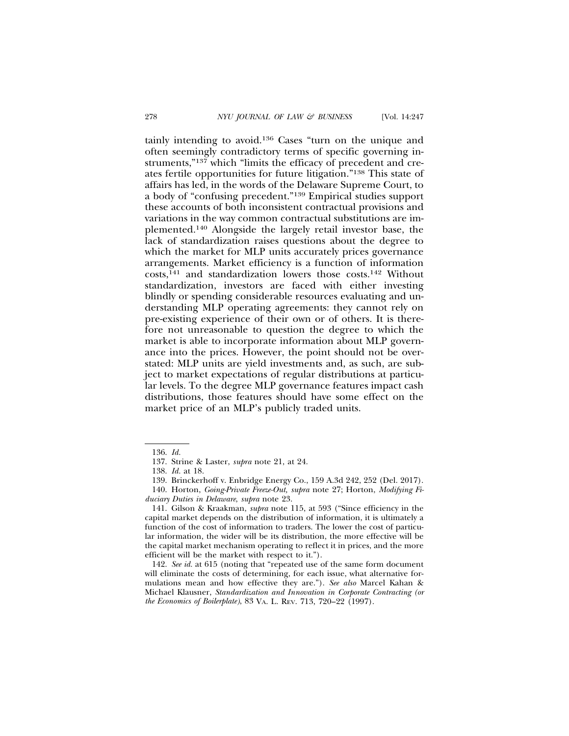tainly intending to avoid.[136] Cases "turn on the unique and often seemingly contradictory terms of specific governing instruments,"[137] which "limits the efficacy of precedent and creates fertile opportunities for future litigation."[138] This state of affairs has led, in the words of the Delaware Supreme Court, to a body of "confusing precedent."[139] Empirical studies support these accounts of both inconsistent contractual provisions and variations in the way common contractual substitutions are implemented.[140] Alongside the largely retail investor base, the lack of standardization raises questions about the degree to which the market for MLP units accurately prices governance arrangements. Market efficiency is a function of information costs,[141] and standardization lowers those costs.[142] Without standardization, investors are faced with either investing blindly or spending considerable resources evaluating and understanding MLP operating agreements: they cannot rely on pre-existing experience of their own or of others. It is therefore not unreasonable to question the degree to which the market is able to incorporate information about MLP governance into the prices. However, the point should not be overstated: MLP units are yield investments and, as such, are subject to market expectations of regular distributions at particular levels. To the degree MLP governance features impact cash distributions, those features should have some effect on the market price of an MLP's publicly traded units.

---

136. *Id.*

137. Strine & Laster, *supra* note 21, at 24.

138. *Id.* at 18.

139. Brinckerhoff v. Enbridge Energy Co., 159 A.3d 242, 252 (Del. 2017).

140. Horton, *Going-Private Freeze-Out, supra* note 27; Horton, *Modifying Fiduciary Duties in Delaware, supra* note 23.

141. Gilson & Kraakman, *supra* note 115, at 593 ("Since efficiency in the capital market depends on the distribution of information, it is ultimately a function of the cost of information to traders. The lower the cost of particular information, the wider will be its distribution, the more effective will be the capital market mechanism operating to reflect it in prices, and the more efficient will be the market with respect to it.").

142. *See id.* at 615 (noting that "repeated use of the same form document will eliminate the costs of determining, for each issue, what alternative formulations mean and how effective they are."). *See also* Marcel Kahan & Michael Klausner, *Standardization and Innovation in Corporate Contracting (or the Economics of Boilerplate)*, 83 VA. L. REV. 713, 720–22 (1997).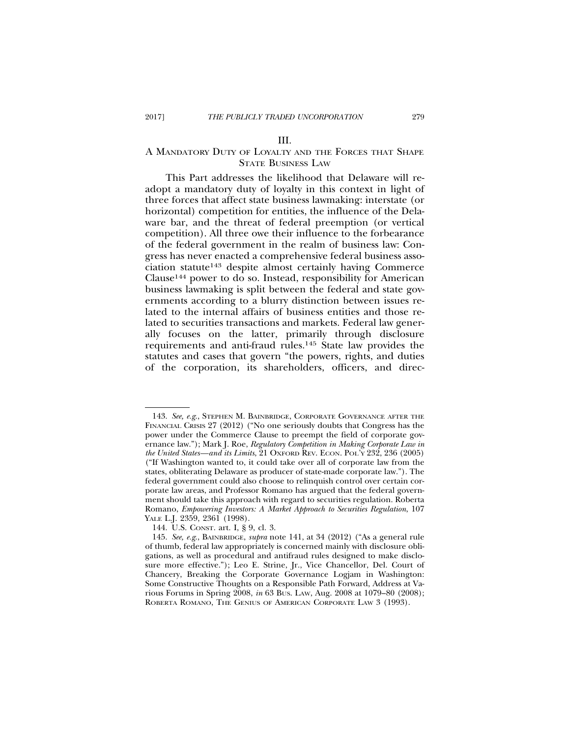## III.
## A MANDATORY DUTY OF LOYALTY AND THE FORCES THAT SHAPE STATE BUSINESS LAW

This Part addresses the likelihood that Delaware will readopt a mandatory duty of loyalty in this context in light of three forces that affect state business lawmaking: interstate (or horizontal) competition for entities, the influence of the Delaware bar, and the threat of federal preemption (or vertical competition). All three owe their influence to the forbearance of the federal government in the realm of business law: Congress has never enacted a comprehensive federal business association statute[143] despite almost certainly having Commerce Clause[144] power to do so. Instead, responsibility for American business lawmaking is split between the federal and state governments according to a blurry distinction between issues related to the internal affairs of business entities and those related to securities transactions and markets. Federal law generally focuses on the latter, primarily through disclosure requirements and anti-fraud rules.[145] State law provides the statutes and cases that govern "the powers, rights, and duties of the corporation, its shareholders, officers, and direc-

---

143. *See, e.g.*, STEPHEN M. BAINBRIDGE, CORPORATE GOVERNANCE AFTER THE FINANCIAL CRISIS 27 (2012) ("No one seriously doubts that Congress has the power under the Commerce Clause to preempt the field of corporate governance law."); Mark J. Roe, *Regulatory Competition in Making Corporate Law in the United States—and its Limits*, 21 OXFORD REV. ECON. POL'Y 232, 236 (2005) ("If Washington wanted to, it could take over all of corporate law from the states, obliterating Delaware as producer of state-made corporate law."). The federal government could also choose to relinquish control over certain corporate law areas, and Professor Romano has argued that the federal government should take this approach with regard to securities regulation. Roberta Romano, *Empowering Investors: A Market Approach to Securities Regulation*, 107 YALE L.J. 2359, 2361 (1998).

144. U.S. CONST. art. I, § 9, cl. 3.

145. *See, e.g.*, BAINBRIDGE, *supra* note 141, at 34 (2012) ("As a general rule of thumb, federal law appropriately is concerned mainly with disclosure obligations, as well as procedural and antifraud rules designed to make disclosure more effective."); Leo E. Strine, Jr., Vice Chancellor, Del. Court of Chancery, Breaking the Corporate Governance Logjam in Washington: Some Constructive Thoughts on a Responsible Path Forward, Address at Various Forums in Spring 2008, *in* 63 BUS. LAW, Aug. 2008 at 1079–80 (2008); ROBERTA ROMANO, THE GENIUS OF AMERICAN CORPORATE LAW 3 (1993).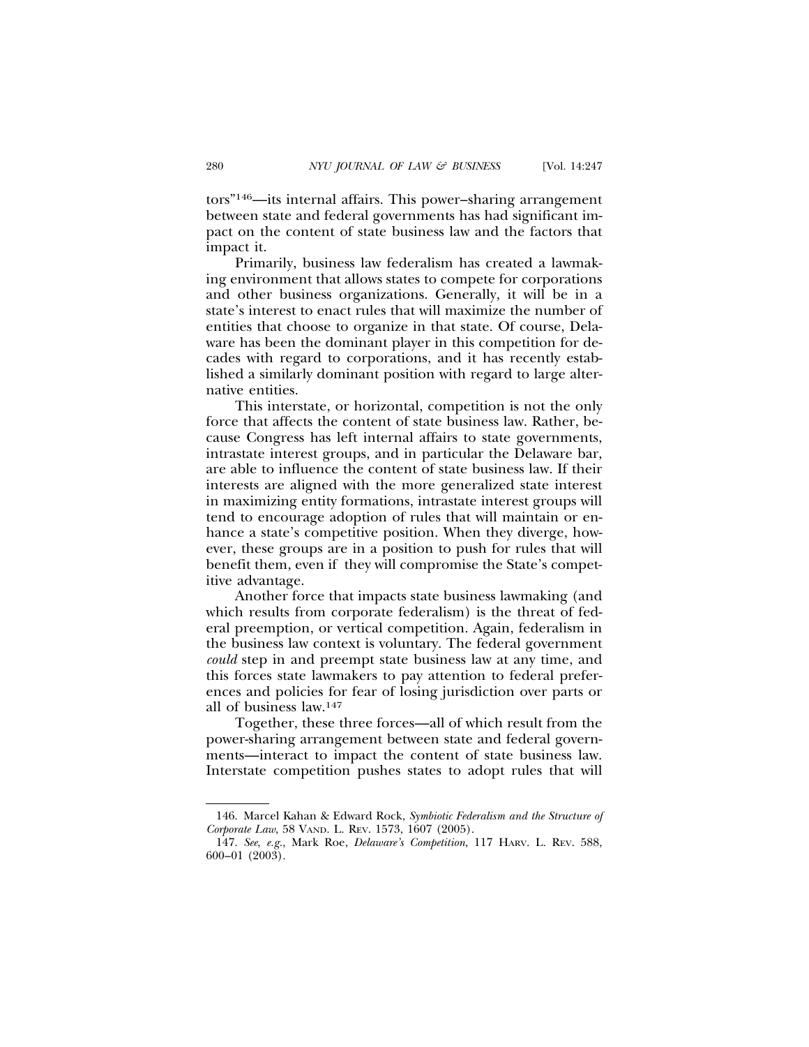tors"[146]—its internal affairs. This power–sharing arrangement between state and federal governments has had significant impact on the content of state business law and the factors that impact it.

Primarily, business law federalism has created a lawmaking environment that allows states to compete for corporations and other business organizations. Generally, it will be in a state's interest to enact rules that will maximize the number of entities that choose to organize in that state. Of course, Delaware has been the dominant player in this competition for decades with regard to corporations, and it has recently established a similarly dominant position with regard to large alternative entities.

This interstate, or horizontal, competition is not the only force that affects the content of state business law. Rather, because Congress has left internal affairs to state governments, intrastate interest groups, and in particular the Delaware bar, are able to influence the content of state business law. If their interests are aligned with the more generalized state interest in maximizing entity formations, intrastate interest groups will tend to encourage adoption of rules that will maintain or enhance a state's competitive position. When they diverge, however, these groups are in a position to push for rules that will benefit them, even if they will compromise the State's competitive advantage.

Another force that impacts state business lawmaking (and which results from corporate federalism) is the threat of federal preemption, or vertical competition. Again, federalism in the business law context is voluntary. The federal government *could* step in and preempt state business law at any time, and this forces state lawmakers to pay attention to federal preferences and policies for fear of losing jurisdiction over parts or all of business law.[147]

Together, these three forces—all of which result from the power-sharing arrangement between state and federal governments—interact to impact the content of state business law. Interstate competition pushes states to adopt rules that will

---

146. Marcel Kahan & Edward Rock, *Symbiotic Federalism and the Structure of Corporate Law*, 58 VAND. L. REV. 1573, 1607 (2005).

147. *See, e.g.*, Mark Roe, *Delaware's Competition*, 117 HARV. L. REV. 588, 600–01 (2003).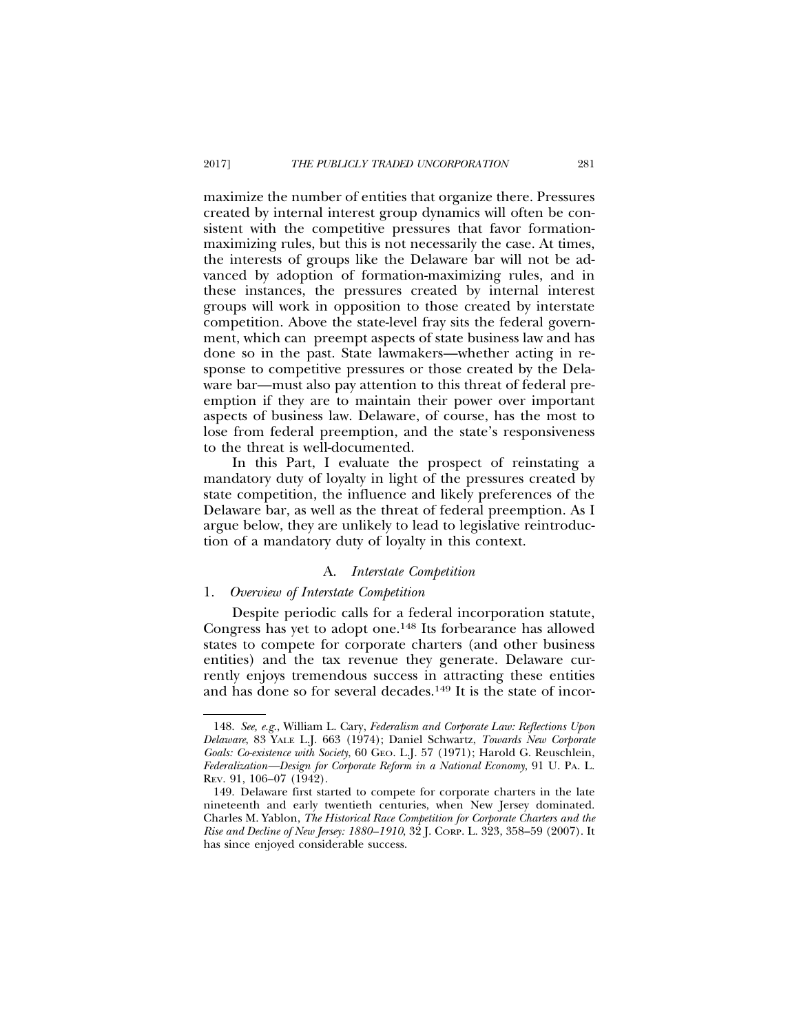maximize the number of entities that organize there. Pressures created by internal interest group dynamics will often be consistent with the competitive pressures that favor formation-maximizing rules, but this is not necessarily the case. At times, the interests of groups like the Delaware bar will not be advanced by adoption of formation-maximizing rules, and in these instances, the pressures created by internal interest groups will work in opposition to those created by interstate competition. Above the state-level fray sits the federal government, which can preempt aspects of state business law and has done so in the past. State lawmakers—whether acting in response to competitive pressures or those created by the Delaware bar—must also pay attention to this threat of federal preemption if they are to maintain their power over important aspects of business law. Delaware, of course, has the most to lose from federal preemption, and the state's responsiveness to the threat is well-documented.

In this Part, I evaluate the prospect of reinstating a mandatory duty of loyalty in light of the pressures created by state competition, the influence and likely preferences of the Delaware bar, as well as the threat of federal preemption. As I argue below, they are unlikely to lead to legislative reintroduction of a mandatory duty of loyalty in this context.

## A. *Interstate Competition*

### 1. *Overview of Interstate Competition*

Despite periodic calls for a federal incorporation statute, Congress has yet to adopt one.[148] Its forbearance has allowed states to compete for corporate charters (and other business entities) and the tax revenue they generate. Delaware currently enjoys tremendous success in attracting these entities and has done so for several decades.[149] It is the state of incor-

---

148. *See, e.g.*, William L. Cary, *Federalism and Corporate Law: Reflections Upon Delaware*, 83 YALE L.J. 663 (1974); Daniel Schwartz, *Towards New Corporate Goals: Co-existence with Society*, 60 GEO. L.J. 57 (1971); Harold G. Reuschlein, *Federalization—Design for Corporate Reform in a National Economy*, 91 U. PA. L. REV. 91, 106–07 (1942).

149. Delaware first started to compete for corporate charters in the late nineteenth and early twentieth centuries, when New Jersey dominated. Charles M. Yablon, *The Historical Race Competition for Corporate Charters and the Rise and Decline of New Jersey: 1880–1910*, 32 J. CORP. L. 323, 358–59 (2007). It has since enjoyed considerable success.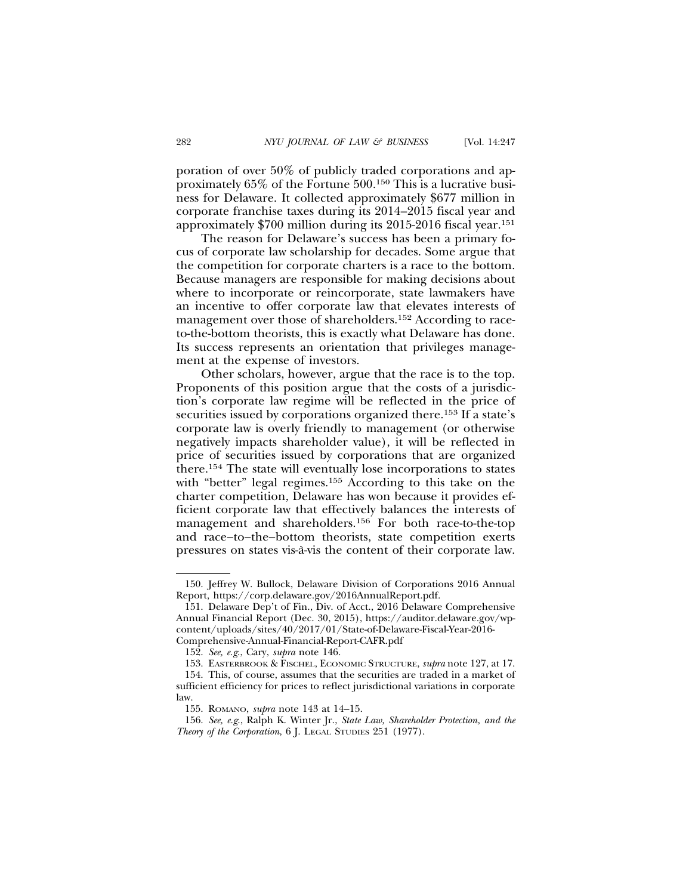poration of over 50% of publicly traded corporations and approximately 65% of the Fortune 500.[150] This is a lucrative business for Delaware. It collected approximately $677 million in corporate franchise taxes during its 2014–2015 fiscal year and approximately $700 million during its 2015-2016 fiscal year.[151]

The reason for Delaware's success has been a primary focus of corporate law scholarship for decades. Some argue that the competition for corporate charters is a race to the bottom. Because managers are responsible for making decisions about where to incorporate or reincorporate, state lawmakers have an incentive to offer corporate law that elevates interests of management over those of shareholders.[152] According to race-to-the-bottom theorists, this is exactly what Delaware has done. Its success represents an orientation that privileges management at the expense of investors.

Other scholars, however, argue that the race is to the top. Proponents of this position argue that the costs of a jurisdiction's corporate law regime will be reflected in the price of securities issued by corporations organized there.[153] If a state's corporate law is overly friendly to management (or otherwise negatively impacts shareholder value), it will be reflected in price of securities issued by corporations that are organized there.[154] The state will eventually lose incorporations to states with "better" legal regimes.[155] According to this take on the charter competition, Delaware has won because it provides efficient corporate law that effectively balances the interests of management and shareholders.[156] For both race-to-the-top and race–to–the–bottom theorists, state competition exerts pressures on states vis-à-vis the content of their corporate law.

---

150. Jeffrey W. Bullock, Delaware Division of Corporations 2016 Annual Report, https://corp.delaware.gov/2016AnnualReport.pdf.

151. Delaware Dep't of Fin., Div. of Acct., 2016 Delaware Comprehensive Annual Financial Report (Dec. 30, 2015), https://auditor.delaware.gov/wp-content/uploads/sites/40/2017/01/State-of-Delaware-Fiscal-Year-2016-Comprehensive-Annual-Financial-Report-CAFR.pdf

152. *See, e.g.*, Cary, *supra* note 146.

153. EASTERBROOK & FISCHEL, ECONOMIC STRUCTURE, *supra* note 127, at 17.

154. This, of course, assumes that the securities are traded in a market of sufficient efficiency for prices to reflect jurisdictional variations in corporate law.

155. ROMANO, *supra* note 143 at 14–15.

156. *See, e.g.*, Ralph K. Winter Jr., *State Law, Shareholder Protection, and the Theory of the Corporation*, 6 J. LEGAL STUDIES 251 (1977).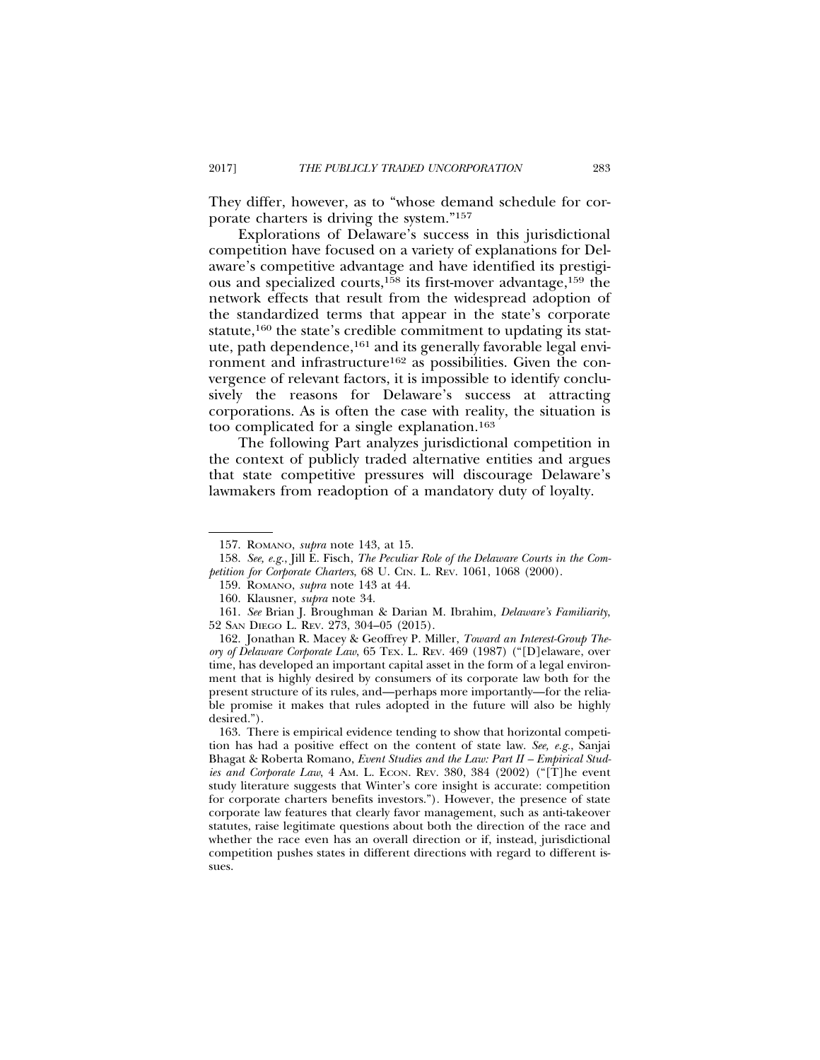They differ, however, as to "whose demand schedule for corporate charters is driving the system."[157]

Explorations of Delaware's success in this jurisdictional competition have focused on a variety of explanations for Delaware's competitive advantage and have identified its prestigious and specialized courts,[158] its first-mover advantage,[159] the network effects that result from the widespread adoption of the standardized terms that appear in the state's corporate statute,[160] the state's credible commitment to updating its statute, path dependence,[161] and its generally favorable legal environment and infrastructure[162] as possibilities. Given the convergence of relevant factors, it is impossible to identify conclusively the reasons for Delaware's success at attracting corporations. As is often the case with reality, the situation is too complicated for a single explanation.[163]

The following Part analyzes jurisdictional competition in the context of publicly traded alternative entities and argues that state competitive pressures will discourage Delaware's lawmakers from readoption of a mandatory duty of loyalty.

---

157. ROMANO, *supra* note 143, at 15.

158. *See, e.g.*, Jill E. Fisch, *The Peculiar Role of the Delaware Courts in the Competition for Corporate Charters*, 68 U. CIN. L. REV. 1061, 1068 (2000).

159. ROMANO, *supra* note 143 at 44.

160. Klausner, *supra* note 34.

161. *See* Brian J. Broughman & Darian M. Ibrahim, *Delaware's Familiarity*, 52 SAN DIEGO L. REV. 273, 304–05 (2015).

162. Jonathan R. Macey & Geoffrey P. Miller, *Toward an Interest-Group Theory of Delaware Corporate Law*, 65 TEX. L. REV. 469 (1987) ("[D]elaware, over time, has developed an important capital asset in the form of a legal environment that is highly desired by consumers of its corporate law both for the present structure of its rules, and—perhaps more importantly—for the reliable promise it makes that rules adopted in the future will also be highly desired.").

163. There is empirical evidence tending to show that horizontal competition has had a positive effect on the content of state law. *See, e.g.*, Sanjai Bhagat & Roberta Romano, *Event Studies and the Law: Part II – Empirical Studies and Corporate Law*, 4 AM. L. ECON. REV. 380, 384 (2002) ("[T]he event study literature suggests that Winter's core insight is accurate: competition for corporate charters benefits investors."). However, the presence of state corporate law features that clearly favor management, such as anti-takeover statutes, raise legitimate questions about both the direction of the race and whether the race even has an overall direction or if, instead, jurisdictional competition pushes states in different directions with regard to different issues.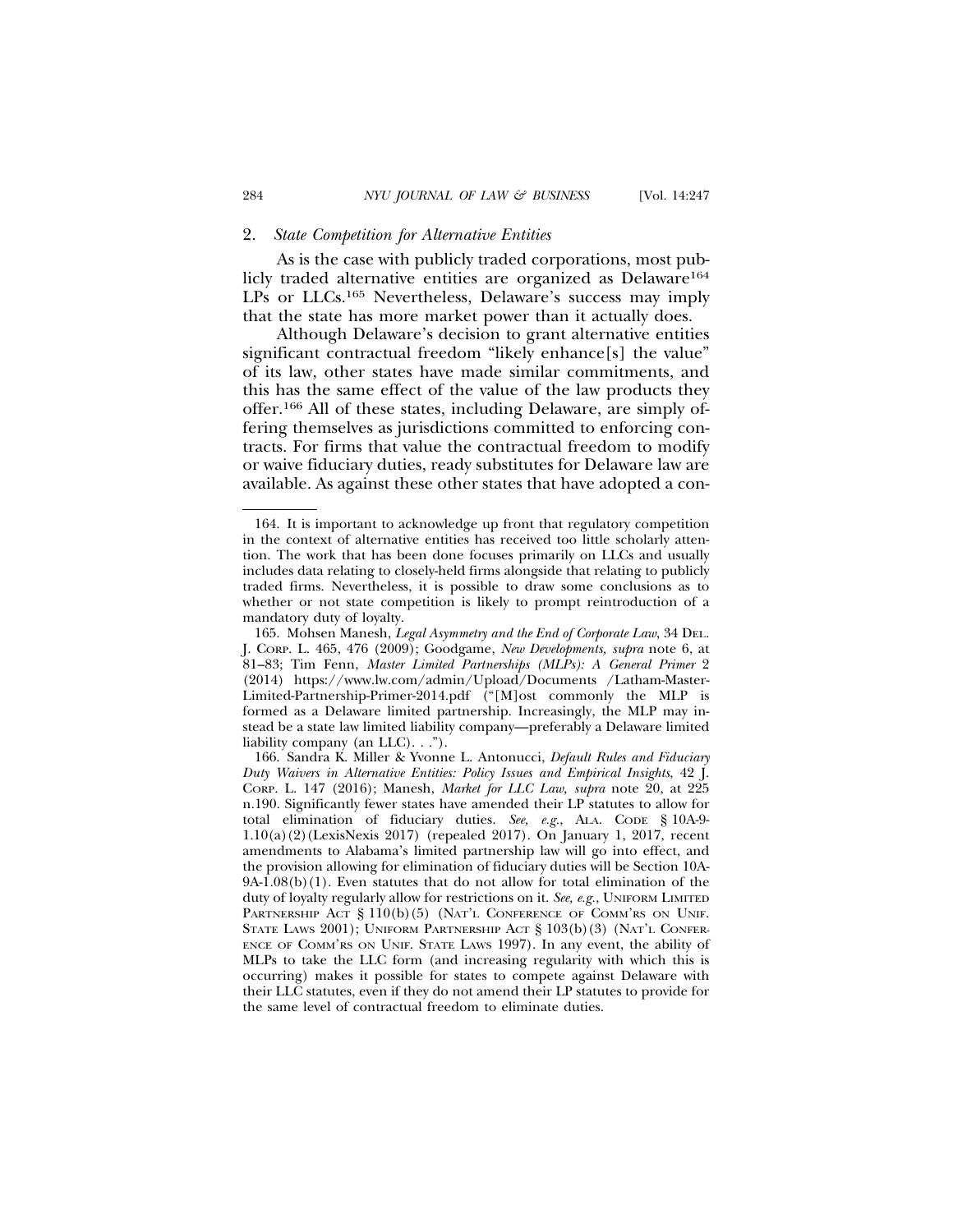### 2. *State Competition for Alternative Entities*

As is the case with publicly traded corporations, most publicly traded alternative entities are organized as Delaware[164] LPs or LLCs.[165] Nevertheless, Delaware's success may imply that the state has more market power than it actually does.

Although Delaware's decision to grant alternative entities significant contractual freedom "likely enhance[s] the value" of its law, other states have made similar commitments, and this has the same effect of the value of the law products they offer.[166] All of these states, including Delaware, are simply offering themselves as jurisdictions committed to enforcing contracts. For firms that value the contractual freedom to modify or waive fiduciary duties, ready substitutes for Delaware law are available. As against these other states that have adopted a con-

---

164. It is important to acknowledge up front that regulatory competition in the context of alternative entities has received too little scholarly attention. The work that has been done focuses primarily on LLCs and usually includes data relating to closely-held firms alongside that relating to publicly traded firms. Nevertheless, it is possible to draw some conclusions as to whether or not state competition is likely to prompt reintroduction of a mandatory duty of loyalty.

165. Mohsen Manesh, *Legal Asymmetry and the End of Corporate Law*, 34 DEL. J. CORP. L. 465, 476 (2009); Goodgame, *New Developments, supra* note 6, at 81–83; Tim Fenn, *Master Limited Partnerships (MLPs): A General Primer* 2 (2014) https://www.lw.com/admin/Upload/Documents /Latham-Master-Limited-Partnership-Primer-2014.pdf ("[M]ost commonly the MLP is formed as a Delaware limited partnership. Increasingly, the MLP may instead be a state law limited liability company—preferably a Delaware limited liability company (an LLC). . .").

166. Sandra K. Miller & Yvonne L. Antonucci, *Default Rules and Fiduciary Duty Waivers in Alternative Entities: Policy Issues and Empirical Insights*, 42 J. CORP. L. 147 (2016); Manesh, *Market for LLC Law, supra* note 20, at 225 n.190. Significantly fewer states have amended their LP statutes to allow for total elimination of fiduciary duties. *See, e.g.*, ALA. CODE § 10A-9-1.10(a)(2)(LexisNexis 2017) (repealed 2017). On January 1, 2017, recent amendments to Alabama's limited partnership law will go into effect, and the provision allowing for elimination of fiduciary duties will be Section 10A-9A-1.08(b)(1). Even statutes that do not allow for total elimination of the duty of loyalty regularly allow for restrictions on it. *See, e.g.*, UNIFORM LIMITED PARTNERSHIP ACT § 110(b)(5) (NAT'L CONFERENCE OF COMM'RS ON UNIF. STATE LAWS 2001); UNIFORM PARTNERSHIP ACT § 103(b)(3) (NAT'L CONFERENCE OF COMM'RS ON UNIF. STATE LAWS 1997). In any event, the ability of MLPs to take the LLC form (and increasing regularity with which this is occurring) makes it possible for states to compete against Delaware with their LLC statutes, even if they do not amend their LP statutes to provide for the same level of contractual freedom to eliminate duties.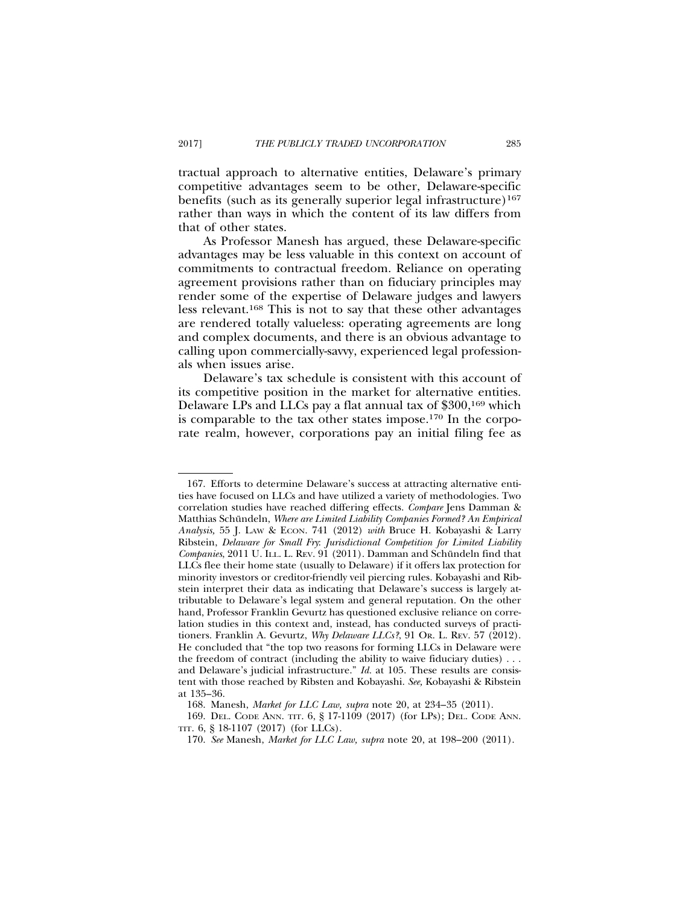tractual approach to alternative entities, Delaware's primary competitive advantages seem to be other, Delaware-specific benefits (such as its generally superior legal infrastructure)[167] rather than ways in which the content of its law differs from that of other states.

As Professor Manesh has argued, these Delaware-specific advantages may be less valuable in this context on account of commitments to contractual freedom. Reliance on operating agreement provisions rather than on fiduciary principles may render some of the expertise of Delaware judges and lawyers less relevant.[168] This is not to say that these other advantages are rendered totally valueless: operating agreements are long and complex documents, and there is an obvious advantage to calling upon commercially-savvy, experienced legal professionals when issues arise.

Delaware's tax schedule is consistent with this account of its competitive position in the market for alternative entities. Delaware LPs and LLCs pay a flat annual tax of $300,[169] which is comparable to the tax other states impose.[170] In the corporate realm, however, corporations pay an initial filing fee as

---

167. Efforts to determine Delaware's success at attracting alternative entities have focused on LLCs and have utilized a variety of methodologies. Two correlation studies have reached differing effects. *Compare* Jens Damman & Matthias Schündeln, *Where are Limited Liability Companies Formed? An Empirical Analysis,* 55 J. LAW & ECON. 741 (2012) *with* Bruce H. Kobayashi & Larry Ribstein, *Delaware for Small Fry: Jurisdictional Competition for Limited Liability Companies*, 2011 U. ILL. L. REV. 91 (2011). Damman and Schündeln find that LLCs flee their home state (usually to Delaware) if it offers lax protection for minority investors or creditor-friendly veil piercing rules. Kobayashi and Ribstein interpret their data as indicating that Delaware's success is largely attributable to Delaware's legal system and general reputation. On the other hand, Professor Franklin Gevurtz has questioned exclusive reliance on correlation studies in this context and, instead, has conducted surveys of practitioners. Franklin A. Gevurtz, *Why Delaware LLCs?*, 91 OR. L. REV. 57 (2012). He concluded that "the top two reasons for forming LLCs in Delaware were the freedom of contract (including the ability to waive fiduciary duties) . . . and Delaware's judicial infrastructure." *Id.* at 105. These results are consistent with those reached by Ribsten and Kobayashi. *See,* Kobayashi & Ribstein at 135–36.

168. Manesh, *Market for LLC Law, supra* note 20, at 234–35 (2011).

169. DEL. CODE ANN. TIT. 6, § 17-1109 (2017) (for LPs); DEL. CODE ANN. TIT. 6, § 18-1107 (2017) (for LLCs).

170. *See* Manesh, *Market for LLC Law, supra* note 20, at 198–200 (2011).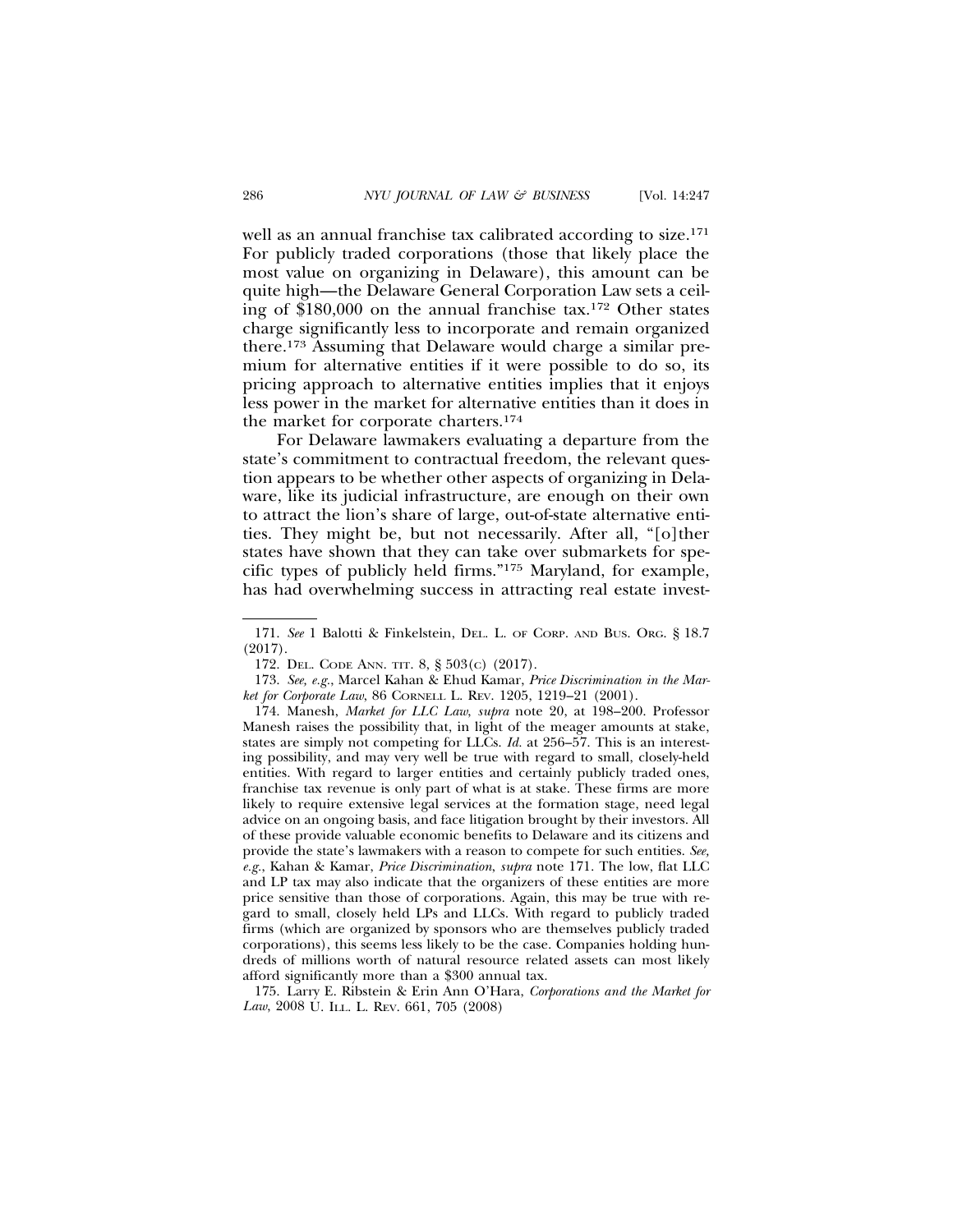well as an annual franchise tax calibrated according to size.[171] For publicly traded corporations (those that likely place the most value on organizing in Delaware), this amount can be quite high—the Delaware General Corporation Law sets a ceiling of $180,000 on the annual franchise tax.[172] Other states charge significantly less to incorporate and remain organized there.[173] Assuming that Delaware would charge a similar premium for alternative entities if it were possible to do so, its pricing approach to alternative entities implies that it enjoys less power in the market for alternative entities than it does in the market for corporate charters.[174]

For Delaware lawmakers evaluating a departure from the state's commitment to contractual freedom, the relevant question appears to be whether other aspects of organizing in Delaware, like its judicial infrastructure, are enough on their own to attract the lion's share of large, out-of-state alternative entities. They might be, but not necessarily. After all, "[o]ther states have shown that they can take over submarkets for specific types of publicly held firms."[175] Maryland, for example, has had overwhelming success in attracting real estate invest-

---

171. *See* 1 Balotti & Finkelstein, DEL. L. OF CORP. AND BUS. ORG. § 18.7 (2017).

172. DEL. CODE ANN. TIT. 8, § 503(C) (2017).

173. *See, e.g.*, Marcel Kahan & Ehud Kamar, *Price Discrimination in the Market for Corporate Law*, 86 CORNELL L. REV. 1205, 1219–21 (2001).

174. Manesh, *Market for LLC Law*, *supra* note 20, at 198–200. Professor Manesh raises the possibility that, in light of the meager amounts at stake, states are simply not competing for LLCs. *Id.* at 256–57. This is an interesting possibility, and may very well be true with regard to small, closely-held entities. With regard to larger entities and certainly publicly traded ones, franchise tax revenue is only part of what is at stake. These firms are more likely to require extensive legal services at the formation stage, need legal advice on an ongoing basis, and face litigation brought by their investors. All of these provide valuable economic benefits to Delaware and its citizens and provide the state's lawmakers with a reason to compete for such entities. *See, e.g.*, Kahan & Kamar, *Price Discrimination*, *supra* note 171. The low, flat LLC and LP tax may also indicate that the organizers of these entities are more price sensitive than those of corporations. Again, this may be true with regard to small, closely held LPs and LLCs. With regard to publicly traded firms (which are organized by sponsors who are themselves publicly traded corporations), this seems less likely to be the case. Companies holding hundreds of millions worth of natural resource related assets can most likely afford significantly more than a $300 annual tax.

175. Larry E. Ribstein & Erin Ann O'Hara, *Corporations and the Market for Law*, 2008 U. ILL. L. REV. 661, 705 (2008)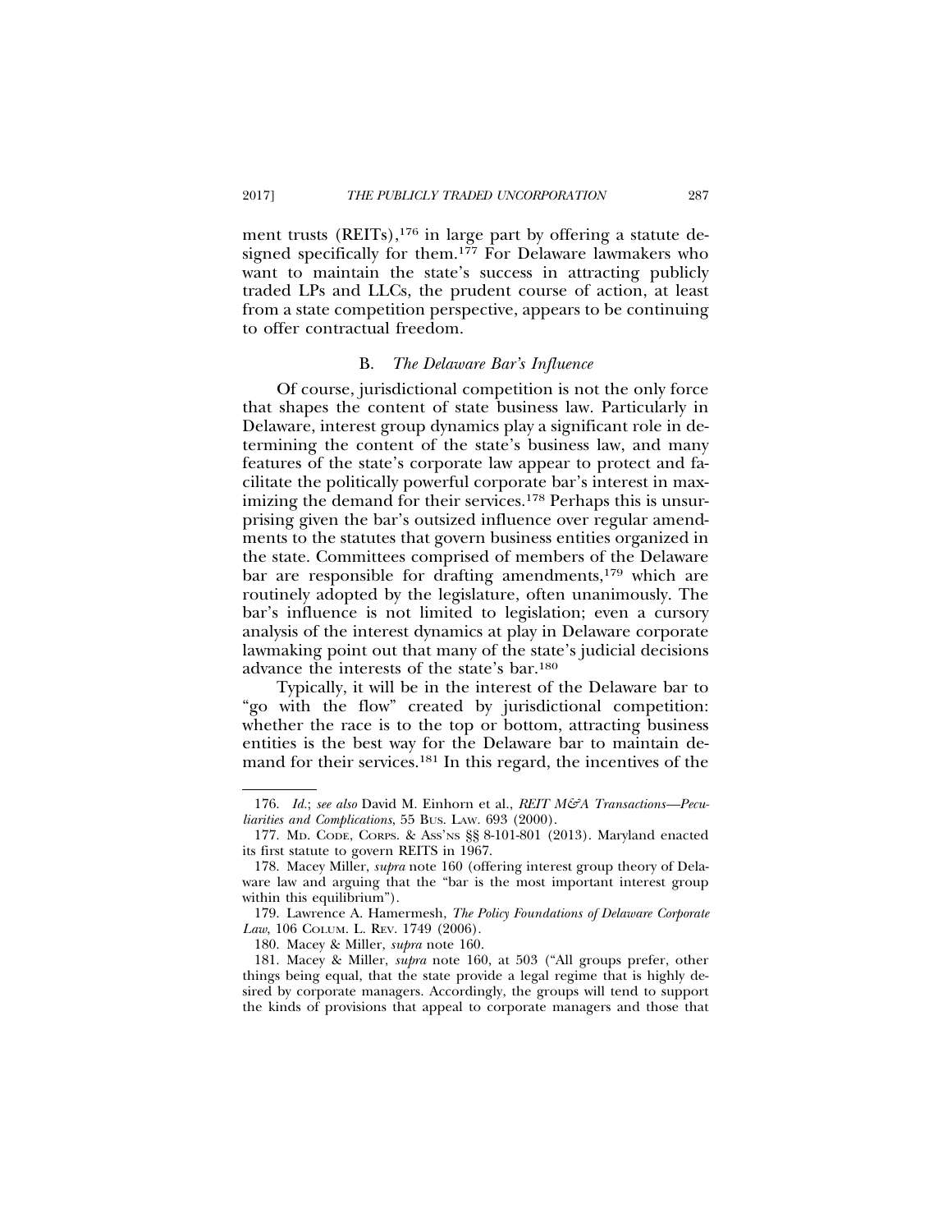ment trusts (REITs),[176] in large part by offering a statute designed specifically for them.[177] For Delaware lawmakers who want to maintain the state's success in attracting publicly traded LPs and LLCs, the prudent course of action, at least from a state competition perspective, appears to be continuing to offer contractual freedom.

### B. *The Delaware Bar's Influence*

Of course, jurisdictional competition is not the only force that shapes the content of state business law. Particularly in Delaware, interest group dynamics play a significant role in determining the content of the state's business law, and many features of the state's corporate law appear to protect and facilitate the politically powerful corporate bar's interest in maximizing the demand for their services.[178] Perhaps this is unsurprising given the bar's outsized influence over regular amendments to the statutes that govern business entities organized in the state. Committees comprised of members of the Delaware bar are responsible for drafting amendments,[179] which are routinely adopted by the legislature, often unanimously. The bar's influence is not limited to legislation; even a cursory analysis of the interest dynamics at play in Delaware corporate lawmaking point out that many of the state's judicial decisions advance the interests of the state's bar.[180]

Typically, it will be in the interest of the Delaware bar to "go with the flow" created by jurisdictional competition: whether the race is to the top or bottom, attracting business entities is the best way for the Delaware bar to maintain demand for their services.[181] In this regard, the incentives of the

---

176. *Id.*; *see also* David M. Einhorn et al., *REIT M&A Transactions—Peculiarities and Complications*, 55 BUS. LAW. 693 (2000).

177. MD. CODE, CORPS. & ASS'NS §§ 8-101-801 (2013). Maryland enacted its first statute to govern REITS in 1967.

178. Macey Miller, *supra* note 160 (offering interest group theory of Delaware law and arguing that the "bar is the most important interest group within this equilibrium").

179. Lawrence A. Hamermesh, *The Policy Foundations of Delaware Corporate Law*, 106 COLUM. L. REV. 1749 (2006).

180. Macey & Miller, *supra* note 160.

181. Macey & Miller, *supra* note 160, at 503 ("All groups prefer, other things being equal, that the state provide a legal regime that is highly desired by corporate managers. Accordingly, the groups will tend to support the kinds of provisions that appeal to corporate managers and those that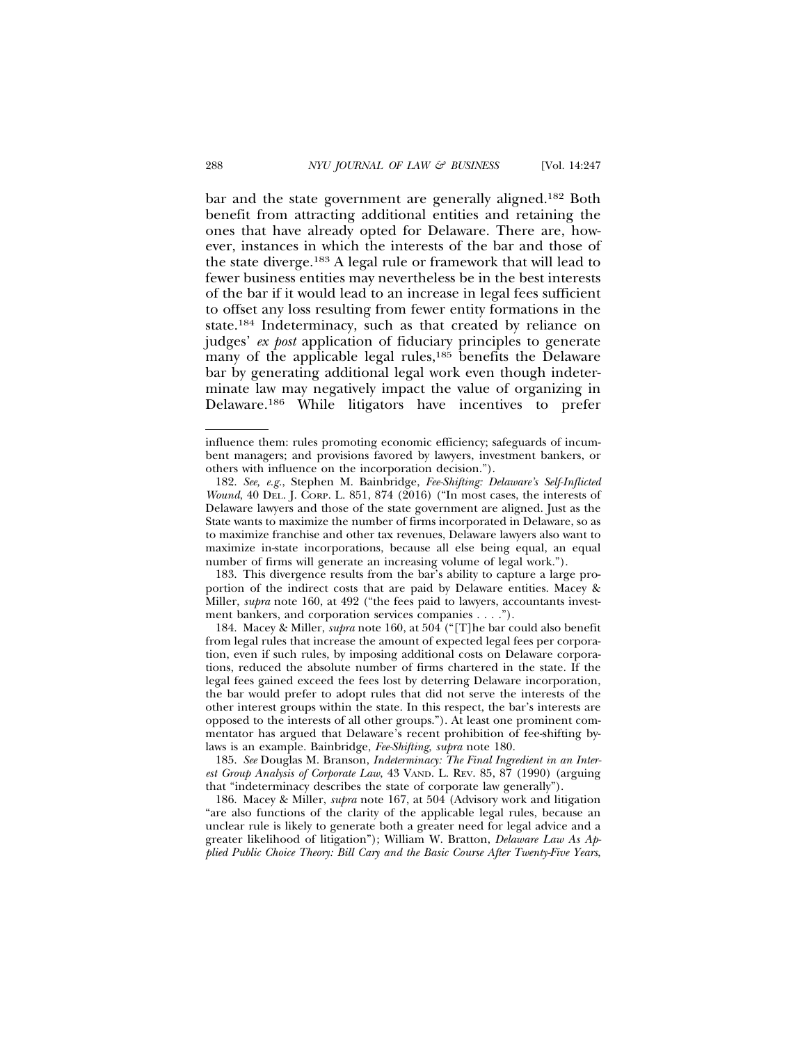bar and the state government are generally aligned.[182] Both benefit from attracting additional entities and retaining the ones that have already opted for Delaware. There are, however, instances in which the interests of the bar and those of the state diverge.[183] A legal rule or framework that will lead to fewer business entities may nevertheless be in the best interests of the bar if it would lead to an increase in legal fees sufficient to offset any loss resulting from fewer entity formations in the state.[184] Indeterminacy, such as that created by reliance on judges' *ex post* application of fiduciary principles to generate many of the applicable legal rules,[185] benefits the Delaware bar by generating additional legal work even though indeterminate law may negatively impact the value of organizing in Delaware.[186] While litigators have incentives to prefer

---

influence them: rules promoting economic efficiency; safeguards of incumbent managers; and provisions favored by lawyers, investment bankers, or others with influence on the incorporation decision.").

182. *See, e.g.*, Stephen M. Bainbridge, *Fee-Shifting: Delaware's Self-Inflicted Wound*, 40 DEL. J. CORP. L. 851, 874 (2016) ("In most cases, the interests of Delaware lawyers and those of the state government are aligned. Just as the State wants to maximize the number of firms incorporated in Delaware, so as to maximize franchise and other tax revenues, Delaware lawyers also want to maximize in-state incorporations, because all else being equal, an equal number of firms will generate an increasing volume of legal work.").

183. This divergence results from the bar's ability to capture a large proportion of the indirect costs that are paid by Delaware entities. Macey & Miller, *supra* note 160, at 492 ("the fees paid to lawyers, accountants investment bankers, and corporation services companies . . . .").

184. Macey & Miller, *supra* note 160, at 504 ("[T]he bar could also benefit from legal rules that increase the amount of expected legal fees per corporation, even if such rules, by imposing additional costs on Delaware corporations, reduced the absolute number of firms chartered in the state. If the legal fees gained exceed the fees lost by deterring Delaware incorporation, the bar would prefer to adopt rules that did not serve the interests of the other interest groups within the state. In this respect, the bar's interests are opposed to the interests of all other groups."). At least one prominent commentator has argued that Delaware's recent prohibition of fee-shifting bylaws is an example. Bainbridge, *Fee-Shifting*, *supra* note 180.

185. *See* Douglas M. Branson, *Indeterminacy: The Final Ingredient in an Interest Group Analysis of Corporate Law*, 43 VAND. L. REV. 85, 87 (1990) (arguing that "indeterminacy describes the state of corporate law generally").

186. Macey & Miller, *supra* note 167, at 504 (Advisory work and litigation "are also functions of the clarity of the applicable legal rules, because an unclear rule is likely to generate both a greater need for legal advice and a greater likelihood of litigation"); William W. Bratton, *Delaware Law As Applied Public Choice Theory: Bill Cary and the Basic Course After Twenty-Five Years*,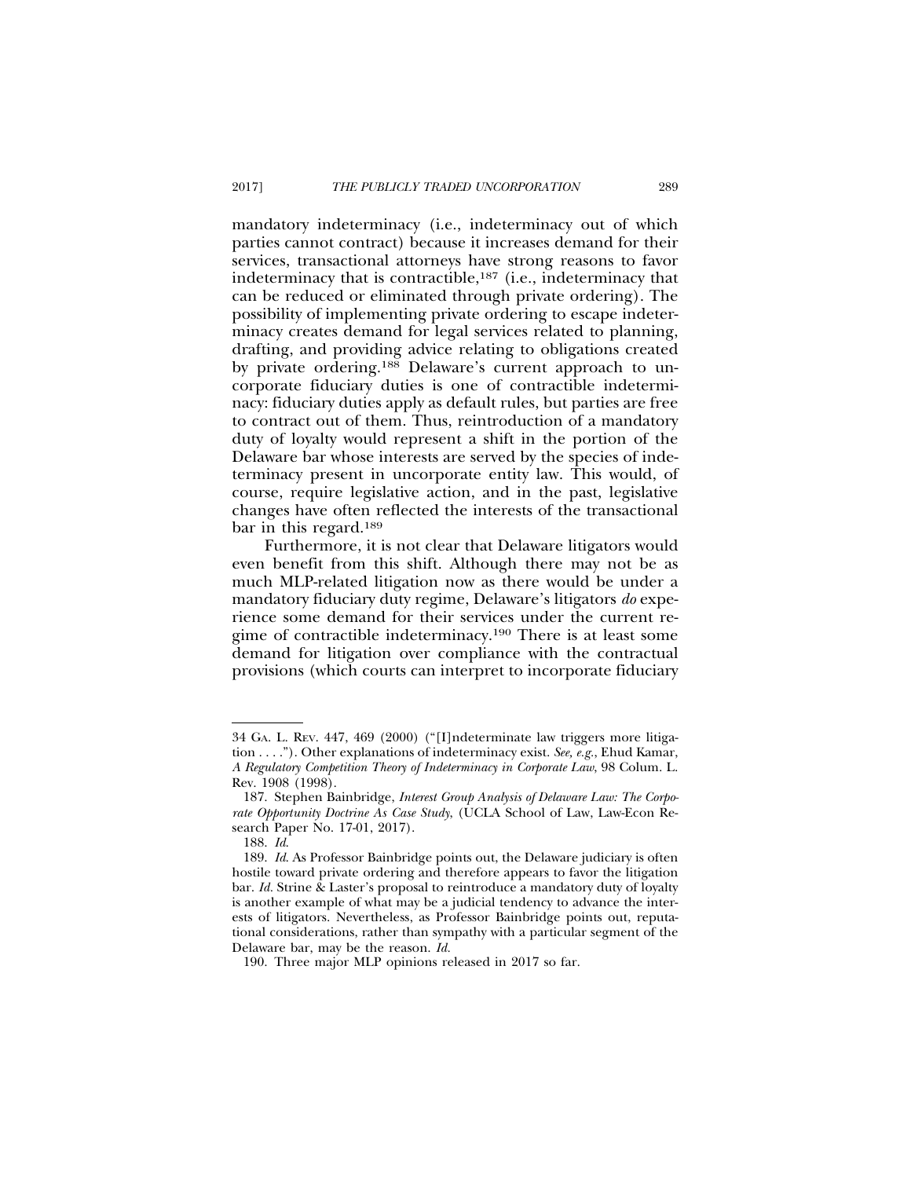mandatory indeterminacy (i.e., indeterminacy out of which parties cannot contract) because it increases demand for their services, transactional attorneys have strong reasons to favor indeterminacy that is contractible,[187] (i.e., indeterminacy that can be reduced or eliminated through private ordering). The possibility of implementing private ordering to escape indeterminacy creates demand for legal services related to planning, drafting, and providing advice relating to obligations created by private ordering.[188] Delaware's current approach to uncorporate fiduciary duties is one of contractible indeterminacy: fiduciary duties apply as default rules, but parties are free to contract out of them. Thus, reintroduction of a mandatory duty of loyalty would represent a shift in the portion of the Delaware bar whose interests are served by the species of indeterminacy present in uncorporate entity law. This would, of course, require legislative action, and in the past, legislative changes have often reflected the interests of the transactional bar in this regard.[189]

Furthermore, it is not clear that Delaware litigators would even benefit from this shift. Although there may not be as much MLP-related litigation now as there would be under a mandatory fiduciary duty regime, Delaware's litigators *do* experience some demand for their services under the current regime of contractible indeterminacy.[190] There is at least some demand for litigation over compliance with the contractual provisions (which courts can interpret to incorporate fiduciary

---

34 GA. L. REV. 447, 469 (2000) ("[I]ndeterminate law triggers more litigation . . . ."). Other explanations of indeterminacy exist. *See, e.g.*, Ehud Kamar, *A Regulatory Competition Theory of Indeterminacy in Corporate Law*, 98 Colum. L. Rev. 1908 (1998).

187. Stephen Bainbridge, *Interest Group Analysis of Delaware Law: The Corporate Opportunity Doctrine As Case Study*, (UCLA School of Law, Law-Econ Research Paper No. 17-01, 2017).

188. *Id.*

189. *Id.* As Professor Bainbridge points out, the Delaware judiciary is often hostile toward private ordering and therefore appears to favor the litigation bar. *Id.* Strine & Laster's proposal to reintroduce a mandatory duty of loyalty is another example of what may be a judicial tendency to advance the interests of litigators. Nevertheless, as Professor Bainbridge points out, reputational considerations, rather than sympathy with a particular segment of the Delaware bar, may be the reason. *Id.*

190. Three major MLP opinions released in 2017 so far.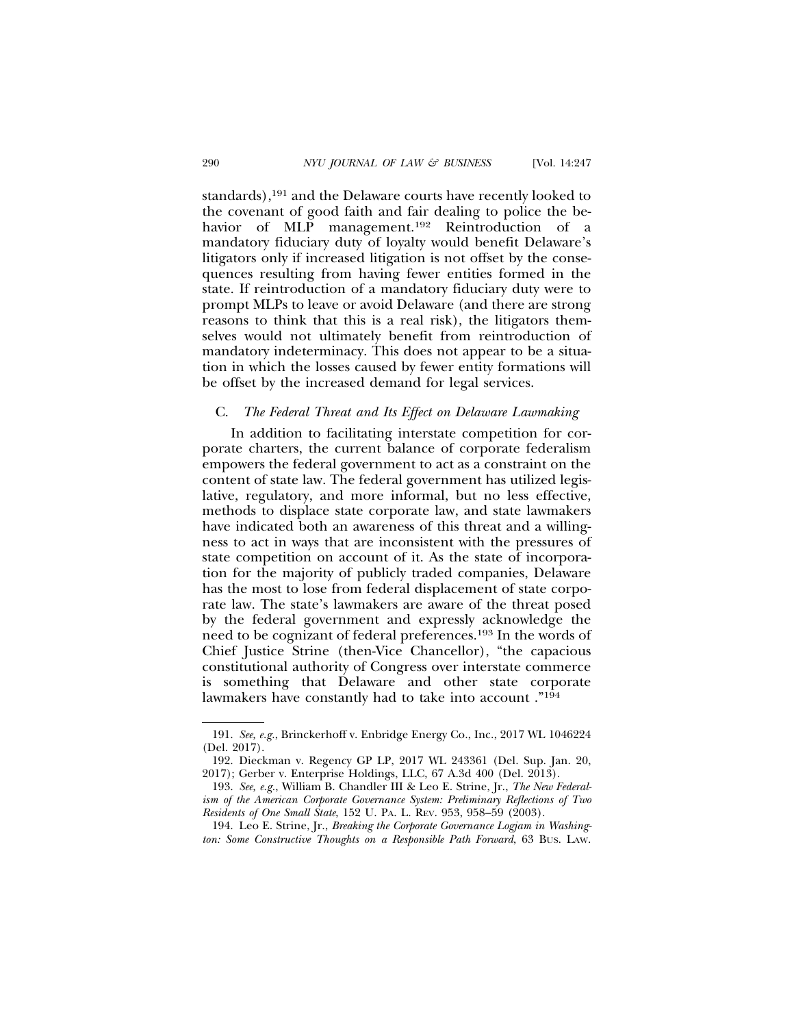standards),[191] and the Delaware courts have recently looked to the covenant of good faith and fair dealing to police the behavior of MLP management.[192] Reintroduction of a mandatory fiduciary duty of loyalty would benefit Delaware's litigators only if increased litigation is not offset by the consequences resulting from having fewer entities formed in the state. If reintroduction of a mandatory fiduciary duty were to prompt MLPs to leave or avoid Delaware (and there are strong reasons to think that this is a real risk), the litigators themselves would not ultimately benefit from reintroduction of mandatory indeterminacy. This does not appear to be a situation in which the losses caused by fewer entity formations will be offset by the increased demand for legal services.

### C. *The Federal Threat and Its Effect on Delaware Lawmaking*

In addition to facilitating interstate competition for corporate charters, the current balance of corporate federalism empowers the federal government to act as a constraint on the content of state law. The federal government has utilized legislative, regulatory, and more informal, but no less effective, methods to displace state corporate law, and state lawmakers have indicated both an awareness of this threat and a willingness to act in ways that are inconsistent with the pressures of state competition on account of it. As the state of incorporation for the majority of publicly traded companies, Delaware has the most to lose from federal displacement of state corporate law. The state's lawmakers are aware of the threat posed by the federal government and expressly acknowledge the need to be cognizant of federal preferences.[193] In the words of Chief Justice Strine (then-Vice Chancellor), "the capacious constitutional authority of Congress over interstate commerce is something that Delaware and other state corporate lawmakers have constantly had to take into account ."[194]

---

191. *See, e.g.*, Brinckerhoff v. Enbridge Energy Co., Inc., 2017 WL 1046224 (Del. 2017).

192. Dieckman v. Regency GP LP, 2017 WL 243361 (Del. Sup. Jan. 20, 2017); Gerber v. Enterprise Holdings, LLC, 67 A.3d 400 (Del. 2013).

193. *See, e.g.*, William B. Chandler III & Leo E. Strine, Jr., *The New Federalism of the American Corporate Governance System: Preliminary Reflections of Two Residents of One Small State*, 152 U. PA. L. REV. 953, 958–59 (2003).

194. Leo E. Strine, Jr., *Breaking the Corporate Governance Logjam in Washington: Some Constructive Thoughts on a Responsible Path Forward*, 63 BUS. LAW.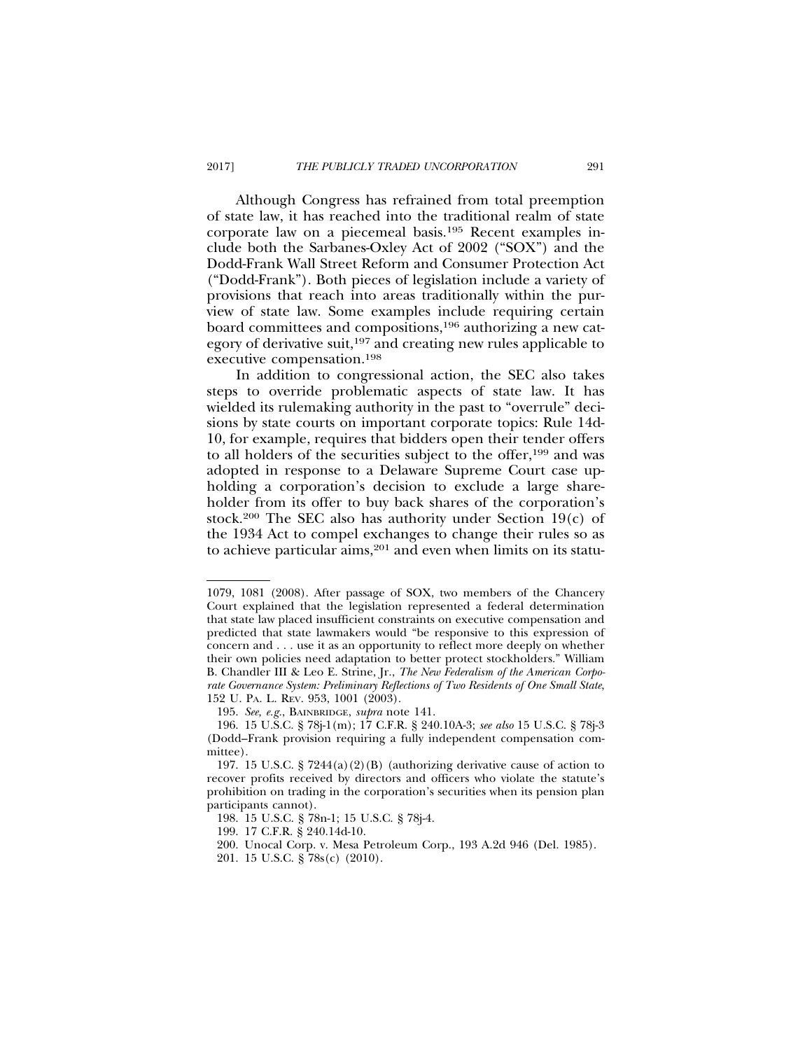Although Congress has refrained from total preemption of state law, it has reached into the traditional realm of state corporate law on a piecemeal basis.[195] Recent examples include both the Sarbanes-Oxley Act of 2002 ("SOX") and the Dodd-Frank Wall Street Reform and Consumer Protection Act ("Dodd-Frank"). Both pieces of legislation include a variety of provisions that reach into areas traditionally within the purview of state law. Some examples include requiring certain board committees and compositions,[196] authorizing a new category of derivative suit,[197] and creating new rules applicable to executive compensation.[198]

In addition to congressional action, the SEC also takes steps to override problematic aspects of state law. It has wielded its rulemaking authority in the past to "overrule" decisions by state courts on important corporate topics: Rule 14d-10, for example, requires that bidders open their tender offers to all holders of the securities subject to the offer,[199] and was adopted in response to a Delaware Supreme Court case upholding a corporation's decision to exclude a large shareholder from its offer to buy back shares of the corporation's stock.[200] The SEC also has authority under Section 19(c) of the 1934 Act to compel exchanges to change their rules so as to achieve particular aims,[201] and even when limits on its statu-

---

1079, 1081 (2008). After passage of SOX, two members of the Chancery Court explained that the legislation represented a federal determination that state law placed insufficient constraints on executive compensation and predicted that state lawmakers would "be responsive to this expression of concern and . . . use it as an opportunity to reflect more deeply on whether their own policies need adaptation to better protect stockholders." William B. Chandler III & Leo E. Strine, Jr., *The New Federalism of the American Corporate Governance System: Preliminary Reflections of Two Residents of One Small State*, 152 U. PA. L. REV. 953, 1001 (2003).

195. *See, e.g.*, BAINBRIDGE, *supra* note 141.

196. 15 U.S.C. § 78j-1(m); 17 C.F.R. § 240.10A-3; *see also* 15 U.S.C. § 78j-3 (Dodd–Frank provision requiring a fully independent compensation committee).

197. 15 U.S.C. § 7244(a)(2)(B) (authorizing derivative cause of action to recover profits received by directors and officers who violate the statute's prohibition on trading in the corporation's securities when its pension plan participants cannot).

198. 15 U.S.C. § 78n-1; 15 U.S.C. § 78j-4.

199. 17 C.F.R. § 240.14d-10.

200. Unocal Corp. v. Mesa Petroleum Corp., 193 A.2d 946 (Del. 1985).

201. 15 U.S.C. § 78s(c) (2010).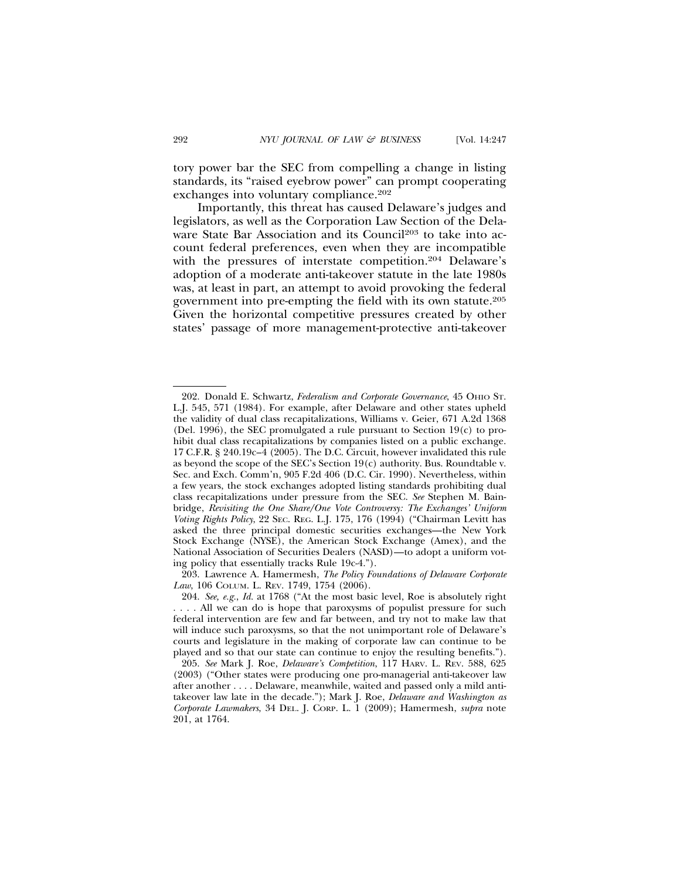tory power bar the SEC from compelling a change in listing standards, its "raised eyebrow power" can prompt cooperating exchanges into voluntary compliance.[202]

Importantly, this threat has caused Delaware's judges and legislators, as well as the Corporation Law Section of the Delaware State Bar Association and its Council[203] to take into account federal preferences, even when they are incompatible with the pressures of interstate competition.[204] Delaware's adoption of a moderate anti-takeover statute in the late 1980s was, at least in part, an attempt to avoid provoking the federal government into pre-empting the field with its own statute.[205] Given the horizontal competitive pressures created by other states' passage of more management-protective anti-takeover

---

202. Donald E. Schwartz, *Federalism and Corporate Governance*, 45 OHIO ST. L.J. 545, 571 (1984). For example, after Delaware and other states upheld the validity of dual class recapitalizations, Williams v. Geier, 671 A.2d 1368 (Del. 1996), the SEC promulgated a rule pursuant to Section 19(c) to prohibit dual class recapitalizations by companies listed on a public exchange. 17 C.F.R. § 240.19c–4 (2005). The D.C. Circuit, however invalidated this rule as beyond the scope of the SEC's Section 19(c) authority. Bus. Roundtable v. Sec. and Exch. Comm'n, 905 F.2d 406 (D.C. Cir. 1990). Nevertheless, within a few years, the stock exchanges adopted listing standards prohibiting dual class recapitalizations under pressure from the SEC. *See* Stephen M. Bainbridge, *Revisiting the One Share/One Vote Controversy: The Exchanges' Uniform Voting Rights Policy*, 22 SEC. REG. L.J. 175, 176 (1994) ("Chairman Levitt has asked the three principal domestic securities exchanges—the New York Stock Exchange (NYSE), the American Stock Exchange (Amex), and the National Association of Securities Dealers (NASD)—to adopt a uniform voting policy that essentially tracks Rule 19c-4.").

203. Lawrence A. Hamermesh, *The Policy Foundations of Delaware Corporate Law*, 106 COLUM. L. REV. 1749, 1754 (2006).

204. *See, e.g.*, *Id.* at 1768 ("At the most basic level, Roe is absolutely right . . . . All we can do is hope that paroxysms of populist pressure for such federal intervention are few and far between, and try not to make law that will induce such paroxysms, so that the not unimportant role of Delaware's courts and legislature in the making of corporate law can continue to be played and so that our state can continue to enjoy the resulting benefits.").

205. *See* Mark J. Roe, *Delaware's Competition*, 117 HARV. L. REV. 588, 625 (2003) ("Other states were producing one pro-managerial anti-takeover law after another . . . . Delaware, meanwhile, waited and passed only a mild anti-takeover law late in the decade."); Mark J. Roe, *Delaware and Washington as Corporate Lawmakers*, 34 DEL. J. CORP. L. 1 (2009); Hamermesh, *supra* note 201, at 1764.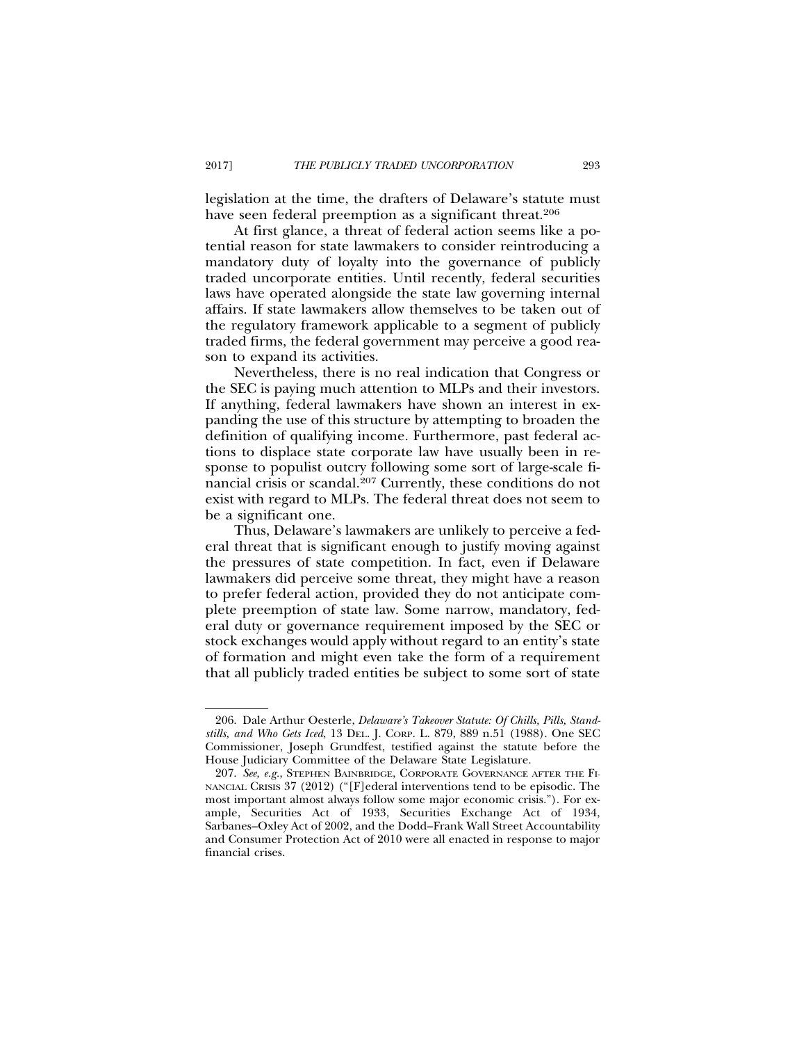legislation at the time, the drafters of Delaware's statute must have seen federal preemption as a significant threat.[206]

At first glance, a threat of federal action seems like a potential reason for state lawmakers to consider reintroducing a mandatory duty of loyalty into the governance of publicly traded uncorporate entities. Until recently, federal securities laws have operated alongside the state law governing internal affairs. If state lawmakers allow themselves to be taken out of the regulatory framework applicable to a segment of publicly traded firms, the federal government may perceive a good reason to expand its activities.

Nevertheless, there is no real indication that Congress or the SEC is paying much attention to MLPs and their investors. If anything, federal lawmakers have shown an interest in expanding the use of this structure by attempting to broaden the definition of qualifying income. Furthermore, past federal actions to displace state corporate law have usually been in response to populist outcry following some sort of large-scale financial crisis or scandal.[207] Currently, these conditions do not exist with regard to MLPs. The federal threat does not seem to be a significant one.

Thus, Delaware's lawmakers are unlikely to perceive a federal threat that is significant enough to justify moving against the pressures of state competition. In fact, even if Delaware lawmakers did perceive some threat, they might have a reason to prefer federal action, provided they do not anticipate complete preemption of state law. Some narrow, mandatory, federal duty or governance requirement imposed by the SEC or stock exchanges would apply without regard to an entity's state of formation and might even take the form of a requirement that all publicly traded entities be subject to some sort of state

---

206. Dale Arthur Oesterle, *Delaware's Takeover Statute: Of Chills, Pills, Standstills, and Who Gets Iced*, 13 DEL. J. CORP. L. 879, 889 n.51 (1988). One SEC Commissioner, Joseph Grundfest, testified against the statute before the House Judiciary Committee of the Delaware State Legislature.

207. *See, e.g.*, STEPHEN BAINBRIDGE, CORPORATE GOVERNANCE AFTER THE FINANCIAL CRISIS 37 (2012) ("[F]ederal interventions tend to be episodic. The most important almost always follow some major economic crisis."). For example, Securities Act of 1933, Securities Exchange Act of 1934, Sarbanes–Oxley Act of 2002, and the Dodd–Frank Wall Street Accountability and Consumer Protection Act of 2010 were all enacted in response to major financial crises.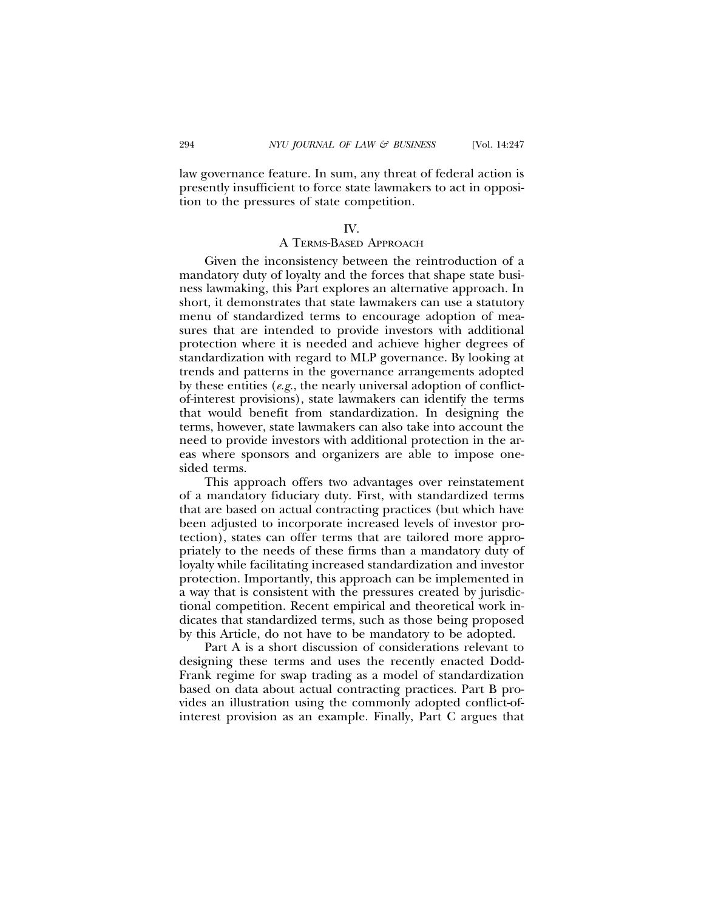law governance feature. In sum, any threat of federal action is presently insufficient to force state lawmakers to act in opposition to the pressures of state competition.

## IV.
## A TERMS-BASED APPROACH

Given the inconsistency between the reintroduction of a mandatory duty of loyalty and the forces that shape state business lawmaking, this Part explores an alternative approach. In short, it demonstrates that state lawmakers can use a statutory menu of standardized terms to encourage adoption of measures that are intended to provide investors with additional protection where it is needed and achieve higher degrees of standardization with regard to MLP governance. By looking at trends and patterns in the governance arrangements adopted by these entities (*e.g.*, the nearly universal adoption of conflict-of-interest provisions), state lawmakers can identify the terms that would benefit from standardization. In designing the terms, however, state lawmakers can also take into account the need to provide investors with additional protection in the areas where sponsors and organizers are able to impose one-sided terms.

This approach offers two advantages over reinstatement of a mandatory fiduciary duty. First, with standardized terms that are based on actual contracting practices (but which have been adjusted to incorporate increased levels of investor protection), states can offer terms that are tailored more appropriately to the needs of these firms than a mandatory duty of loyalty while facilitating increased standardization and investor protection. Importantly, this approach can be implemented in a way that is consistent with the pressures created by jurisdictional competition. Recent empirical and theoretical work indicates that standardized terms, such as those being proposed by this Article, do not have to be mandatory to be adopted.

Part A is a short discussion of considerations relevant to designing these terms and uses the recently enacted Dodd-Frank regime for swap trading as a model of standardization based on data about actual contracting practices. Part B provides an illustration using the commonly adopted conflict-of-interest provision as an example. Finally, Part C argues that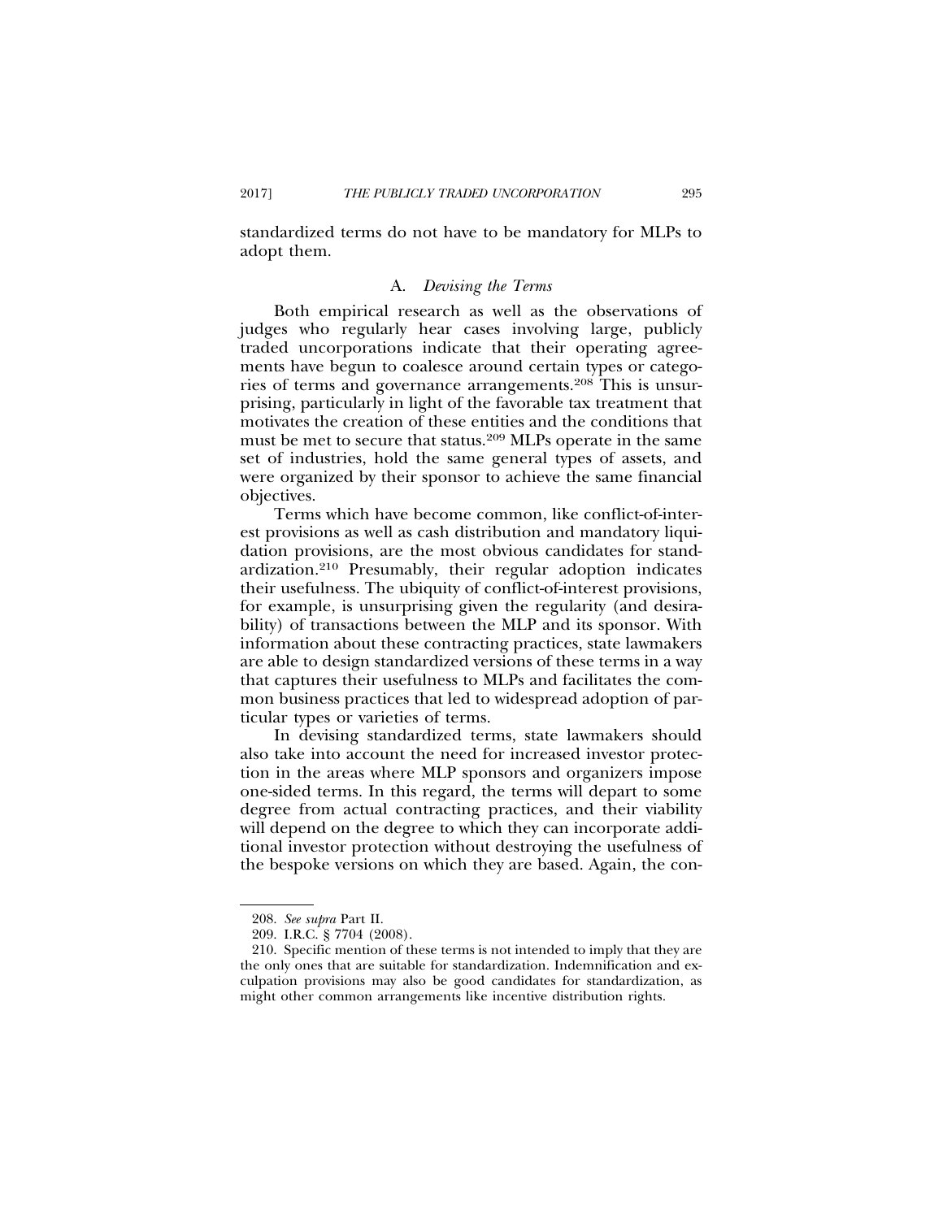standardized terms do not have to be mandatory for MLPs to adopt them.

### A. *Devising the Terms*

Both empirical research as well as the observations of judges who regularly hear cases involving large, publicly traded uncorporations indicate that their operating agreements have begun to coalesce around certain types or categories of terms and governance arrangements.[208] This is unsurprising, particularly in light of the favorable tax treatment that motivates the creation of these entities and the conditions that must be met to secure that status.[209] MLPs operate in the same set of industries, hold the same general types of assets, and were organized by their sponsor to achieve the same financial objectives.

Terms which have become common, like conflict-of-interest provisions as well as cash distribution and mandatory liquidation provisions, are the most obvious candidates for standardization.[210] Presumably, their regular adoption indicates their usefulness. The ubiquity of conflict-of-interest provisions, for example, is unsurprising given the regularity (and desirability) of transactions between the MLP and its sponsor. With information about these contracting practices, state lawmakers are able to design standardized versions of these terms in a way that captures their usefulness to MLPs and facilitates the common business practices that led to widespread adoption of particular types or varieties of terms.

In devising standardized terms, state lawmakers should also take into account the need for increased investor protection in the areas where MLP sponsors and organizers impose one-sided terms. In this regard, the terms will depart to some degree from actual contracting practices, and their viability will depend on the degree to which they can incorporate additional investor protection without destroying the usefulness of the bespoke versions on which they are based. Again, the con-

---

208. *See supra* Part II.

209. I.R.C. § 7704 (2008).

210. Specific mention of these terms is not intended to imply that they are the only ones that are suitable for standardization. Indemnification and exculpation provisions may also be good candidates for standardization, as might other common arrangements like incentive distribution rights.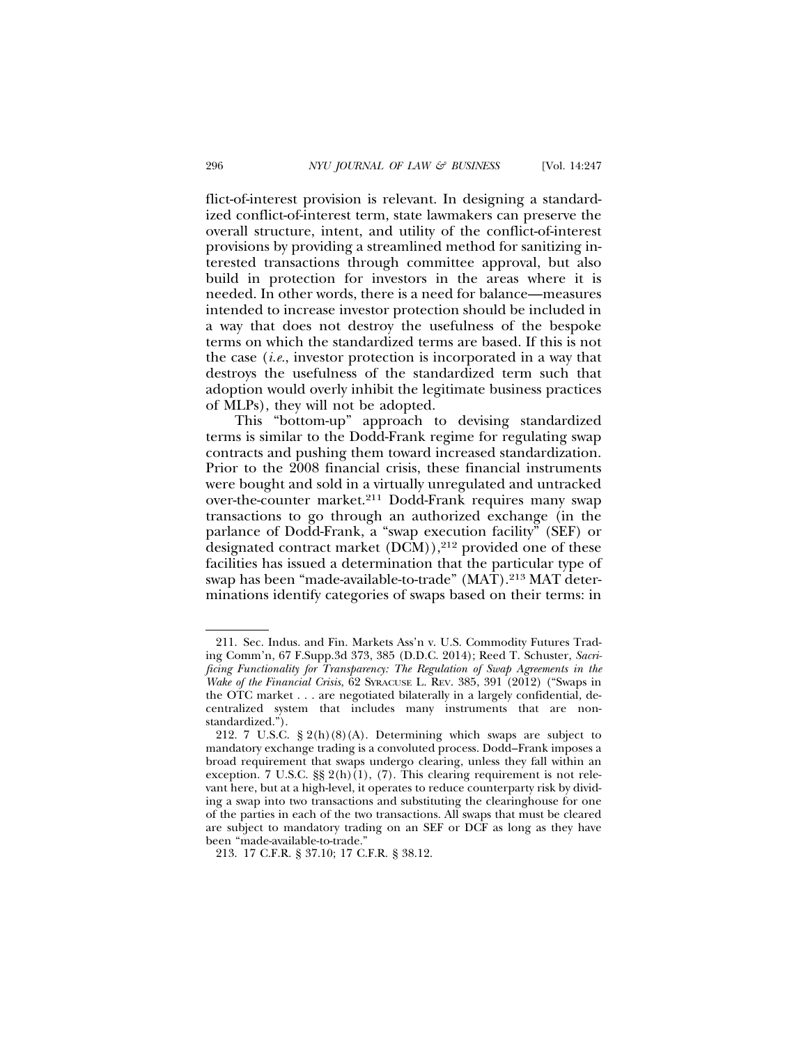flict-of-interest provision is relevant. In designing a standardized conflict-of-interest term, state lawmakers can preserve the overall structure, intent, and utility of the conflict-of-interest provisions by providing a streamlined method for sanitizing interested transactions through committee approval, but also build in protection for investors in the areas where it is needed. In other words, there is a need for balance—measures intended to increase investor protection should be included in a way that does not destroy the usefulness of the bespoke terms on which the standardized terms are based. If this is not the case (*i.e.*, investor protection is incorporated in a way that destroys the usefulness of the standardized term such that adoption would overly inhibit the legitimate business practices of MLPs), they will not be adopted.

This "bottom-up" approach to devising standardized terms is similar to the Dodd-Frank regime for regulating swap contracts and pushing them toward increased standardization. Prior to the 2008 financial crisis, these financial instruments were bought and sold in a virtually unregulated and untracked over-the-counter market.[211] Dodd-Frank requires many swap transactions to go through an authorized exchange (in the parlance of Dodd-Frank, a "swap execution facility" (SEF) or designated contract market (DCM)),[212] provided one of these facilities has issued a determination that the particular type of swap has been "made-available-to-trade" (MAT).[213] MAT determinations identify categories of swaps based on their terms: in

---

211. Sec. Indus. and Fin. Markets Ass'n v. U.S. Commodity Futures Trading Comm'n, 67 F.Supp.3d 373, 385 (D.D.C. 2014); Reed T. Schuster, *Sacrificing Functionality for Transparency: The Regulation of Swap Agreements in the Wake of the Financial Crisis*, 62 SYRACUSE L. REV. 385, 391 (2012) ("Swaps in the OTC market . . . are negotiated bilaterally in a largely confidential, decentralized system that includes many instruments that are non-standardized.").

212. 7 U.S.C. § 2(h)(8)(A). Determining which swaps are subject to mandatory exchange trading is a convoluted process. Dodd–Frank imposes a broad requirement that swaps undergo clearing, unless they fall within an exception. 7 U.S.C. §§ 2(h)(1), (7). This clearing requirement is not relevant here, but at a high-level, it operates to reduce counterparty risk by dividing a swap into two transactions and substituting the clearinghouse for one of the parties in each of the two transactions. All swaps that must be cleared are subject to mandatory trading on an SEF or DCF as long as they have been "made-available-to-trade."

213. 17 C.F.R. § 37.10; 17 C.F.R. § 38.12.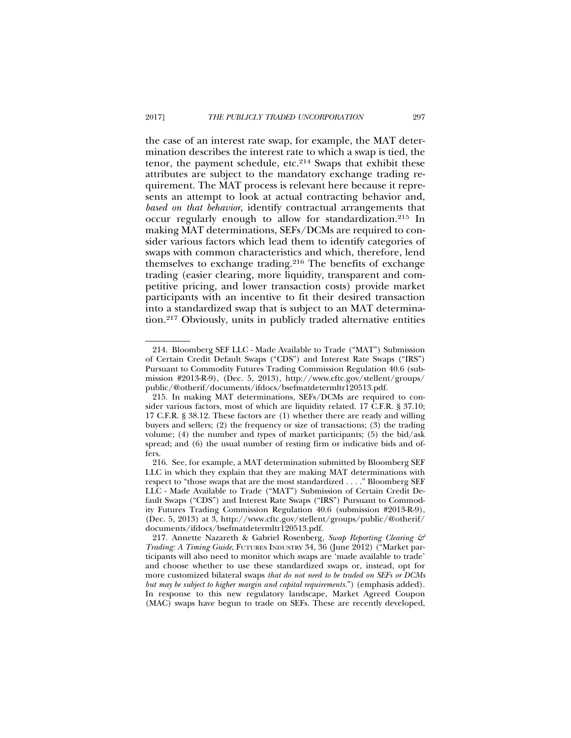the case of an interest rate swap, for example, the MAT determination describes the interest rate to which a swap is tied, the tenor, the payment schedule, etc.[214] Swaps that exhibit these attributes are subject to the mandatory exchange trading requirement. The MAT process is relevant here because it represents an attempt to look at actual contracting behavior and, *based on that behavior*, identify contractual arrangements that occur regularly enough to allow for standardization.[215] In making MAT determinations, SEFs/DCMs are required to consider various factors which lead them to identify categories of swaps with common characteristics and which, therefore, lend themselves to exchange trading.[216] The benefits of exchange trading (easier clearing, more liquidity, transparent and competitive pricing, and lower transaction costs) provide market participants with an incentive to fit their desired transaction into a standardized swap that is subject to an MAT determination.[217] Obviously, units in publicly traded alternative entities

---

214. Bloomberg SEF LLC - Made Available to Trade ("MAT") Submission of Certain Credit Default Swaps ("CDS") and Interest Rate Swaps ("IRS") Pursuant to Commodity Futures Trading Commission Regulation 40.6 (submission #2013-R-9), (Dec. 5, 2013), http://www.cftc.gov/stellent/groups/public/@otherif/documents/ifdocs/bsefmatdetermltr120513.pdf.

215. In making MAT determinations, SEFs/DCMs are required to consider various factors, most of which are liquidity related. 17 C.F.R. § 37.10; 17 C.F.R. § 38.12. These factors are (1) whether there are ready and willing buyers and sellers; (2) the frequency or size of transactions; (3) the trading volume; (4) the number and types of market participants; (5) the bid/ask spread; and (6) the usual number of resting firm or indicative bids and offers.

216. See, for example, a MAT determination submitted by Bloomberg SEF LLC in which they explain that they are making MAT determinations with respect to "those swaps that are the most standardized . . . ." Bloomberg SEF LLC - Made Available to Trade ("MAT") Submission of Certain Credit Default Swaps ("CDS") and Interest Rate Swaps ("IRS") Pursuant to Commodity Futures Trading Commission Regulation 40.6 (submission #2013-R-9), (Dec. 5, 2013) at 3, http://www.cftc.gov/stellent/groups/public/@otherif/documents/ifdocs/bsefmatdetermltr120513.pdf.

217. Annette Nazareth & Gabriel Rosenberg, *Swap Reporting Clearing & Trading: A Timing Guide*, FUTURES INDUSTRY 34, 36 (June 2012) ("Market participants will also need to monitor which swaps are 'made available to trade' and choose whether to use these standardized swaps or, instead, opt for more customized bilateral swaps *that do not need to be traded on SEFs or DCMs but may be subject to higher margin and capital requirements*.") (emphasis added). In response to this new regulatory landscape, Market Agreed Coupon (MAC) swaps have begun to trade on SEFs. These are recently developed,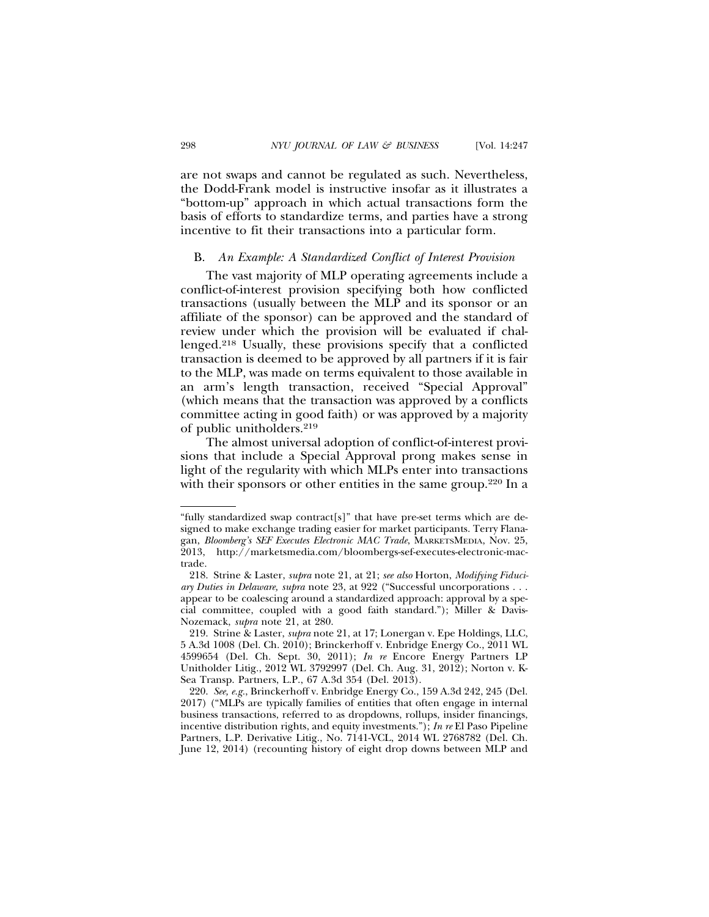are not swaps and cannot be regulated as such. Nevertheless, the Dodd-Frank model is instructive insofar as it illustrates a "bottom-up" approach in which actual transactions form the basis of efforts to standardize terms, and parties have a strong incentive to fit their transactions into a particular form.

### B. *An Example: A Standardized Conflict of Interest Provision*

The vast majority of MLP operating agreements include a conflict-of-interest provision specifying both how conflicted transactions (usually between the MLP and its sponsor or an affiliate of the sponsor) can be approved and the standard of review under which the provision will be evaluated if challenged.[218] Usually, these provisions specify that a conflicted transaction is deemed to be approved by all partners if it is fair to the MLP, was made on terms equivalent to those available in an arm's length transaction, received "Special Approval" (which means that the transaction was approved by a conflicts committee acting in good faith) or was approved by a majority of public unitholders.[219]

The almost universal adoption of conflict-of-interest provisions that include a Special Approval prong makes sense in light of the regularity with which MLPs enter into transactions with their sponsors or other entities in the same group.[220] In a

---

"fully standardized swap contract[s]" that have pre-set terms which are designed to make exchange trading easier for market participants. Terry Flanagan, *Bloomberg's SEF Executes Electronic MAC Trade*, MARKETSMEDIA, Nov. 25, 2013, http://marketsmedia.com/bloombergs-sef-executes-electronic-mac-trade.

218. Strine & Laster, *supra* note 21, at 21; *see also* Horton, *Modifying Fiduciary Duties in Delaware*, *supra* note 23, at 922 ("Successful uncorporations . . . appear to be coalescing around a standardized approach: approval by a special committee, coupled with a good faith standard."); Miller & Davis-Nozemack, *supra* note 21, at 280.

219. Strine & Laster, *supra* note 21, at 17; Lonergan v. Epe Holdings, LLC, 5 A.3d 1008 (Del. Ch. 2010); Brinckerhoff v. Enbridge Energy Co., 2011 WL 4599654 (Del. Ch. Sept. 30, 2011); *In re* Encore Energy Partners LP Unitholder Litig., 2012 WL 3792997 (Del. Ch. Aug. 31, 2012); Norton v. K-Sea Transp. Partners, L.P., 67 A.3d 354 (Del. 2013).

220. *See, e.g.*, Brinckerhoff v. Enbridge Energy Co., 159 A.3d 242, 245 (Del. 2017) ("MLPs are typically families of entities that often engage in internal business transactions, referred to as dropdowns, rollups, insider financings, incentive distribution rights, and equity investments."); *In re* El Paso Pipeline Partners, L.P. Derivative Litig., No. 7141-VCL, 2014 WL 2768782 (Del. Ch. June 12, 2014) (recounting history of eight drop downs between MLP and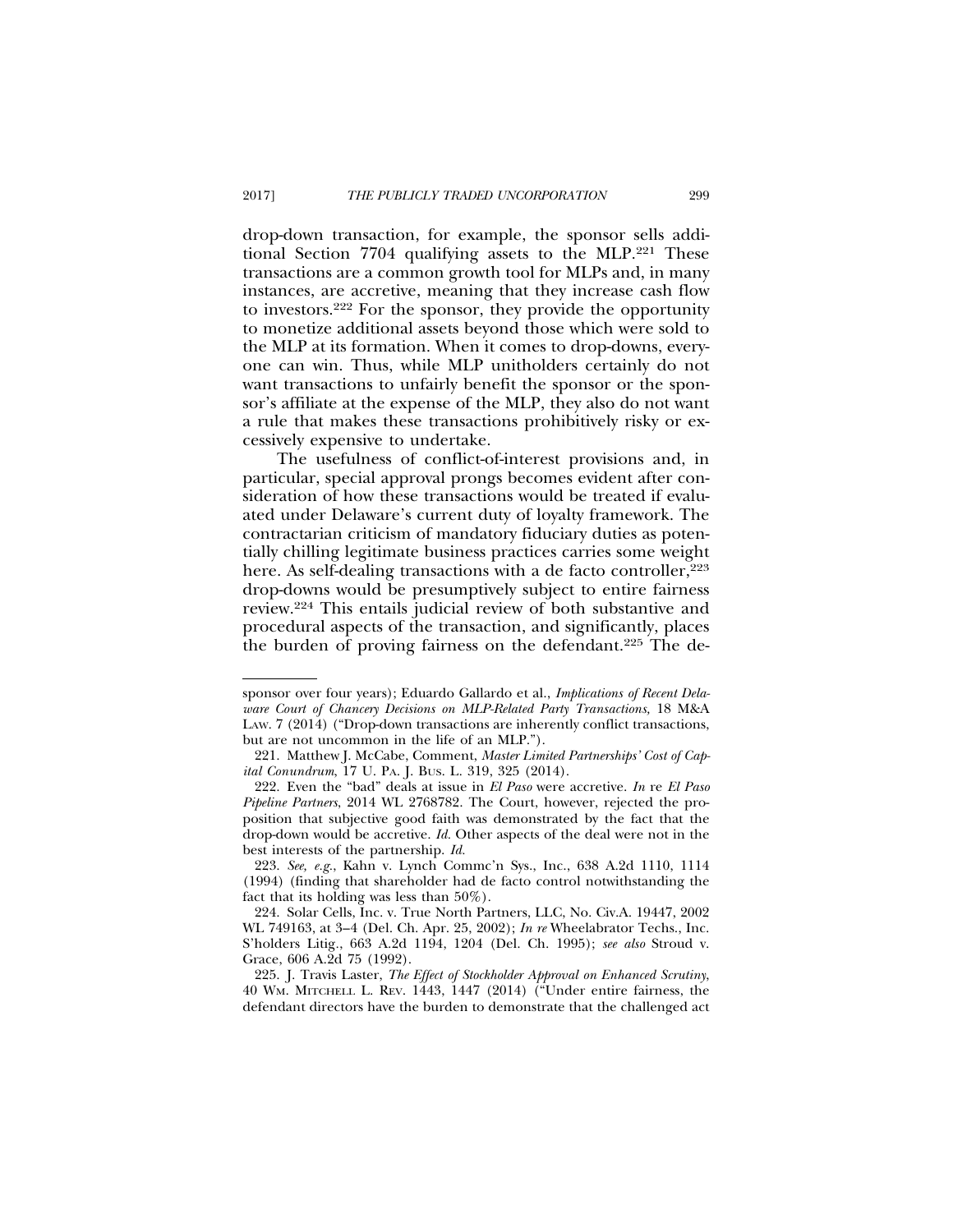drop-down transaction, for example, the sponsor sells additional Section 7704 qualifying assets to the MLP.[221] These transactions are a common growth tool for MLPs and, in many instances, are accretive, meaning that they increase cash flow to investors.[222] For the sponsor, they provide the opportunity to monetize additional assets beyond those which were sold to the MLP at its formation. When it comes to drop-downs, everyone can win. Thus, while MLP unitholders certainly do not want transactions to unfairly benefit the sponsor or the sponsor's affiliate at the expense of the MLP, they also do not want a rule that makes these transactions prohibitively risky or excessively expensive to undertake.

The usefulness of conflict-of-interest provisions and, in particular, special approval prongs becomes evident after consideration of how these transactions would be treated if evaluated under Delaware's current duty of loyalty framework. The contractarian criticism of mandatory fiduciary duties as potentially chilling legitimate business practices carries some weight here. As self-dealing transactions with a de facto controller,[223] drop-downs would be presumptively subject to entire fairness review.[224] This entails judicial review of both substantive and procedural aspects of the transaction, and significantly, places the burden of proving fairness on the defendant.[225] The de-

---

sponsor over four years); Eduardo Gallardo et al., *Implications of Recent Delaware Court of Chancery Decisions on MLP-Related Party Transactions*, 18 M&A LAW. 7 (2014) ("Drop-down transactions are inherently conflict transactions, but are not uncommon in the life of an MLP.").

221. Matthew J. McCabe, Comment, *Master Limited Partnerships' Cost of Capital Conundrum*, 17 U. PA. J. BUS. L. 319, 325 (2014).

222. Even the "bad" deals at issue in *El Paso* were accretive. *In* re *El Paso Pipeline Partners*, 2014 WL 2768782. The Court, however, rejected the proposition that subjective good faith was demonstrated by the fact that the drop-down would be accretive. *Id.* Other aspects of the deal were not in the best interests of the partnership. *Id.*

223. *See, e.g.*, Kahn v. Lynch Commc'n Sys., Inc., 638 A.2d 1110, 1114 (1994) (finding that shareholder had de facto control notwithstanding the fact that its holding was less than 50%).

224. Solar Cells, Inc. v. True North Partners, LLC, No. Civ.A. 19447, 2002 WL 749163, at 3–4 (Del. Ch. Apr. 25, 2002); *In re* Wheelabrator Techs., Inc. S'holders Litig., 663 A.2d 1194, 1204 (Del. Ch. 1995); *see also* Stroud v. Grace, 606 A.2d 75 (1992).

225. J. Travis Laster, *The Effect of Stockholder Approval on Enhanced Scrutiny*, 40 WM. MITCHELL L. REV. 1443, 1447 (2014) ("Under entire fairness, the defendant directors have the burden to demonstrate that the challenged act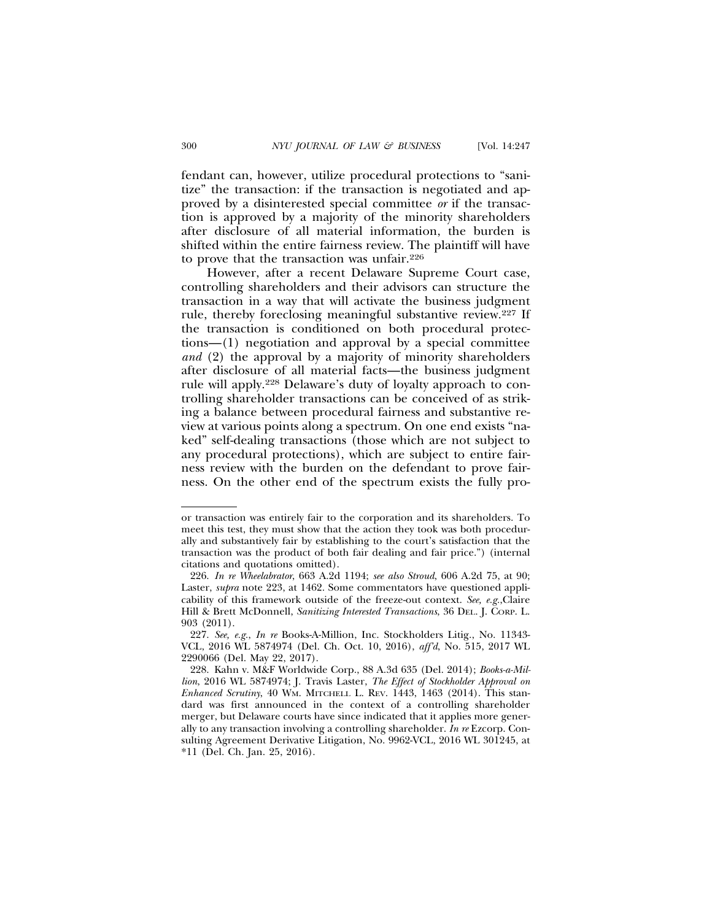fendant can, however, utilize procedural protections to "sanitize" the transaction: if the transaction is negotiated and approved by a disinterested special committee *or* if the transaction is approved by a majority of the minority shareholders after disclosure of all material information, the burden is shifted within the entire fairness review. The plaintiff will have to prove that the transaction was unfair.[226]

However, after a recent Delaware Supreme Court case, controlling shareholders and their advisors can structure the transaction in a way that will activate the business judgment rule, thereby foreclosing meaningful substantive review.[227] If the transaction is conditioned on both procedural protections—(1) negotiation and approval by a special committee *and* (2) the approval by a majority of minority shareholders after disclosure of all material facts—the business judgment rule will apply.[228] Delaware's duty of loyalty approach to controlling shareholder transactions can be conceived of as striking a balance between procedural fairness and substantive review at various points along a spectrum. On one end exists "naked" self-dealing transactions (those which are not subject to any procedural protections), which are subject to entire fairness review with the burden on the defendant to prove fairness. On the other end of the spectrum exists the fully pro-

---

or transaction was entirely fair to the corporation and its shareholders. To meet this test, they must show that the action they took was both procedurally and substantively fair by establishing to the court's satisfaction that the transaction was the product of both fair dealing and fair price.") (internal citations and quotations omitted).

226. *In re Wheelabrator*, 663 A.2d 1194; *see also Stroud*, 606 A.2d 75, at 90; Laster, *supra* note 223, at 1462. Some commentators have questioned applicability of this framework outside of the freeze-out context. *See, e.g.*,Claire Hill & Brett McDonnell, *Sanitizing Interested Transactions*, 36 DEL. J. CORP. L. 903 (2011).

227. *See, e.g.*, *In re* Books-A-Million, Inc. Stockholders Litig., No. 11343-VCL, 2016 WL 5874974 (Del. Ch. Oct. 10, 2016), *aff'd*, No. 515, 2017 WL 2290066 (Del. May 22, 2017).

228. Kahn v. M&F Worldwide Corp., 88 A.3d 635 (Del. 2014); *Books-a-Million*, 2016 WL 5874974; J. Travis Laster, *The Effect of Stockholder Approval on Enhanced Scrutiny*, 40 WM. MITCHELL L. REV. 1443, 1463 (2014). This standard was first announced in the context of a controlling shareholder merger, but Delaware courts have since indicated that it applies more generally to any transaction involving a controlling shareholder. *In re* Ezcorp. Consulting Agreement Derivative Litigation, No. 9962-VCL, 2016 WL 301245, at *11 (Del. Ch. Jan. 25, 2016).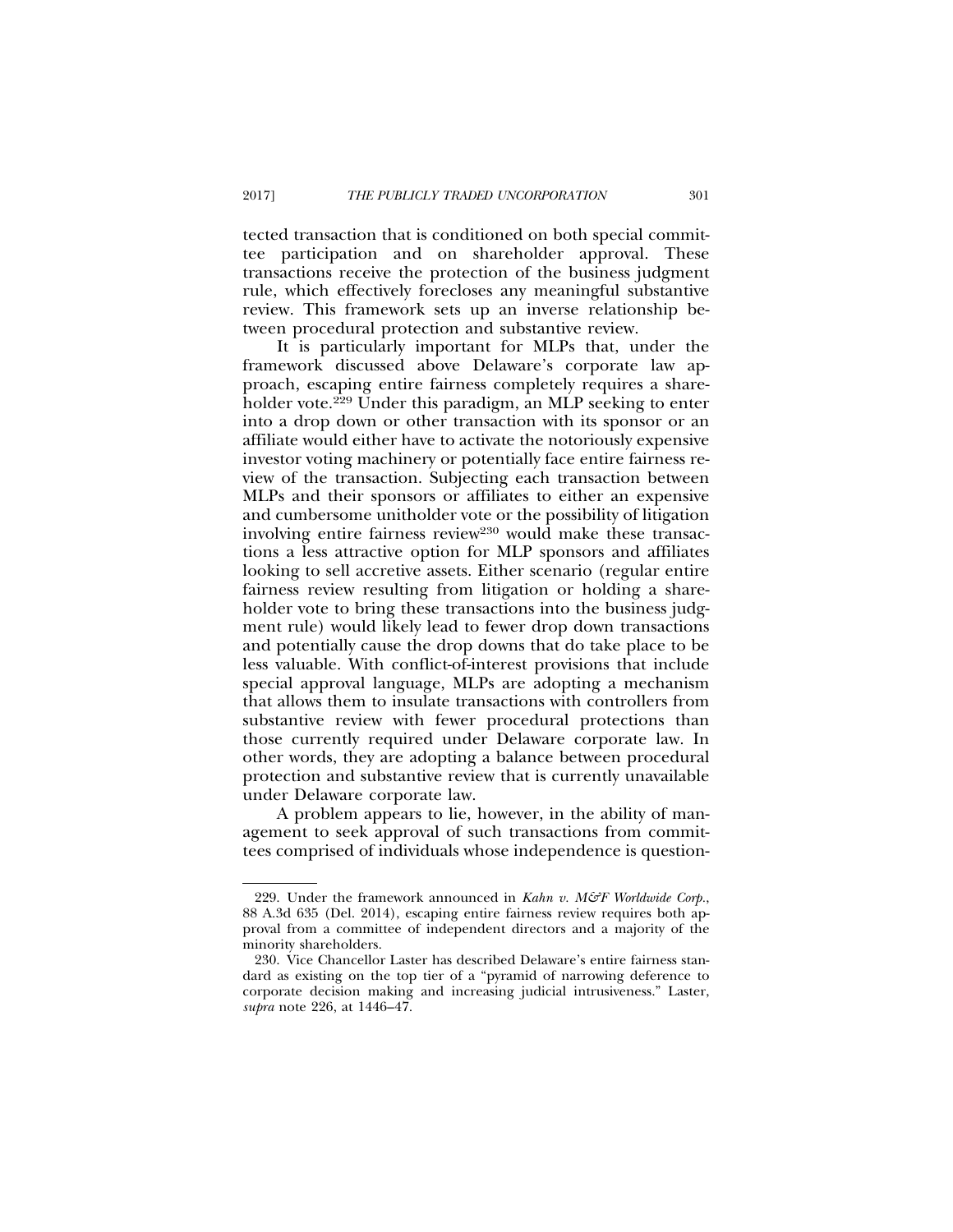tected transaction that is conditioned on both special committee participation and on shareholder approval. These transactions receive the protection of the business judgment rule, which effectively forecloses any meaningful substantive review. This framework sets up an inverse relationship between procedural protection and substantive review.

It is particularly important for MLPs that, under the framework discussed above Delaware's corporate law approach, escaping entire fairness completely requires a shareholder vote.[229] Under this paradigm, an MLP seeking to enter into a drop down or other transaction with its sponsor or an affiliate would either have to activate the notoriously expensive investor voting machinery or potentially face entire fairness review of the transaction. Subjecting each transaction between MLPs and their sponsors or affiliates to either an expensive and cumbersome unitholder vote or the possibility of litigation involving entire fairness review[230] would make these transactions a less attractive option for MLP sponsors and affiliates looking to sell accretive assets. Either scenario (regular entire fairness review resulting from litigation or holding a shareholder vote to bring these transactions into the business judgment rule) would likely lead to fewer drop down transactions and potentially cause the drop downs that do take place to be less valuable. With conflict-of-interest provisions that include special approval language, MLPs are adopting a mechanism that allows them to insulate transactions with controllers from substantive review with fewer procedural protections than those currently required under Delaware corporate law. In other words, they are adopting a balance between procedural protection and substantive review that is currently unavailable under Delaware corporate law.

A problem appears to lie, however, in the ability of management to seek approval of such transactions from committees comprised of individuals whose independence is question-

---

229. Under the framework announced in *Kahn v. M&F Worldwide Corp.*, 88 A.3d 635 (Del. 2014), escaping entire fairness review requires both approval from a committee of independent directors and a majority of the minority shareholders.

230. Vice Chancellor Laster has described Delaware's entire fairness standard as existing on the top tier of a "pyramid of narrowing deference to corporate decision making and increasing judicial intrusiveness." Laster, *supra* note 226, at 1446–47.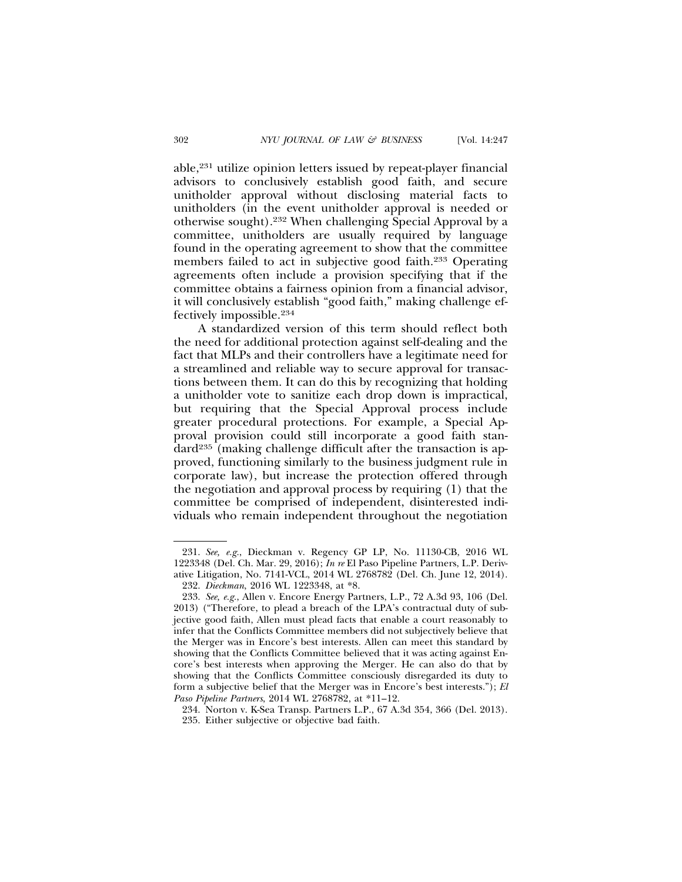able,[231] utilize opinion letters issued by repeat-player financial advisors to conclusively establish good faith, and secure unitholder approval without disclosing material facts to unitholders (in the event unitholder approval is needed or otherwise sought).[232] When challenging Special Approval by a committee, unitholders are usually required by language found in the operating agreement to show that the committee members failed to act in subjective good faith.[233] Operating agreements often include a provision specifying that if the committee obtains a fairness opinion from a financial advisor, it will conclusively establish "good faith," making challenge effectively impossible.[234]

A standardized version of this term should reflect both the need for additional protection against self-dealing and the fact that MLPs and their controllers have a legitimate need for a streamlined and reliable way to secure approval for transactions between them. It can do this by recognizing that holding a unitholder vote to sanitize each drop down is impractical, but requiring that the Special Approval process include greater procedural protections. For example, a Special Approval provision could still incorporate a good faith standard[235] (making challenge difficult after the transaction is approved, functioning similarly to the business judgment rule in corporate law), but increase the protection offered through the negotiation and approval process by requiring (1) that the committee be comprised of independent, disinterested individuals who remain independent throughout the negotiation

---

231. *See, e.g.*, Dieckman v. Regency GP LP, No. 11130-CB, 2016 WL 1223348 (Del. Ch. Mar. 29, 2016); *In re* El Paso Pipeline Partners, L.P. Derivative Litigation, No. 7141-VCL, 2014 WL 2768782 (Del. Ch. June 12, 2014).

232. *Dieckman*, 2016 WL 1223348, at *8.

233. *See, e.g.*, Allen v. Encore Energy Partners, L.P., 72 A.3d 93, 106 (Del. 2013) ("Therefore, to plead a breach of the LPA's contractual duty of subjective good faith, Allen must plead facts that enable a court reasonably to infer that the Conflicts Committee members did not subjectively believe that the Merger was in Encore's best interests. Allen can meet this standard by showing that the Conflicts Committee believed that it was acting against Encore's best interests when approving the Merger. He can also do that by showing that the Conflicts Committee consciously disregarded its duty to form a subjective belief that the Merger was in Encore's best interests."); *El Paso Pipeline Partners*, 2014 WL 2768782, at *11–12.

234. Norton v. K-Sea Transp. Partners L.P., 67 A.3d 354, 366 (Del. 2013).

235. Either subjective or objective bad faith.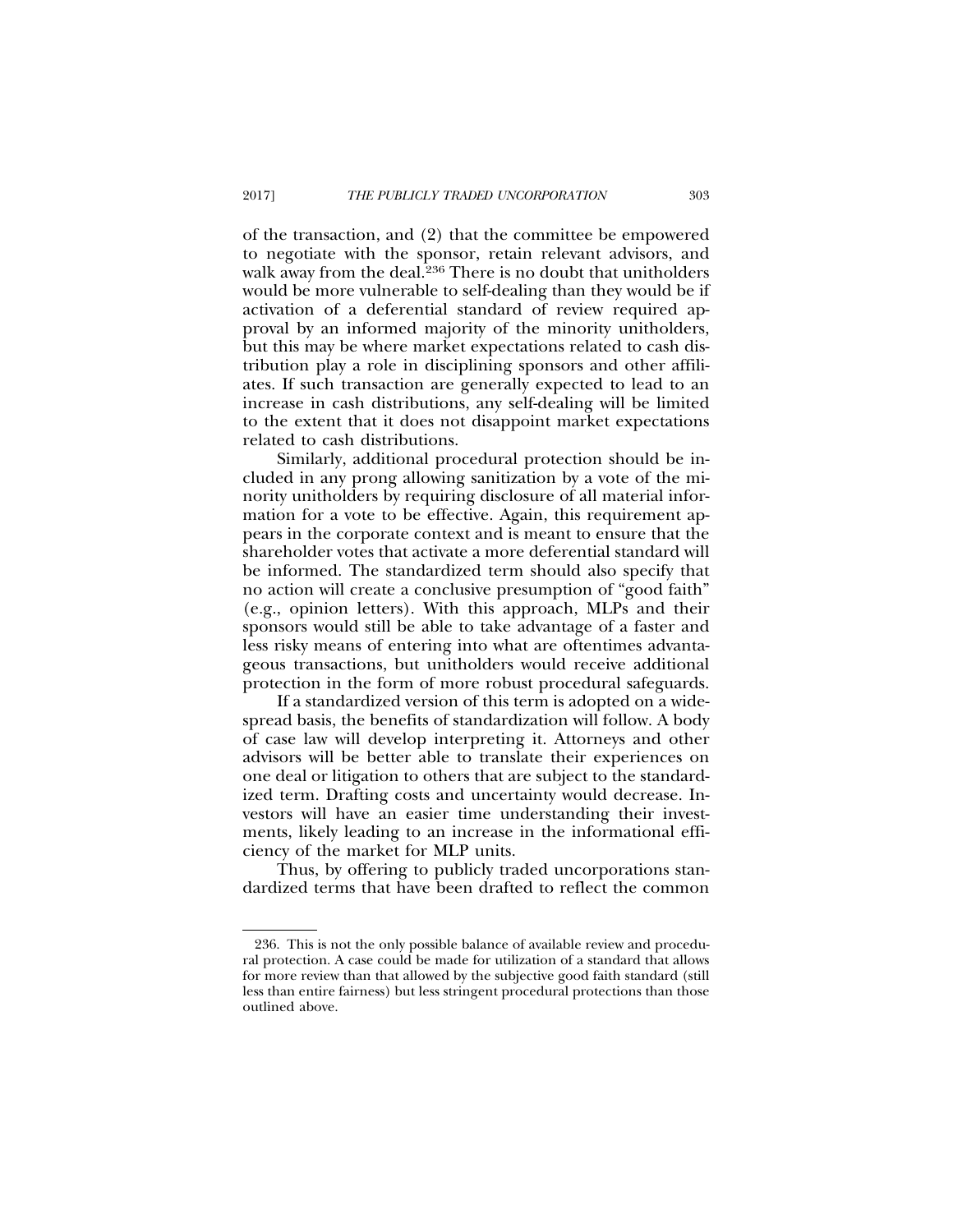of the transaction, and (2) that the committee be empowered to negotiate with the sponsor, retain relevant advisors, and walk away from the deal.[236] There is no doubt that unitholders would be more vulnerable to self-dealing than they would be if activation of a deferential standard of review required approval by an informed majority of the minority unitholders, but this may be where market expectations related to cash distribution play a role in disciplining sponsors and other affiliates. If such transaction are generally expected to lead to an increase in cash distributions, any self-dealing will be limited to the extent that it does not disappoint market expectations related to cash distributions.

Similarly, additional procedural protection should be included in any prong allowing sanitization by a vote of the minority unitholders by requiring disclosure of all material information for a vote to be effective. Again, this requirement appears in the corporate context and is meant to ensure that the shareholder votes that activate a more deferential standard will be informed. The standardized term should also specify that no action will create a conclusive presumption of "good faith" (e.g., opinion letters). With this approach, MLPs and their sponsors would still be able to take advantage of a faster and less risky means of entering into what are oftentimes advantageous transactions, but unitholders would receive additional protection in the form of more robust procedural safeguards.

If a standardized version of this term is adopted on a widespread basis, the benefits of standardization will follow. A body of case law will develop interpreting it. Attorneys and other advisors will be better able to translate their experiences on one deal or litigation to others that are subject to the standardized term. Drafting costs and uncertainty would decrease. Investors will have an easier time understanding their investments, likely leading to an increase in the informational efficiency of the market for MLP units.

Thus, by offering to publicly traded uncorporations standardized terms that have been drafted to reflect the common

---

236. This is not the only possible balance of available review and procedural protection. A case could be made for utilization of a standard that allows for more review than that allowed by the subjective good faith standard (still less than entire fairness) but less stringent procedural protections than those outlined above.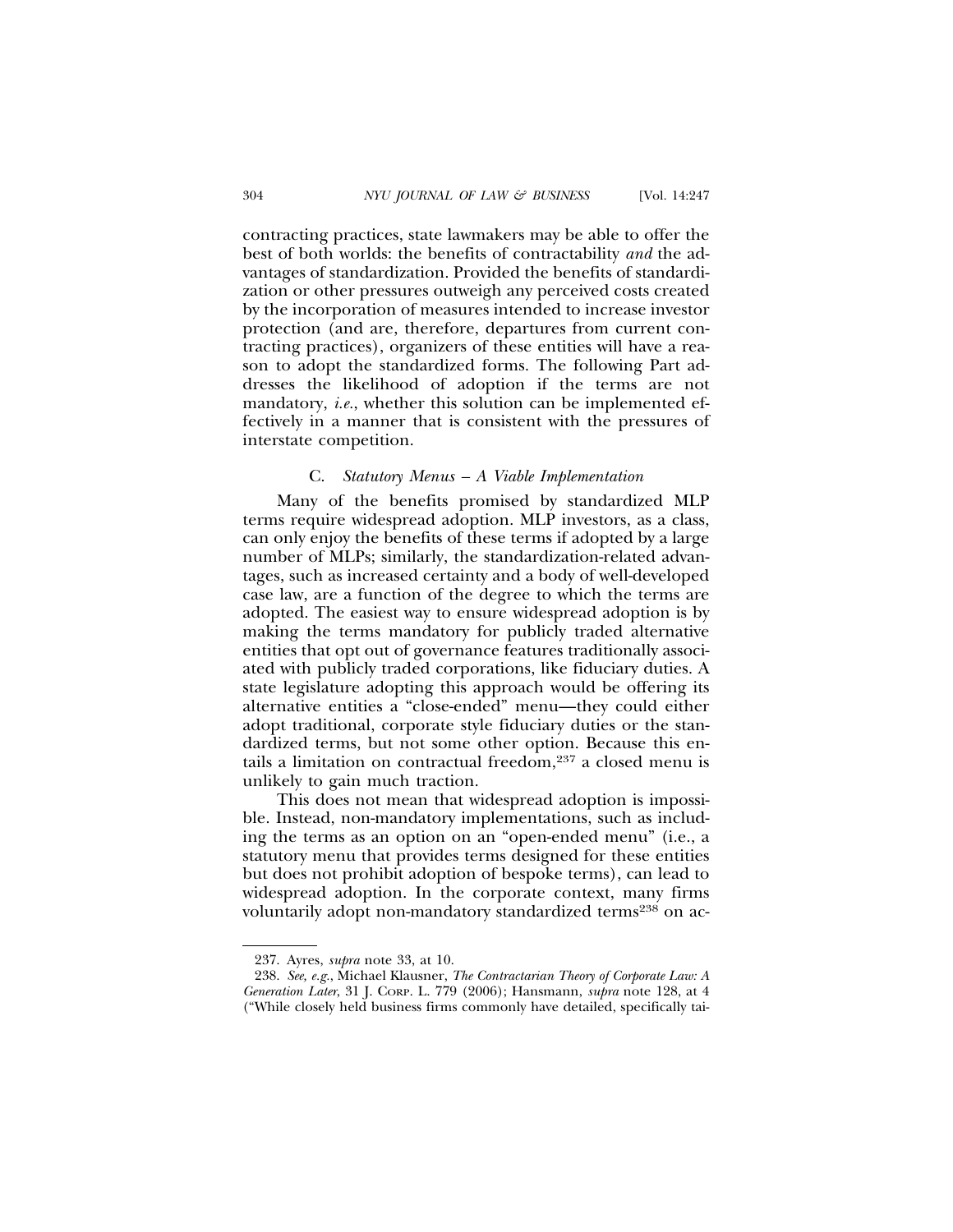contracting practices, state lawmakers may be able to offer the best of both worlds: the benefits of contractability *and* the advantages of standardization. Provided the benefits of standardization or other pressures outweigh any perceived costs created by the incorporation of measures intended to increase investor protection (and are, therefore, departures from current contracting practices), organizers of these entities will have a reason to adopt the standardized forms. The following Part addresses the likelihood of adoption if the terms are not mandatory, *i.e.*, whether this solution can be implemented effectively in a manner that is consistent with the pressures of interstate competition.

### C. *Statutory Menus – A Viable Implementation*

Many of the benefits promised by standardized MLP terms require widespread adoption. MLP investors, as a class, can only enjoy the benefits of these terms if adopted by a large number of MLPs; similarly, the standardization-related advantages, such as increased certainty and a body of well-developed case law, are a function of the degree to which the terms are adopted. The easiest way to ensure widespread adoption is by making the terms mandatory for publicly traded alternative entities that opt out of governance features traditionally associated with publicly traded corporations, like fiduciary duties. A state legislature adopting this approach would be offering its alternative entities a "close-ended" menu—they could either adopt traditional, corporate style fiduciary duties or the standardized terms, but not some other option. Because this entails a limitation on contractual freedom,[237] a closed menu is unlikely to gain much traction.

This does not mean that widespread adoption is impossible. Instead, non-mandatory implementations, such as including the terms as an option on an "open-ended menu" (i.e., a statutory menu that provides terms designed for these entities but does not prohibit adoption of bespoke terms), can lead to widespread adoption. In the corporate context, many firms voluntarily adopt non-mandatory standardized terms[238] on ac-

---

237. Ayres, *supra* note 33, at 10.

238. *See, e.g.*, Michael Klausner, *The Contractarian Theory of Corporate Law: A Generation Later*, 31 J. CORP. L. 779 (2006); Hansmann, *supra* note 128, at 4 ("While closely held business firms commonly have detailed, specifically tai-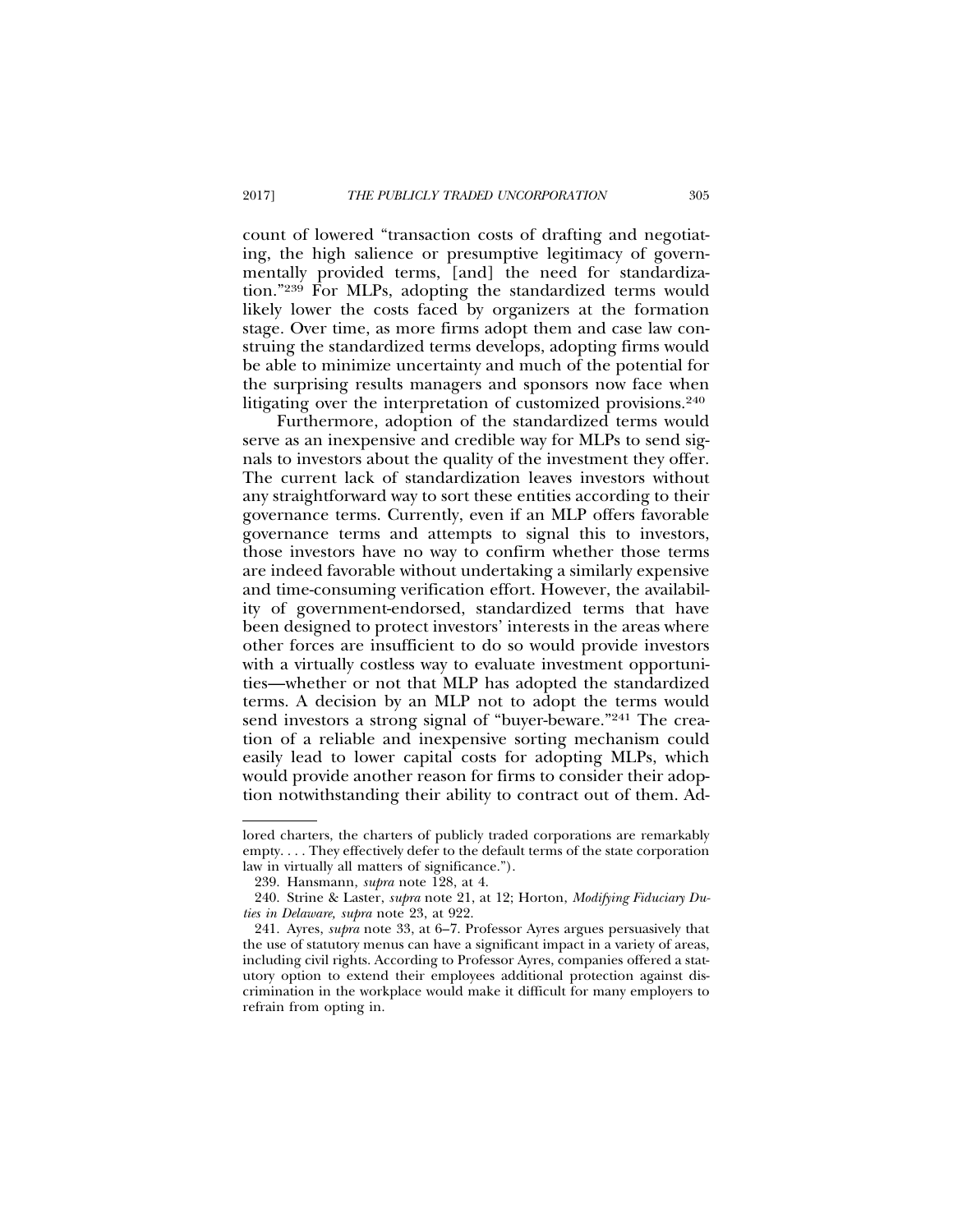count of lowered "transaction costs of drafting and negotiating, the high salience or presumptive legitimacy of governmentally provided terms, [and] the need for standardization."[239] For MLPs, adopting the standardized terms would likely lower the costs faced by organizers at the formation stage. Over time, as more firms adopt them and case law construing the standardized terms develops, adopting firms would be able to minimize uncertainty and much of the potential for the surprising results managers and sponsors now face when litigating over the interpretation of customized provisions.[240]

Furthermore, adoption of the standardized terms would serve as an inexpensive and credible way for MLPs to send signals to investors about the quality of the investment they offer. The current lack of standardization leaves investors without any straightforward way to sort these entities according to their governance terms. Currently, even if an MLP offers favorable governance terms and attempts to signal this to investors, those investors have no way to confirm whether those terms are indeed favorable without undertaking a similarly expensive and time-consuming verification effort. However, the availability of government-endorsed, standardized terms that have been designed to protect investors' interests in the areas where other forces are insufficient to do so would provide investors with a virtually costless way to evaluate investment opportunities—whether or not that MLP has adopted the standardized terms. A decision by an MLP not to adopt the terms would send investors a strong signal of "buyer-beware."[241] The creation of a reliable and inexpensive sorting mechanism could easily lead to lower capital costs for adopting MLPs, which would provide another reason for firms to consider their adoption notwithstanding their ability to contract out of them. Ad-

---

lored charters, the charters of publicly traded corporations are remarkably empty. . . . They effectively defer to the default terms of the state corporation law in virtually all matters of significance.").

239. Hansmann, *supra* note 128, at 4.

240. Strine & Laster, *supra* note 21, at 12; Horton, *Modifying Fiduciary Duties in Delaware, supra* note 23, at 922.

241. Ayres, *supra* note 33, at 6–7. Professor Ayres argues persuasively that the use of statutory menus can have a significant impact in a variety of areas, including civil rights. According to Professor Ayres, companies offered a statutory option to extend their employees additional protection against discrimination in the workplace would make it difficult for many employers to refrain from opting in.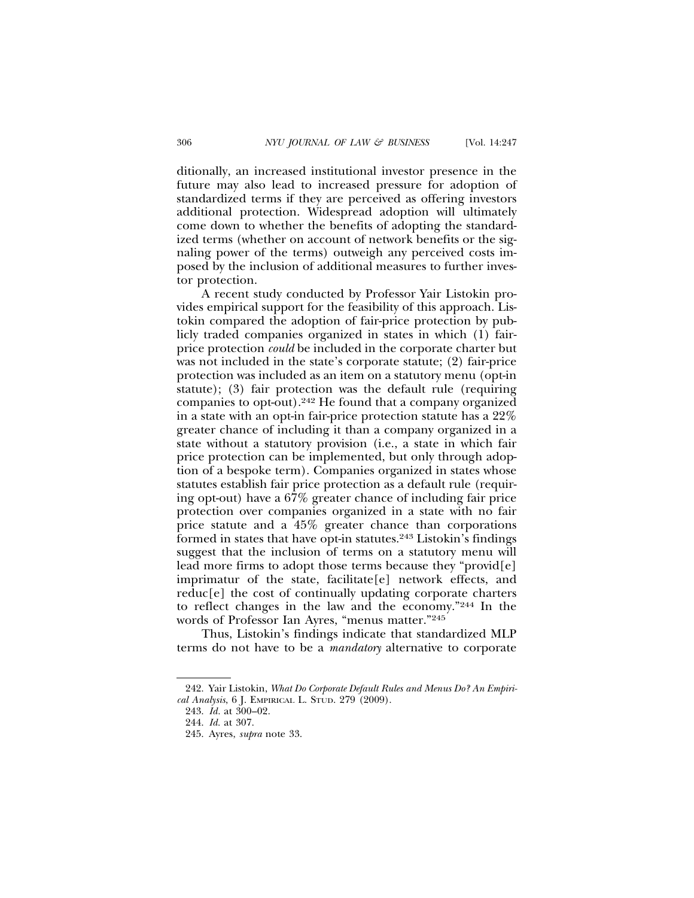ditionally, an increased institutional investor presence in the future may also lead to increased pressure for adoption of standardized terms if they are perceived as offering investors additional protection. Widespread adoption will ultimately come down to whether the benefits of adopting the standardized terms (whether on account of network benefits or the signaling power of the terms) outweigh any perceived costs imposed by the inclusion of additional measures to further investor protection.

A recent study conducted by Professor Yair Listokin provides empirical support for the feasibility of this approach. Listokin compared the adoption of fair-price protection by publicly traded companies organized in states in which (1) fair-price protection *could* be included in the corporate charter but was not included in the state's corporate statute; (2) fair-price protection was included as an item on a statutory menu (opt-in statute); (3) fair protection was the default rule (requiring companies to opt-out).[242] He found that a company organized in a state with an opt-in fair-price protection statute has a 22% greater chance of including it than a company organized in a state without a statutory provision (i.e., a state in which fair price protection can be implemented, but only through adoption of a bespoke term). Companies organized in states whose statutes establish fair price protection as a default rule (requiring opt-out) have a 67% greater chance of including fair price protection over companies organized in a state with no fair price statute and a 45% greater chance than corporations formed in states that have opt-in statutes.[243] Listokin's findings suggest that the inclusion of terms on a statutory menu will lead more firms to adopt those terms because they "provid[e] imprimatur of the state, facilitate[e] network effects, and reduc[e] the cost of continually updating corporate charters to reflect changes in the law and the economy."[244] In the words of Professor Ian Ayres, "menus matter."[245]

Thus, Listokin's findings indicate that standardized MLP terms do not have to be a *mandatory* alternative to corporate

---

242. Yair Listokin, *What Do Corporate Default Rules and Menus Do? An Empirical Analysis*, 6 J. EMPIRICAL L. STUD. 279 (2009).

243. *Id.* at 300–02.

244. *Id.* at 307.

245. Ayres, *supra* note 33.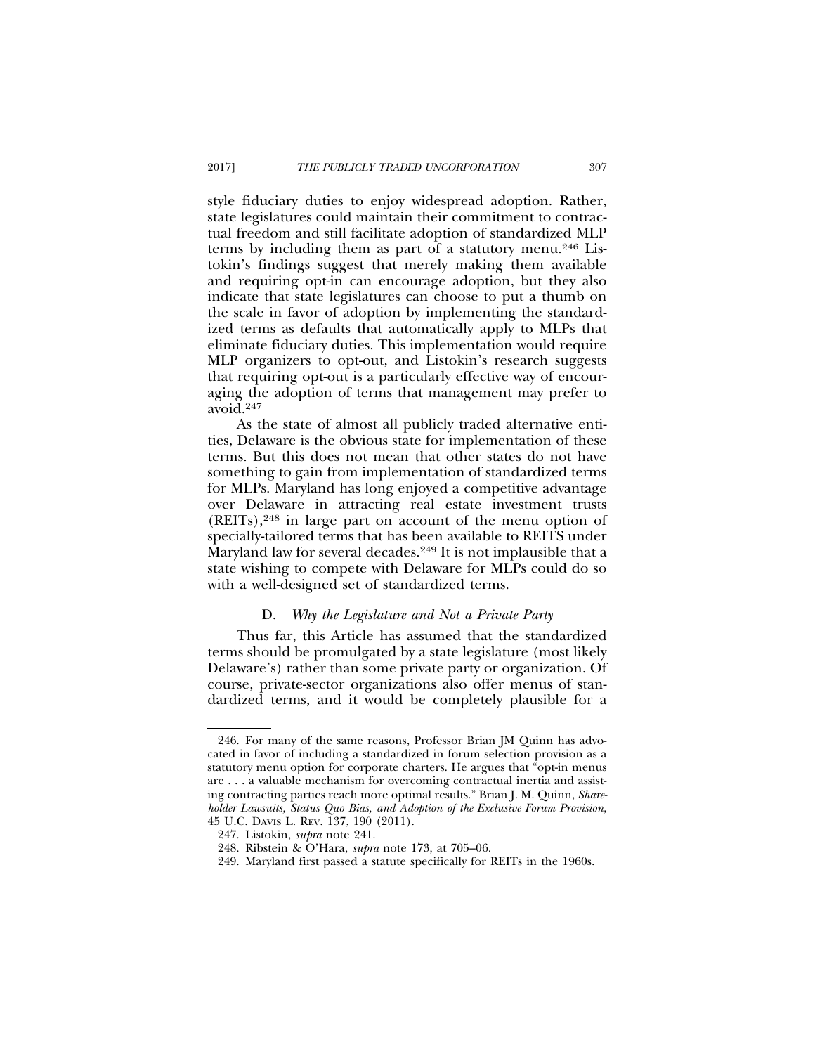style fiduciary duties to enjoy widespread adoption. Rather, state legislatures could maintain their commitment to contractual freedom and still facilitate adoption of standardized MLP terms by including them as part of a statutory menu.[246] Listokin's findings suggest that merely making them available and requiring opt-in can encourage adoption, but they also indicate that state legislatures can choose to put a thumb on the scale in favor of adoption by implementing the standardized terms as defaults that automatically apply to MLPs that eliminate fiduciary duties. This implementation would require MLP organizers to opt-out, and Listokin's research suggests that requiring opt-out is a particularly effective way of encouraging the adoption of terms that management may prefer to avoid.[247]

As the state of almost all publicly traded alternative entities, Delaware is the obvious state for implementation of these terms. But this does not mean that other states do not have something to gain from implementation of standardized terms for MLPs. Maryland has long enjoyed a competitive advantage over Delaware in attracting real estate investment trusts (REITs),[248] in large part on account of the menu option of specially-tailored terms that has been available to REITS under Maryland law for several decades.[249] It is not implausible that a state wishing to compete with Delaware for MLPs could do so with a well-designed set of standardized terms.

### D. *Why the Legislature and Not a Private Party*

Thus far, this Article has assumed that the standardized terms should be promulgated by a state legislature (most likely Delaware's) rather than some private party or organization. Of course, private-sector organizations also offer menus of standardized terms, and it would be completely plausible for a

---

246. For many of the same reasons, Professor Brian JM Quinn has advocated in favor of including a standardized in forum selection provision as a statutory menu option for corporate charters. He argues that "opt-in menus are . . . a valuable mechanism for overcoming contractual inertia and assisting contracting parties reach more optimal results." Brian J. M. Quinn, *Shareholder Lawsuits, Status Quo Bias, and Adoption of the Exclusive Forum Provision*, 45 U.C. DAVIS L. REV. 137, 190 (2011).

247. Listokin, *supra* note 241.

248. Ribstein & O'Hara, *supra* note 173, at 705–06.

249. Maryland first passed a statute specifically for REITs in the 1960s.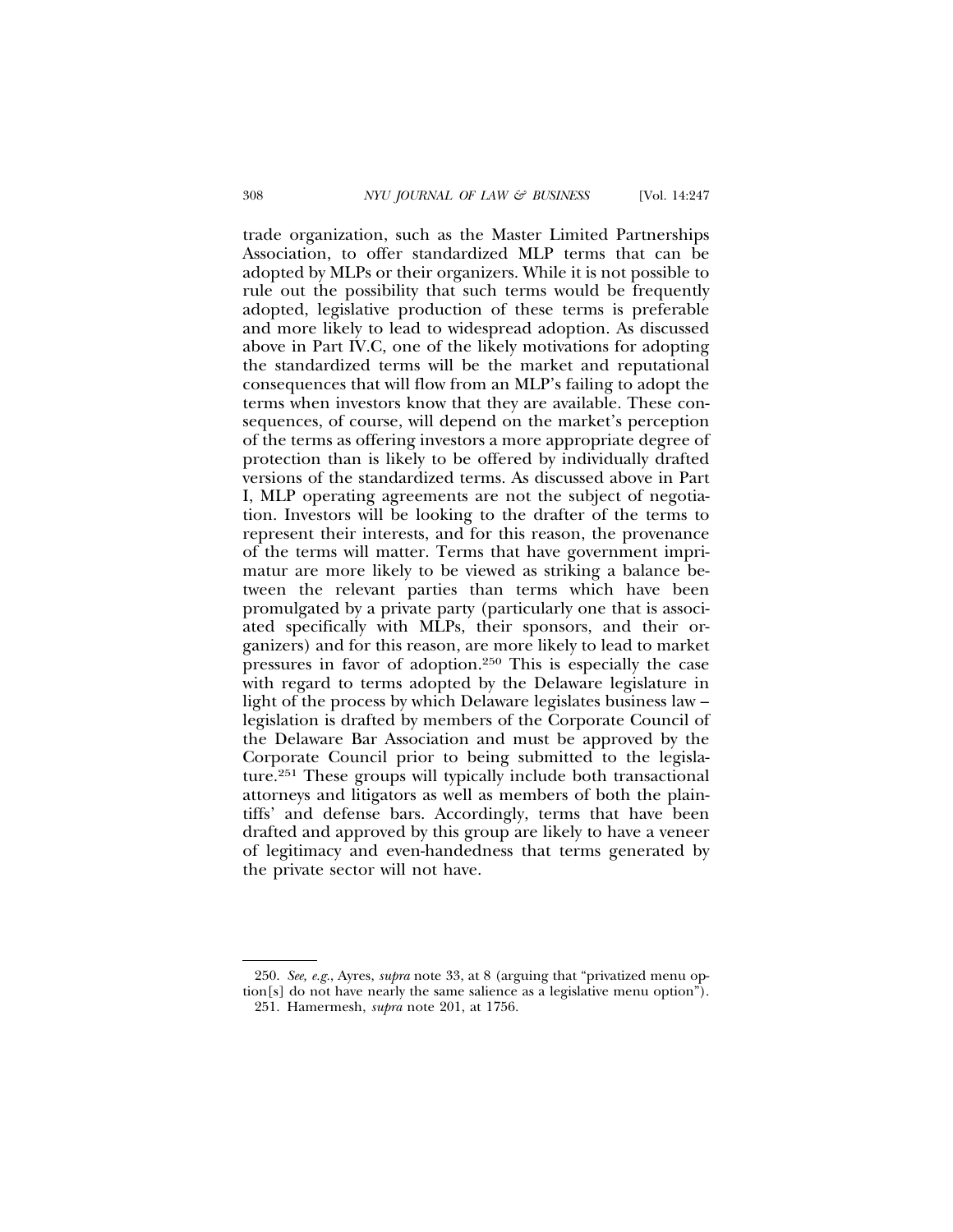trade organization, such as the Master Limited Partnerships Association, to offer standardized MLP terms that can be adopted by MLPs or their organizers. While it is not possible to rule out the possibility that such terms would be frequently adopted, legislative production of these terms is preferable and more likely to lead to widespread adoption. As discussed above in Part IV.C, one of the likely motivations for adopting the standardized terms will be the market and reputational consequences that will flow from an MLP's failing to adopt the terms when investors know that they are available. These consequences, of course, will depend on the market's perception of the terms as offering investors a more appropriate degree of protection than is likely to be offered by individually drafted versions of the standardized terms. As discussed above in Part I, MLP operating agreements are not the subject of negotiation. Investors will be looking to the drafter of the terms to represent their interests, and for this reason, the provenance of the terms will matter. Terms that have government imprimatur are more likely to be viewed as striking a balance between the relevant parties than terms which have been promulgated by a private party (particularly one that is associated specifically with MLPs, their sponsors, and their organizers) and for this reason, are more likely to lead to market pressures in favor of adoption.[250] This is especially the case with regard to terms adopted by the Delaware legislature in light of the process by which Delaware legislates business law – legislation is drafted by members of the Corporate Council of the Delaware Bar Association and must be approved by the Corporate Council prior to being submitted to the legislature.[251] These groups will typically include both transactional attorneys and litigators as well as members of both the plaintiffs' and defense bars. Accordingly, terms that have been drafted and approved by this group are likely to have a veneer of legitimacy and even-handedness that terms generated by the private sector will not have.

250. *See, e.g.*, Ayres, *supra* note 33, at 8 (arguing that "privatized menu option[s] do not have nearly the same salience as a legislative menu option").

251. Hamermesh, *supra* note 201, at 1756.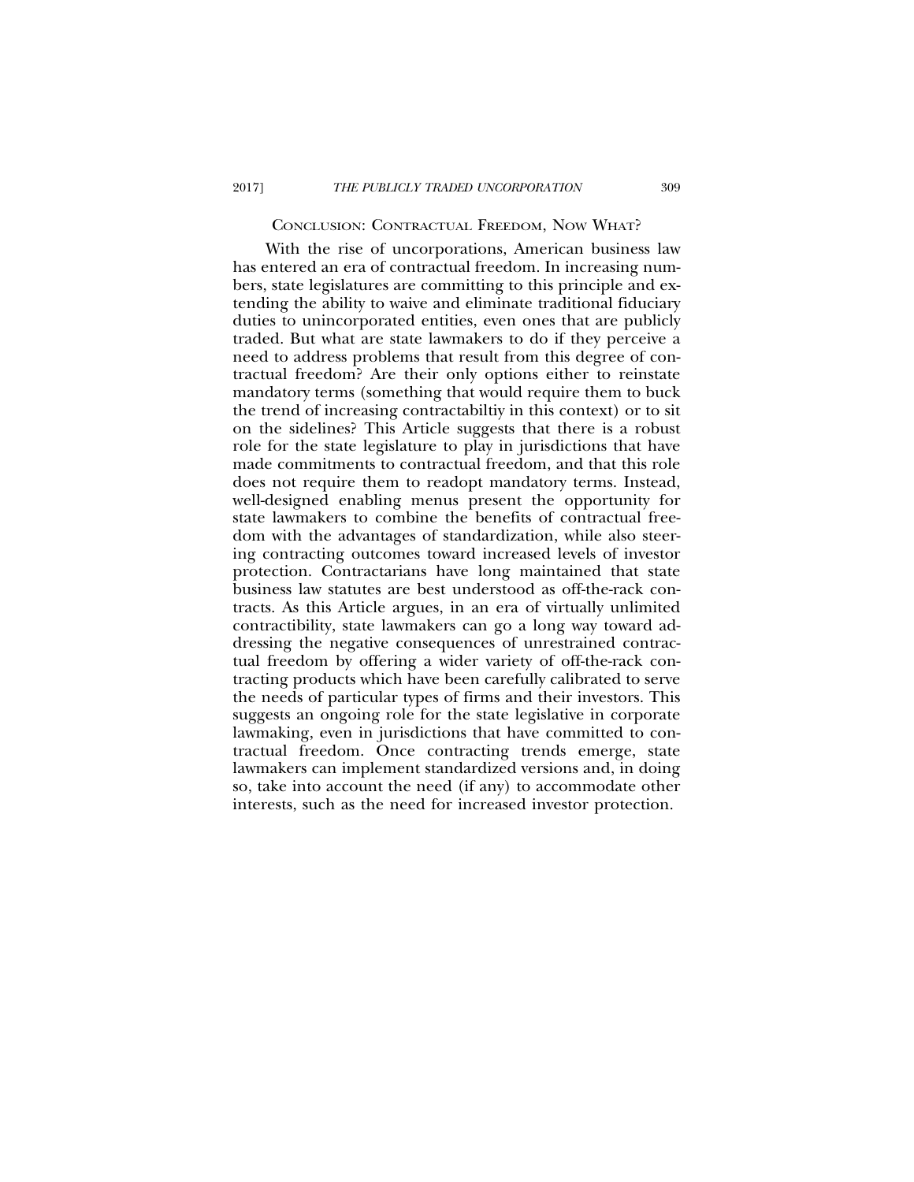## Conclusion: Contractual Freedom, Now What?

With the rise of uncorporations, American business law has entered an era of contractual freedom. In increasing numbers, state legislatures are committing to this principle and extending the ability to waive and eliminate traditional fiduciary duties to unincorporated entities, even ones that are publicly traded. But what are state lawmakers to do if they perceive a need to address problems that result from this degree of contractual freedom? Are their only options either to reinstate mandatory terms (something that would require them to buck the trend of increasing contractabiltiy in this context) or to sit on the sidelines? This Article suggests that there is a robust role for the state legislature to play in jurisdictions that have made commitments to contractual freedom, and that this role does not require them to readopt mandatory terms. Instead, well-designed enabling menus present the opportunity for state lawmakers to combine the benefits of contractual freedom with the advantages of standardization, while also steering contracting outcomes toward increased levels of investor protection. Contractarians have long maintained that state business law statutes are best understood as off-the-rack contracts. As this Article argues, in an era of virtually unlimited contractibility, state lawmakers can go a long way toward addressing the negative consequences of unrestrained contractual freedom by offering a wider variety of off-the-rack contracting products which have been carefully calibrated to serve the needs of particular types of firms and their investors. This suggests an ongoing role for the state legislative in corporate lawmaking, even in jurisdictions that have committed to contractual freedom. Once contracting trends emerge, state lawmakers can implement standardized versions and, in doing so, take into account the need (if any) to accommodate other interests, such as the need for increased investor protection.